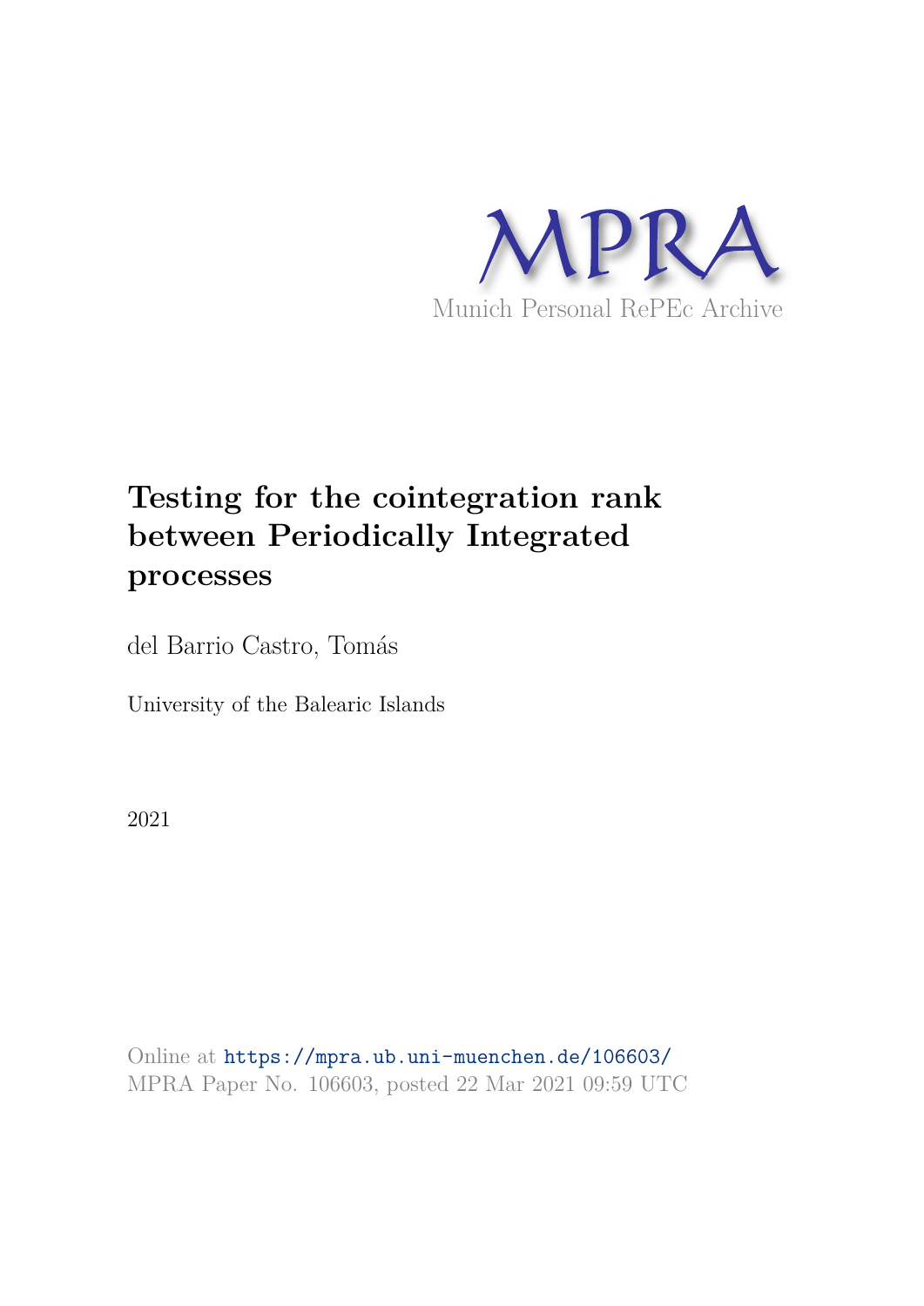MPRA

Munich Personal RePEc Archive

# Testing for the cointegration rank between Periodically Integrated processes

del Barrio Castro, Tomás

University of the Balearic Islands

2021

Online at https://mpra.ub.uni-muenchen.de/106603/
MPRA Paper No. 106603, posted 22 Mar 2021 09:59 UTC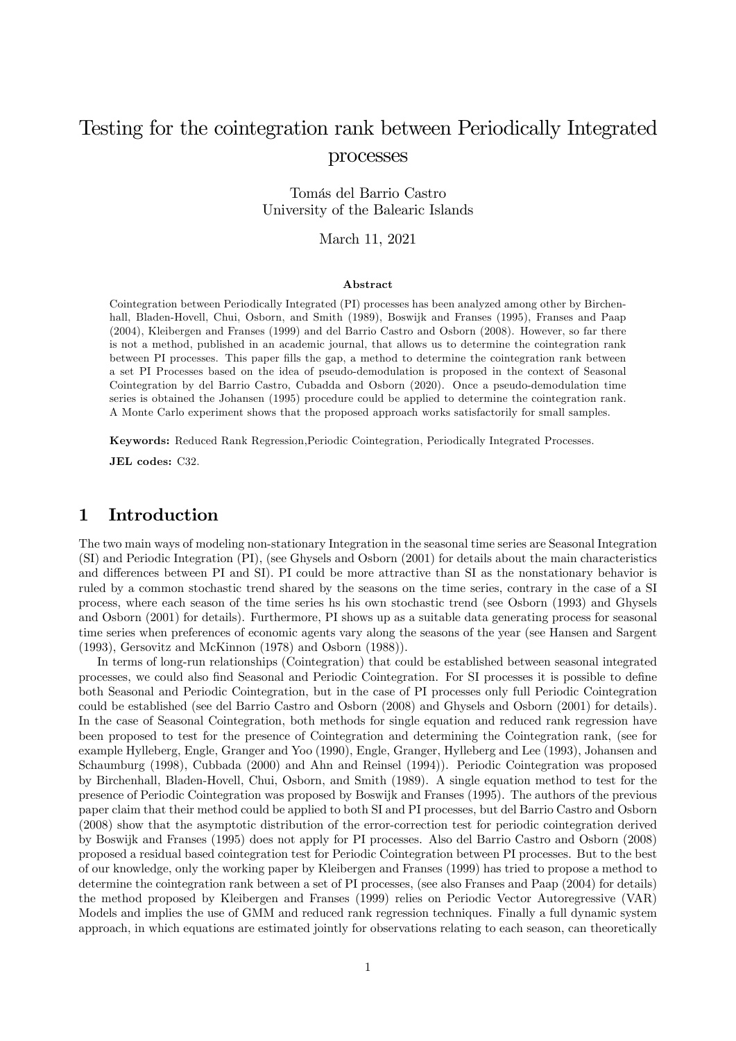# Testing for the cointegration rank between Periodically Integrated processes

Tomás del Barrio Castro
University of the Balearic Islands

March 11, 2021

### Abstract

Cointegration between Periodically Integrated (PI) processes has been analyzed among other by Birchenhall, Bladen-Hovell, Chui, Osborn, and Smith (1989), Boswijk and Franses (1995), Franses and Paap (2004), Kleibergen and Franses (1999) and del Barrio Castro and Osborn (2008). However, so far there is not a method, published in an academic journal, that allows us to determine the cointegration rank between PI processes. This paper fills the gap, a method to determine the cointegration rank between a set PI Processes based on the idea of pseudo-demodulation is proposed in the context of Seasonal Cointegration by del Barrio Castro, Cubadda and Osborn (2020). Once a pseudo-demodulation time series is obtained the Johansen (1995) procedure could be applied to determine the cointegration rank. A Monte Carlo experiment shows that the proposed approach works satisfactorily for small samples.

**Keywords:** Reduced Rank Regression,Periodic Cointegration, Periodically Integrated Processes.

**JEL codes:** C32.

## 1 Introduction

The two main ways of modeling non-stationary Integration in the seasonal time series are Seasonal Integration (SI) and Periodic Integration (PI), (see Ghysels and Osborn (2001) for details about the main characteristics and differences between PI and SI). PI could be more attractive than SI as the nonstationary behavior is ruled by a common stochastic trend shared by the seasons on the time series, contrary in the case of a SI process, where each season of the time series hs his own stochastic trend (see Osborn (1993) and Ghysels and Osborn (2001) for details). Furthermore, PI shows up as a suitable data generating process for seasonal time series when preferences of economic agents vary along the seasons of the year (see Hansen and Sargent (1993), Gersovitz and McKinnon (1978) and Osborn (1988)).

In terms of long-run relationships (Cointegration) that could be established between seasonal integrated processes, we could also find Seasonal and Periodic Cointegration. For SI processes it is possible to define both Seasonal and Periodic Cointegration, but in the case of PI processes only full Periodic Cointegration could be established (see del Barrio Castro and Osborn (2008) and Ghysels and Osborn (2001) for details). In the case of Seasonal Cointegration, both methods for single equation and reduced rank regression have been proposed to test for the presence of Cointegration and determining the Cointegration rank, (see for example Hylleberg, Engle, Granger and Yoo (1990), Engle, Granger, Hylleberg and Lee (1993), Johansen and Schaumburg (1998), Cubbada (2000) and Ahn and Reinsel (1994)). Periodic Cointegration was proposed by Birchenhall, Bladen-Hovell, Chui, Osborn, and Smith (1989). A single equation method to test for the presence of Periodic Cointegration was proposed by Boswijk and Franses (1995). The authors of the previous paper claim that their method could be applied to both SI and PI processes, but del Barrio Castro and Osborn (2008) show that the asymptotic distribution of the error-correction test for periodic cointegration derived by Boswijk and Franses (1995) does not apply for PI processes. Also del Barrio Castro and Osborn (2008) proposed a residual based cointegration test for Periodic Cointegration between PI processes. But to the best of our knowledge, only the working paper by Kleibergen and Franses (1999) has tried to propose a method to determine the cointegration rank between a set of PI processes, (see also Franses and Paap (2004) for details) the method proposed by Kleibergen and Franses (1999) relies on Periodic Vector Autoregressive (VAR) Models and implies the use of GMM and reduced rank regression techniques. Finally a full dynamic system approach, in which equations are estimated jointly for observations relating to each season, can theoretically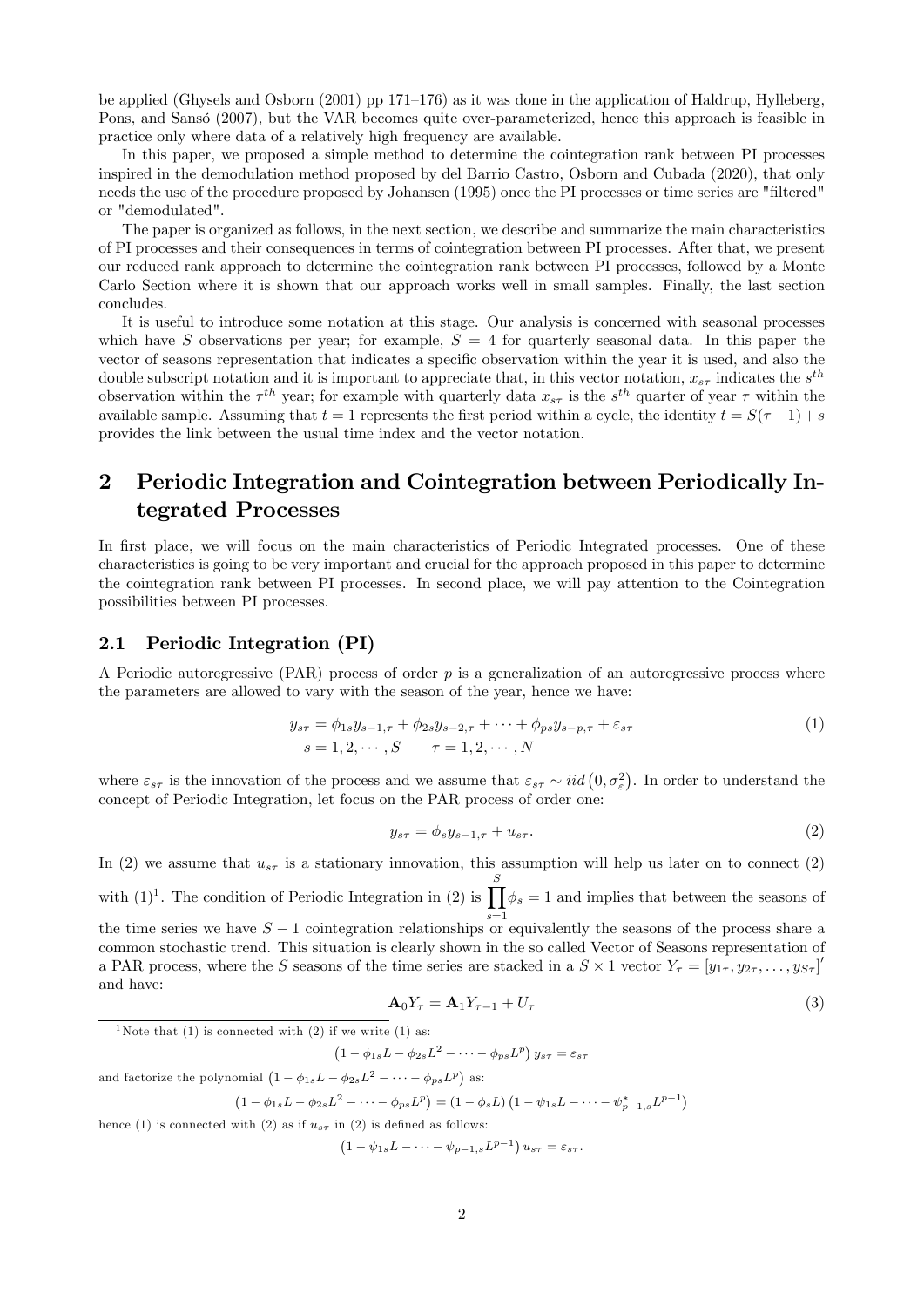be applied (Ghysels and Osborn (2001) pp 171–176) as it was done in the application of Haldrup, Hylleberg, Pons, and Sansó (2007), but the VAR becomes quite over-parameterized, hence this approach is feasible in practice only where data of a relatively high frequency are available.

In this paper, we proposed a simple method to determine the cointegration rank between PI processes inspired in the demodulation method proposed by del Barrio Castro, Osborn and Cubada (2020), that only needs the use of the procedure proposed by Johansen (1995) once the PI processes or time series are "filtered" or "demodulated".

The paper is organized as follows, in the next section, we describe and summarize the main characteristics of PI processes and their consequences in terms of cointegration between PI processes. After that, we present our reduced rank approach to determine the cointegration rank between PI processes, followed by a Monte Carlo Section where it is shown that our approach works well in small samples. Finally, the last section concludes.

It is useful to introduce some notation at this stage. Our analysis is concerned with seasonal processes which have $S$ observations per year; for example, $S = 4$ for quarterly seasonal data. In this paper the vector of seasons representation that indicates a specific observation within the year it is used, and also the double subscript notation and it is important to appreciate that, in this vector notation, $x_{s\tau}$ indicates the $s^{th}$ observation within the $\tau^{th}$ year; for example with quarterly data $x_{s\tau}$ is the $s^{th}$ quarter of year $\tau$ within the available sample. Assuming that $t = 1$ represents the first period within a cycle, the identity $t = S(\tau - 1) + s$ provides the link between the usual time index and the vector notation.

# 2 Periodic Integration and Cointegration between Periodically Integrated Processes

In first place, we will focus on the main characteristics of Periodic Integrated processes. One of these characteristics is going to be very important and crucial for the approach proposed in this paper to determine the cointegration rank between PI processes. In second place, we will pay attention to the Cointegration possibilities between PI processes.

## 2.1 Periodic Integration (PI)

A Periodic autoregressive (PAR) process of order $p$ is a generalization of an autoregressive process where the parameters are allowed to vary with the season of the year, hence we have:

$$
\begin{aligned}
y_{s\tau} &= \phi_{1s} y_{s-1,\tau} + \phi_{2s} y_{s-2,\tau} + \cdots + \phi_{ps} y_{s-p,\tau} + \varepsilon_{s\tau} \\
s &= 1, 2, \cdots, S \qquad \tau = 1, 2, \cdots, N
\end{aligned}
\tag{1}
$$

where $\varepsilon_{s\tau}$ is the innovation of the process and we assume that $\varepsilon_{s\tau} \sim iid\left(0, \sigma_\varepsilon^2\right)$. In order to understand the concept of Periodic Integration, let focus on the PAR process of order one:

$$
y_{s\tau} = \phi_s y_{s-1,\tau} + u_{s\tau}. \tag{2}
$$

In (2) we assume that $u_{s\tau}$ is a stationary innovation, this assumption will help us later on to connect (2) with (1)[1]. The condition of Periodic Integration in (2) is $\prod_{s=1}^{S} \phi_s = 1$ and implies that between the seasons of the time series we have $S - 1$ cointegration relationships or equivalently the seasons of the process share a common stochastic trend. This situation is clearly shown in the so called Vector of Seasons representation of a PAR process, where the $S$ seasons of the time series are stacked in a $S \times 1$ vector $Y_\tau = \left[y_{1\tau}, y_{2\tau}, \ldots, y_{S\tau}\right]'$ and have:

$$
\mathbf{A}_0 Y_\tau = \mathbf{A}_1 Y_{\tau-1} + U_\tau \tag{3}
$$

[1] Note that (1) is connected with (2) if we write (1) as:

$$
\left(1 - \phi_{1s} L - \phi_{2s} L^2 - \cdots - \phi_{ps} L^p\right) y_{s\tau} = \varepsilon_{s\tau}
$$

and factorize the polynomial $\left(1 - \phi_{1s} L - \phi_{2s} L^2 - \cdots - \phi_{ps} L^p\right)$ as:

$$
\left(1 - \phi_{1s} L - \phi_{2s} L^2 - \cdots - \phi_{ps} L^p\right) = \left(1 - \phi_s L\right)\left(1 - \psi_{1s} L - \cdots - \psi_{p-1,s}^{*} L^{p-1}\right)
$$

hence (1) is connected with (2) as if $u_{s\tau}$ in (2) is defined as follows:

$$
\left(1 - \psi_{1s} L - \cdots - \psi_{p-1,s} L^{p-1}\right) u_{s\tau} = \varepsilon_{s\tau}.
$$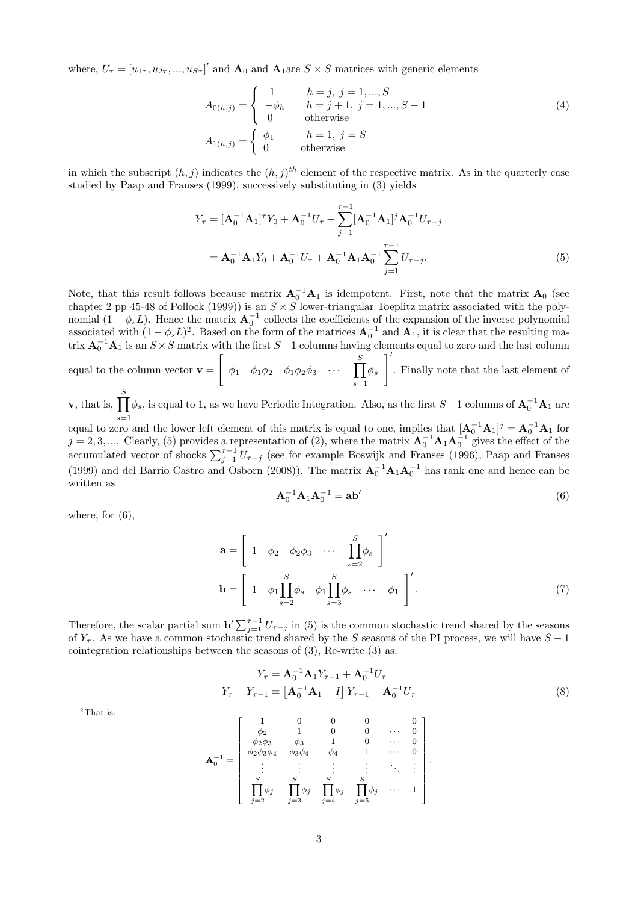where, $U_\tau = [u_{1\tau}, u_{2\tau}, ..., u_{S\tau}]'$ and $\mathbf{A}_0$ and $\mathbf{A}_1$are $S \times S$ matrices with generic elements

$$
A_{0(h,j)} = \begin{cases} 1 & h = j,\ j = 1, ..., S \\ -\phi_h & h = j+1,\ j = 1, ..., S-1 \\ 0 & \text{otherwise} \end{cases} \tag{4}
$$

$$
A_{1(h,j)} = \begin{cases} \phi_1 & h = 1,\ j = S \\ 0 & \text{otherwise} \end{cases}
$$

in which the subscript $(h, j)$ indicates the $(h, j)^{th}$ element of the respective matrix. As in the quarterly case studied by Paap and Franses (1999), successively substituting in (3) yields

$$
\begin{aligned}
Y_\tau &= [\mathbf{A}_0^{-1}\mathbf{A}_1]^\tau Y_0 + \mathbf{A}_0^{-1}U_\tau + \sum_{j=1}^{\tau-1}[\mathbf{A}_0^{-1}\mathbf{A}_1]^j \mathbf{A}_0^{-1}U_{\tau-j} \\
&= \mathbf{A}_0^{-1}\mathbf{A}_1 Y_0 + \mathbf{A}_0^{-1}U_\tau + \mathbf{A}_0^{-1}\mathbf{A}_1\mathbf{A}_0^{-1}\sum_{j=1}^{\tau-1}U_{\tau-j}.
\end{aligned} \tag{5}
$$

Note, that this result follows because matrix $\mathbf{A}_0^{-1}\mathbf{A}_1$ is idempotent. First, note that the matrix $\mathbf{A}_0$ (see chapter 2 pp 45-48 of Pollock (1999)) is an $S \times S$ lower-triangular Toeplitz matrix associated with the polynomial $(1 - \phi_s L)$. Hence the matrix $\mathbf{A}_0^{-1}$ collects the coefficients of the expansion of the inverse polynomial associated with $(1 - \phi_s L)^2$. Based on the form of the matrices $\mathbf{A}_0^{-1}$ and $\mathbf{A}_1$, it is clear that the resulting matrix $\mathbf{A}_0^{-1}\mathbf{A}_1$ is an $S \times S$ matrix with the first $S-1$ columns having elements equal to zero and the last column equal to the column vector $\mathbf{v} = \begin{bmatrix} \phi_1 & \phi_1\phi_2 & \phi_1\phi_2\phi_3 & \cdots & \prod_{s=1}^{S}\phi_s \end{bmatrix}'$. Finally note that the last element of $\mathbf{v}$, that is, $\prod_{s=1}^{S}\phi_s$, is equal to 1, as we have Periodic Integration. Also, as the first $S-1$ columns of $\mathbf{A}_0^{-1}\mathbf{A}_1$ are equal to zero and the lower left element of this matrix is equal to one, implies that $[\mathbf{A}_0^{-1}\mathbf{A}_1]^j = \mathbf{A}_0^{-1}\mathbf{A}_1$ for $j = 2, 3, ....$ Clearly, (5) provides a representation of (2), where the matrix $\mathbf{A}_0^{-1}\mathbf{A}_1\mathbf{A}_0^{-1}$ gives the effect of the accumulated vector of shocks $\sum_{j=1}^{\tau-1}U_{\tau-j}$ (see for example Boswijk and Franses (1996), Paap and Franses (1999) and del Barrio Castro and Osborn (2008)). The matrix $\mathbf{A}_0^{-1}\mathbf{A}_1\mathbf{A}_0^{-1}$ has rank one and hence can be written as

$$
\mathbf{A}_0^{-1}\mathbf{A}_1\mathbf{A}_0^{-1} = \mathbf{a}\mathbf{b}' \tag{6}
$$

where, for (6),

$$
\begin{aligned}
\mathbf{a} &= \begin{bmatrix} 1 & \phi_2 & \phi_2\phi_3 & \cdots & \prod_{s=2}^{S}\phi_s \end{bmatrix}' \\
\mathbf{b} &= \begin{bmatrix} 1 & \phi_1\prod_{s=2}^{S}\phi_s & \phi_1\prod_{s=3}^{S}\phi_s & \cdots & \phi_1 \end{bmatrix}'.
\end{aligned} \tag{7}
$$

Therefore, the scalar partial sum $\mathbf{b}'\sum_{j=1}^{\tau-1}U_{\tau-j}$ in (5) is the common stochastic trend shared by the seasons of $Y_\tau$. As we have a common stochastic trend shared by the $S$ seasons of the PI process, we will have $S-1$ cointegration relationships between the seasons of (3), Re-write (3) as:

$$
\begin{aligned}
Y_\tau &= \mathbf{A}_0^{-1}\mathbf{A}_1 Y_{\tau-1} + \mathbf{A}_0^{-1}U_\tau \\
Y_\tau - Y_{\tau-1} &= \left[\mathbf{A}_0^{-1}\mathbf{A}_1 - I\right]Y_{\tau-1} + \mathbf{A}_0^{-1}U_\tau
\end{aligned} \tag{8}
$$

[2] That is:

$$
\mathbf{A}_0^{-1} = \begin{bmatrix}
1 & 0 & 0 & 0 & & 0 \\
\phi_2 & 1 & 0 & 0 & \cdots & 0 \\
\phi_2\phi_3 & \phi_3 & 1 & 0 & \cdots & 0 \\
\phi_2\phi_3\phi_4 & \phi_3\phi_4 & \phi_4 & 1 & \cdots & 0 \\
\vdots & \vdots & \vdots & \vdots & \ddots & \vdots \\
\prod_{j=2}^{S}\phi_j & \prod_{j=3}^{S}\phi_j & \prod_{j=4}^{S}\phi_j & \prod_{j=5}^{S}\phi_j & \cdots & 1
\end{bmatrix}.
$$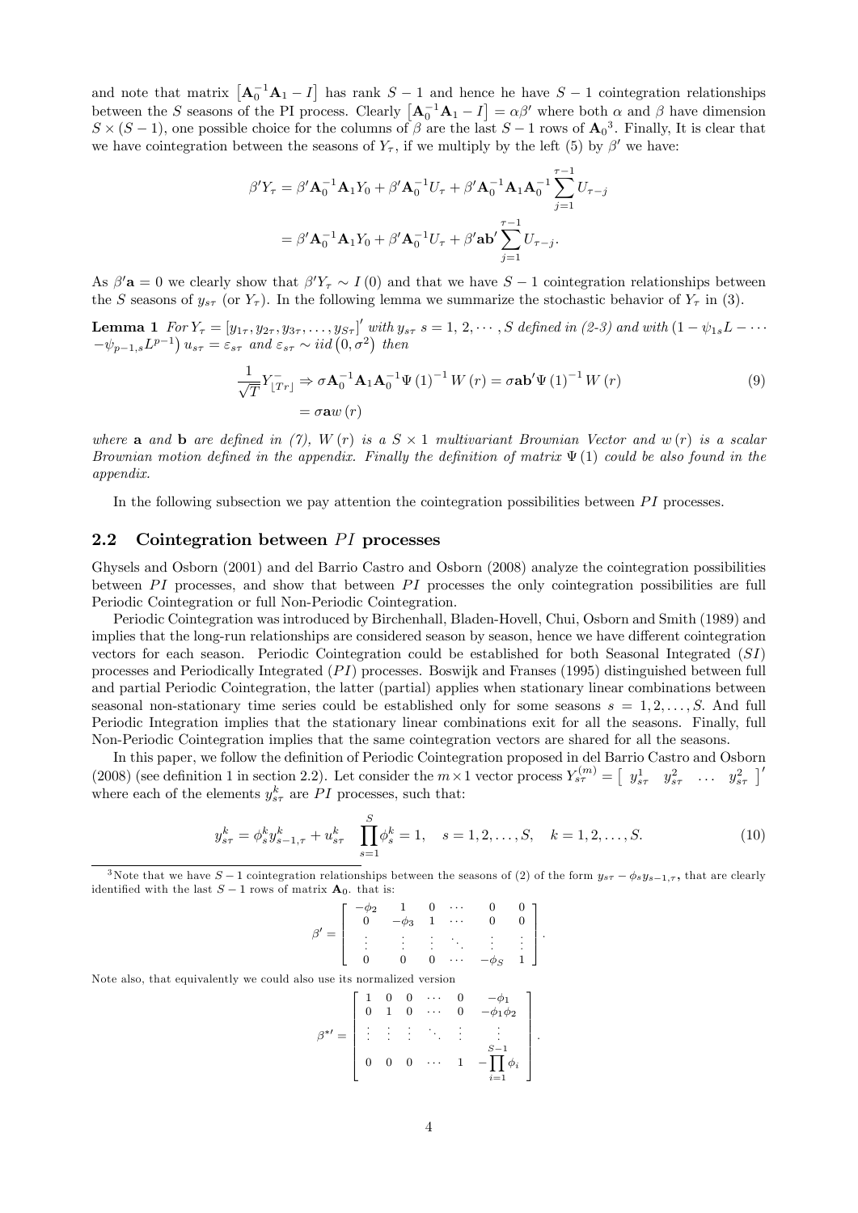and note that matrix $\left[\mathbf{A}_0^{-1}\mathbf{A}_1 - I\right]$ has rank $S-1$ and hence he have $S-1$ cointegration relationships between the $S$ seasons of the PI process. Clearly $\left[\mathbf{A}_0^{-1}\mathbf{A}_1 - I\right] = \alpha\beta'$ where both $\alpha$ and $\beta$ have dimension $S \times (S-1)$, one possible choice for the columns of $\beta$ are the last $S-1$ rows of $\mathbf{A}_0$[3]. Finally, It is clear that we have cointegration between the seasons of $Y_\tau$, if we multiply by the left (5) by $\beta'$ we have:

$$
\begin{aligned}
\beta' Y_\tau &= \beta' \mathbf{A}_0^{-1}\mathbf{A}_1 Y_0 + \beta' \mathbf{A}_0^{-1} U_\tau + \beta' \mathbf{A}_0^{-1}\mathbf{A}_1\mathbf{A}_0^{-1} \sum_{j=1}^{\tau-1} U_{\tau-j} \\
&= \beta' \mathbf{A}_0^{-1}\mathbf{A}_1 Y_0 + \beta' \mathbf{A}_0^{-1} U_\tau + \beta' \mathbf{a}\mathbf{b}' \sum_{j=1}^{\tau-1} U_{\tau-j}.
\end{aligned}
$$

As $\beta'\mathbf{a} = 0$ we clearly show that $\beta' Y_\tau \sim I(0)$ and that we have $S-1$ cointegration relationships between the $S$ seasons of $y_{s\tau}$ (or $Y_\tau$). In the following lemma we summarize the stochastic behavior of $Y_\tau$ in (3).

**Lemma 1** *For $Y_\tau = [y_{1\tau}, y_{2\tau}, y_{3\tau}, \ldots, y_{S\tau}]'$ with $y_{s\tau}$ $s = 1, 2, \cdots, S$ defined in (2-3) and with $\left(1 - \psi_{1s}L - \cdots - \psi_{p-1,s}L^{p-1}\right) u_{s\tau} = \varepsilon_{s\tau}$ and $\varepsilon_{s\tau} \sim iid\left(0, \sigma^2\right)$ then*

$$
\begin{aligned}
\frac{1}{\sqrt{T}} Y_{\lfloor Tr \rfloor}^{-} &\Rightarrow \sigma \mathbf{A}_0^{-1}\mathbf{A}_1\mathbf{A}_0^{-1}\Psi(1)^{-1} W(r) = \sigma \mathbf{a}\mathbf{b}'\Psi(1)^{-1} W(r) \qquad (9) \\
&= \sigma \mathbf{a} w(r)
\end{aligned}
$$

*where $\mathbf{a}$ and $\mathbf{b}$ are defined in (7), $W(r)$ is a $S \times 1$ multivariant Brownian Vector and $w(r)$ is a scalar Brownian motion defined in the appendix. Finally the definition of matrix $\Psi(1)$ could be also found in the appendix.*

In the following subsection we pay attention the cointegration possibilities between $PI$ processes.

## 2.2 Cointegration between $PI$ processes

Ghysels and Osborn (2001) and del Barrio Castro and Osborn (2008) analyze the cointegration possibilities between $PI$ processes, and show that between $PI$ processes the only cointegration possibilities are full Periodic Cointegration or full Non-Periodic Cointegration.

Periodic Cointegration was introduced by Birchenhall, Bladen-Hovell, Chui, Osborn and Smith (1989) and implies that the long-run relationships are considered season by season, hence we have different cointegration vectors for each season. Periodic Cointegration could be established for both Seasonal Integrated ($SI$) processes and Periodically Integrated ($PI$) processes. Boswijk and Franses (1995) distinguished between full and partial Periodic Cointegration, the latter (partial) applies when stationary linear combinations between seasonal non-stationary time series could be established only for some seasons $s = 1, 2, \ldots, S$. And full Periodic Integration implies that the stationary linear combinations exit for all the seasons. Finally, full Non-Periodic Cointegration implies that the same cointegration vectors are shared for all the seasons.

In this paper, we follow the definition of Periodic Cointegration proposed in del Barrio Castro and Osborn (2008) (see definition 1 in section 2.2). Let consider the $m \times 1$ vector process $Y_{s\tau}^{(m)} = \begin{bmatrix} y_{s\tau}^1 & y_{s\tau}^2 & \ldots & y_{s\tau}^2 \end{bmatrix}'$ where each of the elements $y_{s\tau}^k$ are $PI$ processes, such that:

$$
y_{s\tau}^k = \phi_s^k y_{s-1,\tau}^k + u_{s\tau}^k \quad \prod_{s=1}^{S} \phi_s^k = 1, \quad s = 1, 2, \ldots, S, \quad k = 1, 2, \ldots, S. \qquad (10)
$$

[3] Note that we have $S-1$ cointegration relationships between the seasons of (2) of the form $y_{s\tau} - \phi_s y_{s-1,\tau}$, that are clearly identified with the last $S-1$ rows of matrix $\mathbf{A}_0$. that is:

$$
\beta' = \begin{bmatrix}
-\phi_2 & 1 & 0 & \cdots & 0 & 0 \\
0 & -\phi_3 & 1 & \cdots & 0 & 0 \\
\vdots & \vdots & \vdots & \ddots & \vdots & \vdots \\
0 & 0 & 0 & \cdots & -\phi_S & 1
\end{bmatrix}.
$$

Note also, that equivalently we could also use its normalized version

$$
\beta^{*\prime} = \begin{bmatrix}
1 & 0 & 0 & \cdots & 0 & -\phi_1 \\
0 & 1 & 0 & \cdots & 0 & -\phi_1\phi_2 \\
\vdots & \vdots & \vdots & \ddots & \vdots & \vdots \\
0 & 0 & 0 & \cdots & 1 & -\prod_{i=1}^{S-1}\phi_i
\end{bmatrix}.
$$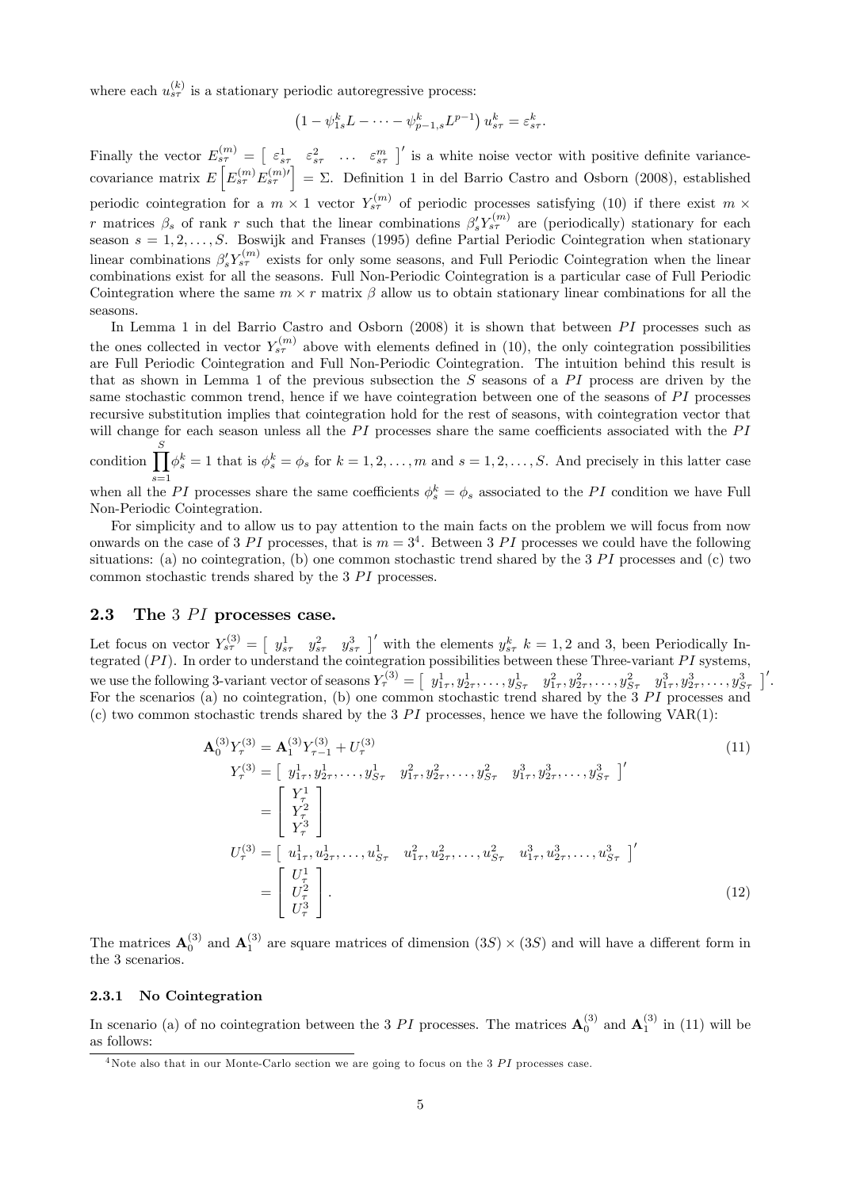where each $u_{s\tau}^{(k)}$ is a stationary periodic autoregressive process:

$$\left(1 - \psi_{1s}^k L - \cdots - \psi_{p-1,s}^k L^{p-1}\right) u_{s\tau}^k = \varepsilon_{s\tau}^k.$$

Finally the vector $E_{s\tau}^{(m)} = \left[\begin{array}{cccc} \varepsilon_{s\tau}^1 & \varepsilon_{s\tau}^2 & \ldots & \varepsilon_{s\tau}^m \end{array}\right]'$ is a white noise vector with positive definite variance-covariance matrix $E\left[E_{s\tau}^{(m)} E_{s\tau}^{(m)\prime}\right] = \Sigma$. Definition 1 in del Barrio Castro and Osborn (2008), established periodic cointegration for a $m \times 1$ vector $Y_{s\tau}^{(m)}$ of periodic processes satisfying (10) if there exist $m \times r$ matrices $\beta_s$ of rank $r$ such that the linear combinations $\beta_s' Y_{s\tau}^{(m)}$ are (periodically) stationary for each season $s = 1, 2, \ldots, S$. Boswijk and Franses (1995) define Partial Periodic Cointegration when stationary linear combinations $\beta_s' Y_{s\tau}^{(m)}$ exists for only some seasons, and Full Periodic Cointegration when the linear combinations exist for all the seasons. Full Non-Periodic Cointegration is a particular case of Full Periodic Cointegration where the same $m \times r$ matrix $\beta$ allow us to obtain stationary linear combinations for all the seasons.

In Lemma 1 in del Barrio Castro and Osborn (2008) it is shown that between $PI$ processes such as the ones collected in vector $Y_{s\tau}^{(m)}$ above with elements defined in (10), the only cointegration possibilities are Full Periodic Cointegration and Full Non-Periodic Cointegration. The intuition behind this result is that as shown in Lemma 1 of the previous subsection the $S$ seasons of a $PI$ process are driven by the same stochastic common trend, hence if we have cointegration between one of the seasons of $PI$ processes recursive substitution implies that cointegration hold for the rest of seasons, with cointegration vector that will change for each season unless all the $PI$ processes share the same coefficients associated with the $PI$ condition $\prod_{s=1}^{S} \phi_s^k = 1$ that is $\phi_s^k = \phi_s$ for $k = 1, 2, \ldots, m$ and $s = 1, 2, \ldots, S$. And precisely in this latter case when all the $PI$ processes share the same coefficients $\phi_s^k = \phi_s$ associated to the $PI$ condition we have Full Non-Periodic Cointegration.

For simplicity and to allow us to pay attention to the main facts on the problem we will focus from now onwards on the case of 3 $PI$ processes, that is $m = 3$[4]. Between 3 $PI$ processes we could have the following situations: (a) no cointegration, (b) one common stochastic trend shared by the 3 $PI$ processes and (c) two common stochastic trends shared by the 3 $PI$ processes.

## 2.3 The 3 $PI$ processes case.

Let focus on vector $Y_{s\tau}^{(3)} = \left[\begin{array}{ccc} y_{s\tau}^1 & y_{s\tau}^2 & y_{s\tau}^3 \end{array}\right]'$ with the elements $y_{s\tau}^k$ $k = 1, 2$ and 3, been Periodically Integrated ($PI$). In order to understand the cointegration possibilities between these Three-variant $PI$ systems, we use the following 3-variant vector of seasons $Y_\tau^{(3)} = \left[\begin{array}{ccc} y_{1\tau}^1, y_{2\tau}^1, \ldots, y_{S\tau}^1 & y_{1\tau}^2, y_{2\tau}^2, \ldots, y_{S\tau}^2 & y_{1\tau}^3, y_{2\tau}^3, \ldots, y_{S\tau}^3 \end{array}\right]'$. For the scenarios (a) no cointegration, (b) one common stochastic trend shared by the 3 $PI$ processes and (c) two common stochastic trends shared by the 3 $PI$ processes, hence we have the following VAR(1):

$$\mathbf{A}_0^{(3)} Y_\tau^{(3)} = \mathbf{A}_1^{(3)} Y_{\tau-1}^{(3)} + U_\tau^{(3)} \tag{11}$$

$$\begin{aligned} Y_\tau^{(3)} &= \left[\begin{array}{ccc} y_{1\tau}^1, y_{2\tau}^1, \ldots, y_{S\tau}^1 & y_{1\tau}^2, y_{2\tau}^2, \ldots, y_{S\tau}^2 & y_{1\tau}^3, y_{2\tau}^3, \ldots, y_{S\tau}^3 \end{array}\right]' \\ &= \left[\begin{array}{c} Y_\tau^1 \\ Y_\tau^2 \\ Y_\tau^3 \end{array}\right] \\ U_\tau^{(3)} &= \left[\begin{array}{ccc} u_{1\tau}^1, u_{2\tau}^1, \ldots, u_{S\tau}^1 & u_{1\tau}^2, u_{2\tau}^2, \ldots, u_{S\tau}^2 & u_{1\tau}^3, u_{2\tau}^3, \ldots, u_{S\tau}^3 \end{array}\right]' \\ &= \left[\begin{array}{c} U_\tau^1 \\ U_\tau^2 \\ U_\tau^3 \end{array}\right]. \end{aligned} \tag{12}$$

The matrices $\mathbf{A}_0^{(3)}$ and $\mathbf{A}_1^{(3)}$ are square matrices of dimension $(3S) \times (3S)$ and will have a different form in the 3 scenarios.

### 2.3.1 No Cointegration

In scenario (a) of no cointegration between the 3 $PI$ processes. The matrices $\mathbf{A}_0^{(3)}$ and $\mathbf{A}_1^{(3)}$ in (11) will be as follows:

[4] Note also that in our Monte-Carlo section we are going to focus on the 3 $PI$ processes case.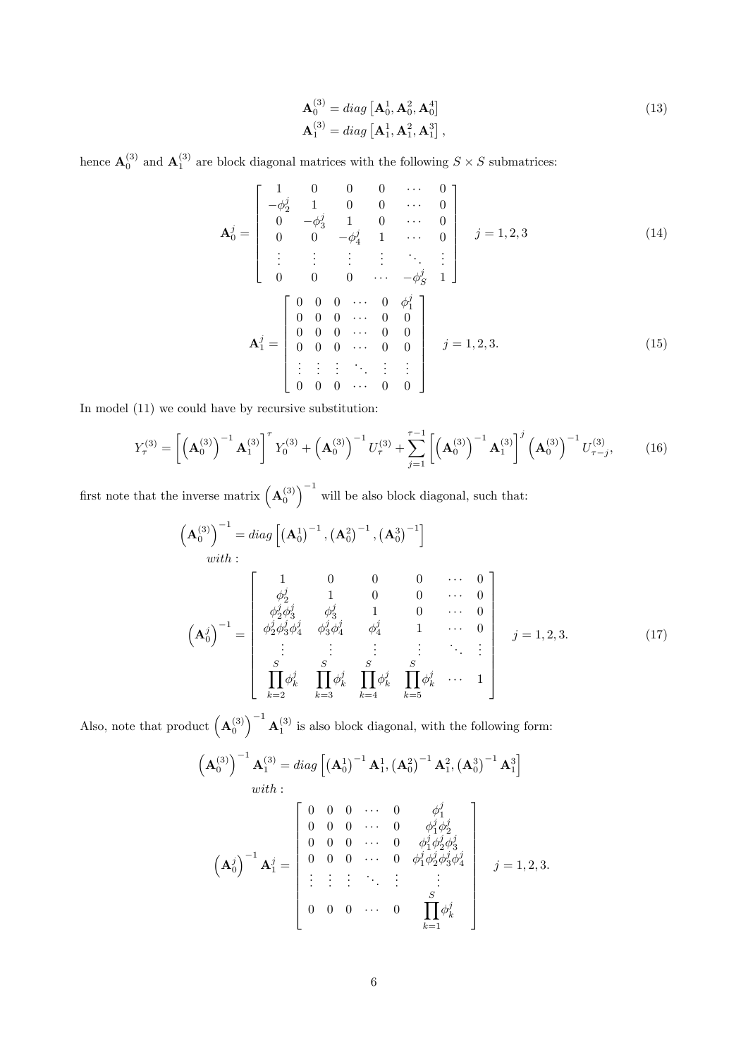$$
\begin{aligned}
\mathbf{A}_0^{(3)} &= diag\left[\mathbf{A}_0^1, \mathbf{A}_0^2, \mathbf{A}_0^4\right] \\
\mathbf{A}_1^{(3)} &= diag\left[\mathbf{A}_1^1, \mathbf{A}_1^2, \mathbf{A}_1^3\right],
\end{aligned}
\tag{13}
$$

hence $\mathbf{A}_0^{(3)}$ and $\mathbf{A}_1^{(3)}$ are block diagonal matrices with the following $S \times S$ submatrices:

$$
\mathbf{A}_0^j = \begin{bmatrix}
1 & 0 & 0 & 0 & \cdots & 0 \\
-\phi_2^j & 1 & 0 & 0 & \cdots & 0 \\
0 & -\phi_3^j & 1 & 0 & \cdots & 0 \\
0 & 0 & -\phi_4^j & 1 & \cdots & 0 \\
\vdots & \vdots & \vdots & \vdots & \ddots & \vdots \\
0 & 0 & 0 & \cdots & -\phi_S^j & 1
\end{bmatrix} \quad j = 1, 2, 3 \tag{14}
$$

$$
\mathbf{A}_1^j = \begin{bmatrix}
0 & 0 & 0 & \cdots & 0 & \phi_1^j \\
0 & 0 & 0 & \cdots & 0 & 0 \\
0 & 0 & 0 & \cdots & 0 & 0 \\
0 & 0 & 0 & \cdots & 0 & 0 \\
\vdots & \vdots & \vdots & \ddots & \vdots & \vdots \\
0 & 0 & 0 & \cdots & 0 & 0
\end{bmatrix} \quad j = 1, 2, 3. \tag{15}
$$

In model (11) we could have by recursive substitution:

$$
Y_\tau^{(3)} = \left[\left(\mathbf{A}_0^{(3)}\right)^{-1} \mathbf{A}_1^{(3)}\right]^\tau Y_0^{(3)} + \left(\mathbf{A}_0^{(3)}\right)^{-1} U_\tau^{(3)} + \sum_{j=1}^{\tau-1} \left[\left(\mathbf{A}_0^{(3)}\right)^{-1} \mathbf{A}_1^{(3)}\right]^j \left(\mathbf{A}_0^{(3)}\right)^{-1} U_{\tau-j}^{(3)}, \tag{16}
$$

first note that the inverse matrix $\left(\mathbf{A}_0^{(3)}\right)^{-1}$ will be also block diagonal, such that:

$$
\left(\mathbf{A}_0^{(3)}\right)^{-1} = diag\left[\left(\mathbf{A}_0^1\right)^{-1}, \left(\mathbf{A}_0^2\right)^{-1}, \left(\mathbf{A}_0^3\right)^{-1}\right]
$$

$$
with:
$$

$$
\left(\mathbf{A}_0^j\right)^{-1} = \begin{bmatrix}
1 & 0 & 0 & 0 & \cdots & 0 \\
\phi_2^j & 1 & 0 & 0 & \cdots & 0 \\
\phi_2^j\phi_3^j & \phi_3^j & 1 & 0 & \cdots & 0 \\
\phi_2^j\phi_3^j\phi_4^j & \phi_3^j\phi_4^j & \phi_4^j & 1 & \cdots & 0 \\
\vdots & \vdots & \vdots & \vdots & \ddots & \vdots \\
\prod_{k=2}^S \phi_k^j & \prod_{k=3}^S \phi_k^j & \prod_{k=4}^S \phi_k^j & \prod_{k=5}^S \phi_k^j & \cdots & 1
\end{bmatrix} \quad j = 1, 2, 3. \tag{17}
$$

Also, note that product $\left(\mathbf{A}_0^{(3)}\right)^{-1} \mathbf{A}_1^{(3)}$ is also block diagonal, with the following form:

$$
\left(\mathbf{A}_0^{(3)}\right)^{-1} \mathbf{A}_1^{(3)} = diag\left[\left(\mathbf{A}_0^1\right)^{-1} \mathbf{A}_1^1, \left(\mathbf{A}_0^2\right)^{-1} \mathbf{A}_1^2, \left(\mathbf{A}_0^3\right)^{-1} \mathbf{A}_1^3\right]
$$

$$
with:
$$

$$
\left(\mathbf{A}_0^j\right)^{-1} \mathbf{A}_1^j = \begin{bmatrix}
0 & 0 & 0 & \cdots & 0 & \phi_1^j \\
0 & 0 & 0 & \cdots & 0 & \phi_1^j\phi_2^j \\
0 & 0 & 0 & \cdots & 0 & \phi_1^j\phi_2^j\phi_3^j \\
0 & 0 & 0 & \cdots & 0 & \phi_1^j\phi_2^j\phi_3^j\phi_4^j \\
\vdots & \vdots & \vdots & \ddots & \vdots & \vdots \\
0 & 0 & 0 & \cdots & 0 & \prod_{k=1}^S \phi_k^j
\end{bmatrix} \quad j = 1, 2, 3.
$$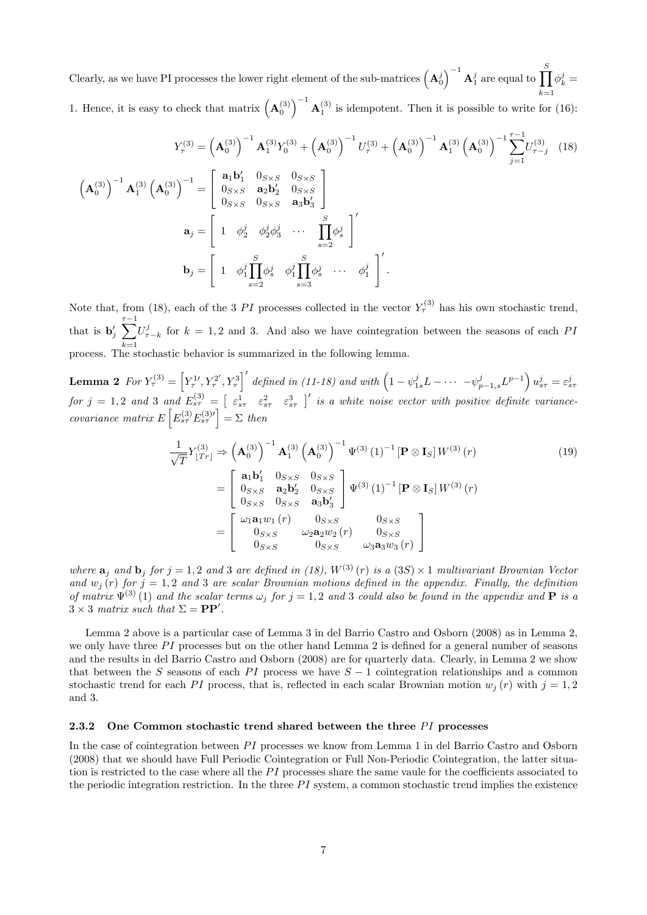Clearly, as we have PI processes the lower right element of the sub-matrices $\left(\mathbf{A}_0^j\right)^{-1}\mathbf{A}_1^j$ are equal to $\prod_{k=1}^{S}\phi_k^j = 1$. Hence, it is easy to check that matrix $\left(\mathbf{A}_0^{(3)}\right)^{-1}\mathbf{A}_1^{(3)}$ is idempotent. Then it is possible to write for (16):

$$Y_\tau^{(3)} = \left(\mathbf{A}_0^{(3)}\right)^{-1}\mathbf{A}_1^{(3)}Y_0^{(3)} + \left(\mathbf{A}_0^{(3)}\right)^{-1}U_\tau^{(3)} + \left(\mathbf{A}_0^{(3)}\right)^{-1}\mathbf{A}_1^{(3)}\left(\mathbf{A}_0^{(3)}\right)^{-1}\sum_{j=1}^{\tau-1}U_{\tau-j}^{(3)} \quad (18)$$

$$\left(\mathbf{A}_0^{(3)}\right)^{-1}\mathbf{A}_1^{(3)}\left(\mathbf{A}_0^{(3)}\right)^{-1} = \begin{bmatrix} \mathbf{a}_1\mathbf{b}_1' & 0_{S\times S} & 0_{S\times S} \\ 0_{S\times S} & \mathbf{a}_2\mathbf{b}_2' & 0_{S\times S} \\ 0_{S\times S} & 0_{S\times S} & \mathbf{a}_3\mathbf{b}_3' \end{bmatrix}$$

$$\mathbf{a}_j = \begin{bmatrix} 1 & \phi_2^j & \phi_2^j\phi_3^j & \cdots & \prod_{s=2}^{S}\phi_s^j \end{bmatrix}'$$

$$\mathbf{b}_j = \begin{bmatrix} 1 & \phi_1^j\prod_{s=2}^{S}\phi_s^j & \phi_1^j\prod_{s=3}^{S}\phi_s^j & \cdots & \phi_1^j \end{bmatrix}'.$$

Note that, from (18), each of the 3 $PI$ processes collected in the vector $Y_\tau^{(3)}$ has his own stochastic trend, that is $\mathbf{b}_j'\sum_{k=1}^{\tau-1}U_{\tau-k}^j$ for $k = 1, 2$ and 3. And also we have cointegration between the seasons of each $PI$ process. The stochastic behavior is summarized in the following lemma.

**Lemma 2** *For $Y_\tau^{(3)} = \left[Y_\tau^{1\prime}, Y_\tau^{2\prime}, Y_\tau^{3}\right]'$ defined in (11-18) and with $\left(1 - \psi_{1s}^j L - \cdots - \psi_{p-1,s}^j L^{p-1}\right)u_{s\tau}^j = \varepsilon_{s\tau}^j$ for $j = 1, 2$ and 3 and $E_{s\tau}^{(3)} = \begin{bmatrix} \varepsilon_{s\tau}^1 & \varepsilon_{s\tau}^2 & \varepsilon_{s\tau}^3 \end{bmatrix}'$ is a white noise vector with positive definite variance-covariance matrix $E\left[E_{s\tau}^{(3)}E_{s\tau}^{(3)\prime}\right] = \Sigma$ then*

$$\begin{aligned}\frac{1}{\sqrt{T}}Y_{\lfloor Tr\rfloor}^{(3)} &\Rightarrow \left(\mathbf{A}_0^{(3)}\right)^{-1}\mathbf{A}_1^{(3)}\left(\mathbf{A}_0^{(3)}\right)^{-1}\Psi^{(3)}(1)^{-1}\left[\mathbf{P}\otimes\mathbf{I}_S\right]W^{(3)}(r) \quad (19)\\ &= \begin{bmatrix} \mathbf{a}_1\mathbf{b}_1' & 0_{S\times S} & 0_{S\times S} \\ 0_{S\times S} & \mathbf{a}_2\mathbf{b}_2' & 0_{S\times S} \\ 0_{S\times S} & 0_{S\times S} & \mathbf{a}_3\mathbf{b}_3' \end{bmatrix}\Psi^{(3)}(1)^{-1}\left[\mathbf{P}\otimes\mathbf{I}_S\right]W^{(3)}(r) \\ &= \begin{bmatrix} \omega_1\mathbf{a}_1 w_1(r) & 0_{S\times S} & 0_{S\times S} \\ 0_{S\times S} & \omega_2\mathbf{a}_2 w_2(r) & 0_{S\times S} \\ 0_{S\times S} & 0_{S\times S} & \omega_3\mathbf{a}_3 w_3(r) \end{bmatrix}\end{aligned}$$

*where $\mathbf{a}_j$ and $\mathbf{b}_j$ for $j = 1, 2$ and 3 are defined in (18), $W^{(3)}(r)$ is a $(3S)\times 1$ multivariant Brownian Vector and $w_j(r)$ for $j = 1, 2$ and 3 are scalar Brownian motions defined in the appendix. Finally, the definition of matrix $\Psi^{(3)}(1)$ and the scalar terms $\omega_j$ for $j = 1, 2$ and 3 could also be found in the appendix and $\mathbf{P}$ is a $3\times 3$ matrix such that $\Sigma = \mathbf{PP}'$.*

Lemma 2 above is a particular case of Lemma 3 in del Barrio Castro and Osborn (2008) as in Lemma 2, we only have three $PI$ processes but on the other hand Lemma 2 is defined for a general number of seasons and the results in del Barrio Castro and Osborn (2008) are for quarterly data. Clearly, in Lemma 2 we show that between the $S$ seasons of each $PI$ process we have $S-1$ cointegration relationships and a common stochastic trend for each $PI$ process, that is, reflected in each scalar Brownian motion $w_j(r)$ with $j = 1, 2$ and 3.

### 2.3.2 One Common stochastic trend shared between the three $PI$ processes

In the case of cointegration between $PI$ processes we know from Lemma 1 in del Barrio Castro and Osborn (2008) that we should have Full Periodic Cointegration or Full Non-Periodic Cointegration, the latter situation is restricted to the case where all the $PI$ processes share the same vaule for the coefficients associated to the periodic integration restriction. In the three $PI$ system, a common stochastic trend implies the existence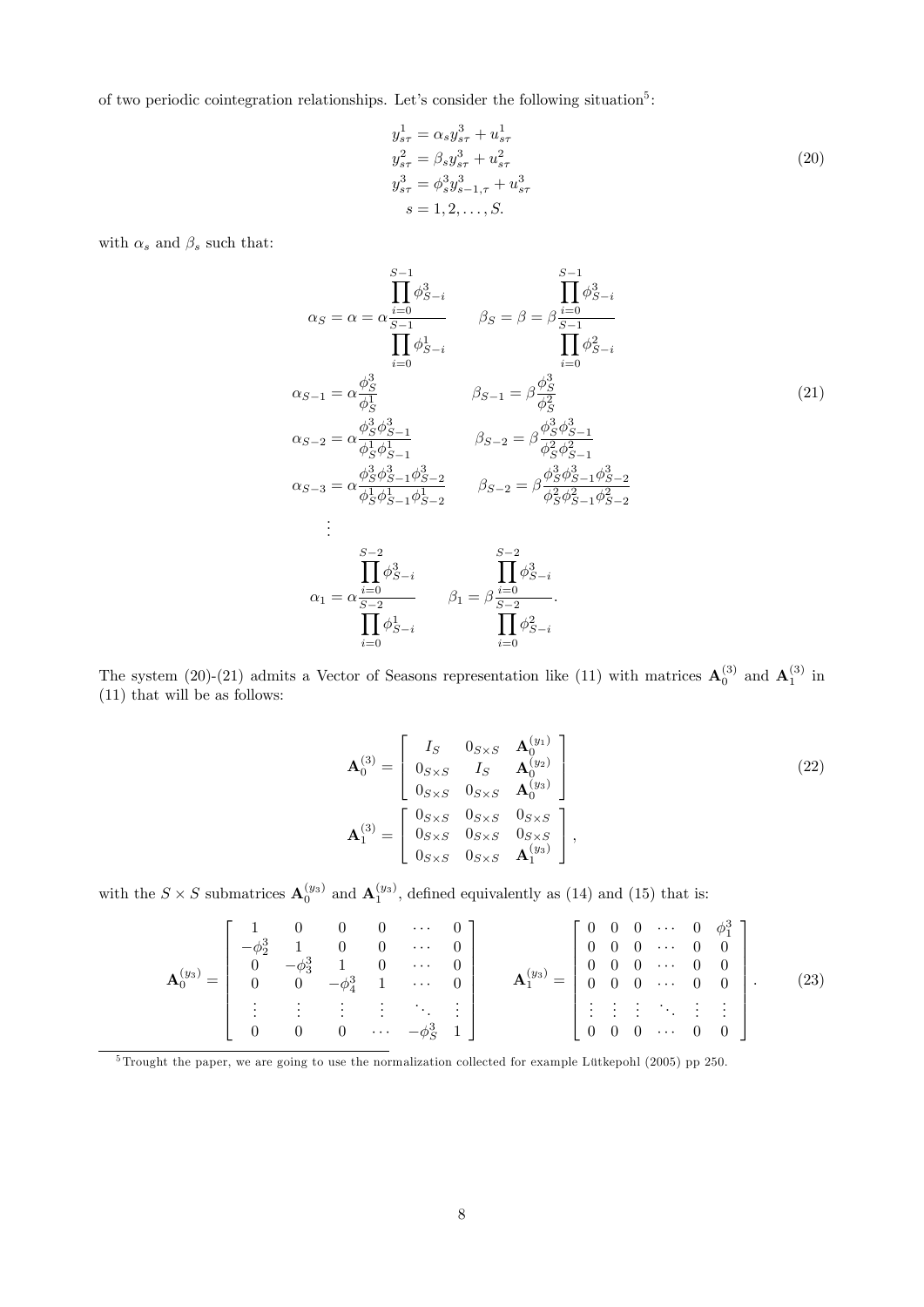of two periodic cointegration relationships. Let's consider the following situation[5]:

$$
\begin{aligned}
y^1_{s\tau} &= \alpha_s y^3_{s\tau} + u^1_{s\tau} \\
y^2_{s\tau} &= \beta_s y^3_{s\tau} + u^2_{s\tau} \\
y^3_{s\tau} &= \phi^3_s y^3_{s-1,\tau} + u^3_{s\tau} \\
& s = 1, 2, \ldots, S.
\end{aligned}
\tag{20}
$$

with $\alpha_s$ and $\beta_s$ such that:

$$
\begin{aligned}
\alpha_S &= \alpha = \alpha \frac{\prod_{i=0}^{S-1} \phi^3_{S-i}}{\prod_{i=0}^{S-1} \phi^1_{S-i}} & \beta_S &= \beta = \beta \frac{\prod_{i=0}^{S-1} \phi^3_{S-i}}{\prod_{i=0}^{S-1} \phi^2_{S-i}} \\
\alpha_{S-1} &= \alpha \frac{\phi^3_S}{\phi^1_S} & \beta_{S-1} &= \beta \frac{\phi^3_S}{\phi^2_S} \\
\alpha_{S-2} &= \alpha \frac{\phi^3_S \phi^3_{S-1}}{\phi^1_S \phi^1_{S-1}} & \beta_{S-2} &= \beta \frac{\phi^3_S \phi^3_{S-1}}{\phi^2_S \phi^2_{S-1}} \\
\alpha_{S-3} &= \alpha \frac{\phi^3_S \phi^3_{S-1} \phi^3_{S-2}}{\phi^1_S \phi^1_{S-1} \phi^1_{S-2}} & \beta_{S-2} &= \beta \frac{\phi^3_S \phi^3_{S-1} \phi^3_{S-2}}{\phi^2_S \phi^2_{S-1} \phi^2_{S-2}} \\
&\vdots \\
\alpha_1 &= \alpha \frac{\prod_{i=0}^{S-2} \phi^3_{S-i}}{\prod_{i=0}^{S-2} \phi^1_{S-i}} & \beta_1 &= \beta \frac{\prod_{i=0}^{S-2} \phi^3_{S-i}}{\prod_{i=0}^{S-2} \phi^2_{S-i}}.
\end{aligned}
\tag{21}
$$

The system (20)-(21) admits a Vector of Seasons representation like (11) with matrices $\mathbf{A}^{(3)}_0$ and $\mathbf{A}^{(3)}_1$ in (11) that will be as follows:

$$
\begin{aligned}
\mathbf{A}^{(3)}_0 &= \begin{bmatrix} I_S & 0_{S\times S} & \mathbf{A}^{(y_1)}_0 \\ 0_{S\times S} & I_S & \mathbf{A}^{(y_2)}_0 \\ 0_{S\times S} & 0_{S\times S} & \mathbf{A}^{(y_3)}_0 \end{bmatrix} \\
\mathbf{A}^{(3)}_1 &= \begin{bmatrix} 0_{S\times S} & 0_{S\times S} & 0_{S\times S} \\ 0_{S\times S} & 0_{S\times S} & 0_{S\times S} \\ 0_{S\times S} & 0_{S\times S} & \mathbf{A}^{(y_3)}_1 \end{bmatrix},
\end{aligned}
\tag{22}
$$

with the $S \times S$ submatrices $\mathbf{A}^{(y_3)}_0$ and $\mathbf{A}^{(y_3)}_1$, defined equivalently as (14) and (15) that is:

$$
\mathbf{A}^{(y_3)}_0 = \begin{bmatrix} 1 & 0 & 0 & 0 & \cdots & 0 \\ -\phi^3_2 & 1 & 0 & 0 & \cdots & 0 \\ 0 & -\phi^3_3 & 1 & 0 & \cdots & 0 \\ 0 & 0 & -\phi^3_4 & 1 & \cdots & 0 \\ \vdots & \vdots & \vdots & \vdots & \ddots & \vdots \\ 0 & 0 & 0 & \cdots & -\phi^3_S & 1 \end{bmatrix} \qquad \mathbf{A}^{(y_3)}_1 = \begin{bmatrix} 0 & 0 & 0 & \cdots & 0 & \phi^3_1 \\ 0 & 0 & 0 & \cdots & 0 & 0 \\ 0 & 0 & 0 & \cdots & 0 & 0 \\ 0 & 0 & 0 & \cdots & 0 & 0 \\ \vdots & \vdots & \vdots & \ddots & \vdots & \vdots \\ 0 & 0 & 0 & \cdots & 0 & 0 \end{bmatrix}.
\tag{23}
$$

[5] Trought the paper, we are going to use the normalization collected for example Lütkepohl (2005) pp 250.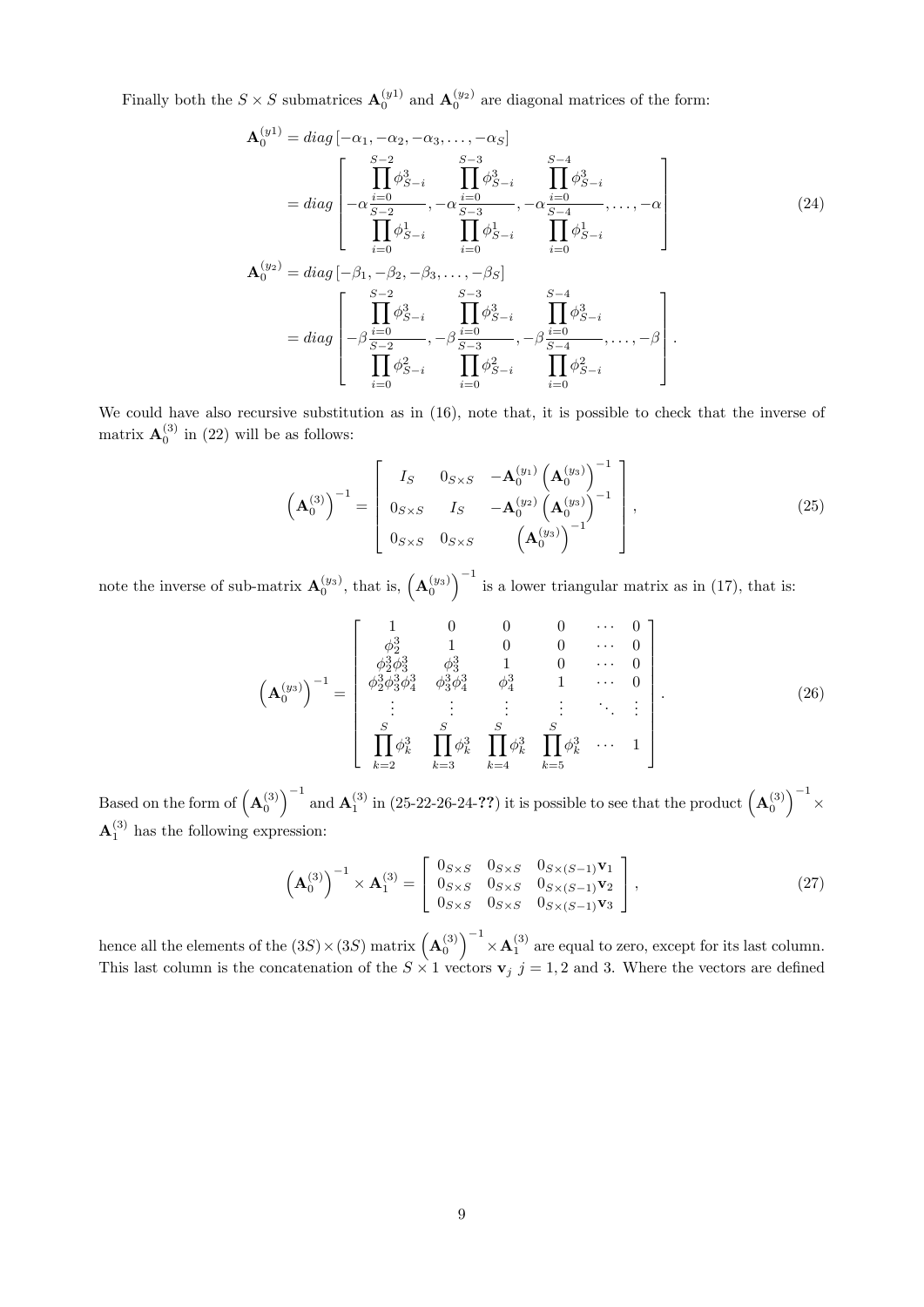Finally both the $S \times S$ submatrices $\mathbf{A}_0^{(y1)}$ and $\mathbf{A}_0^{(y_2)}$ are diagonal matrices of the form:

$$
\begin{aligned}
\mathbf{A}_0^{(y1)} &= diag\left[-\alpha_1, -\alpha_2, -\alpha_3, \ldots, -\alpha_S\right] \\
&= diag\left[-\alpha\frac{\prod_{i=0}^{S-2}\phi_{S-i}^3}{\prod_{i=0}^{S-2}\phi_{S-i}^1}, -\alpha\frac{\prod_{i=0}^{S-3}\phi_{S-i}^3}{\prod_{i=0}^{S-3}\phi_{S-i}^1}, -\alpha\frac{\prod_{i=0}^{S-4}\phi_{S-i}^3}{\prod_{i=0}^{S-4}\phi_{S-i}^1}, \ldots, -\alpha\right] \\
\mathbf{A}_0^{(y_2)} &= diag\left[-\beta_1, -\beta_2, -\beta_3, \ldots, -\beta_S\right] \\
&= diag\left[-\beta\frac{\prod_{i=0}^{S-2}\phi_{S-i}^3}{\prod_{i=0}^{S-2}\phi_{S-i}^2}, -\beta\frac{\prod_{i=0}^{S-3}\phi_{S-i}^3}{\prod_{i=0}^{S-3}\phi_{S-i}^2}, -\beta\frac{\prod_{i=0}^{S-4}\phi_{S-i}^3}{\prod_{i=0}^{S-4}\phi_{S-i}^2}, \ldots, -\beta\right].
\end{aligned}
\tag{24}
$$

We could have also recursive substitution as in (16), note that, it is possible to check that the inverse of matrix $\mathbf{A}_0^{(3)}$ in (22) will be as follows:

$$
\left(\mathbf{A}_0^{(3)}\right)^{-1} = \begin{bmatrix} I_S & 0_{S\times S} & -\mathbf{A}_0^{(y_1)}\left(\mathbf{A}_0^{(y_3)}\right)^{-1} \\ 0_{S\times S} & I_S & -\mathbf{A}_0^{(y_2)}\left(\mathbf{A}_0^{(y_3)}\right)^{-1} \\ 0_{S\times S} & 0_{S\times S} & \left(\mathbf{A}_0^{(y_3)}\right)^{-1} \end{bmatrix},
\tag{25}
$$

note the inverse of sub-matrix $\mathbf{A}_0^{(y_3)}$, that is, $\left(\mathbf{A}_0^{(y_3)}\right)^{-1}$ is a lower triangular matrix as in (17), that is:

$$
\left(\mathbf{A}_0^{(y_3)}\right)^{-1} = \begin{bmatrix} 1 & 0 & 0 & 0 & \cdots & 0 \\ \phi_2^3 & 1 & 0 & 0 & \cdots & 0 \\ \phi_2^3\phi_3^3 & \phi_3^3 & 1 & 0 & \cdots & 0 \\ \phi_2^3\phi_3^3\phi_4^3 & \phi_3^3\phi_4^3 & \phi_4^3 & 1 & \cdots & 0 \\ \vdots & \vdots & \vdots & \vdots & \ddots & \vdots \\ \prod_{k=2}^{S}\phi_k^3 & \prod_{k=3}^{S}\phi_k^3 & \prod_{k=4}^{S}\phi_k^3 & \prod_{k=5}^{S}\phi_k^3 & \cdots & 1 \end{bmatrix}.
\tag{26}
$$

Based on the form of $\left(\mathbf{A}_0^{(3)}\right)^{-1}$ and $\mathbf{A}_1^{(3)}$ in (25-22-26-24-??) it is possible to see that the product $\left(\mathbf{A}_0^{(3)}\right)^{-1} \times \mathbf{A}_1^{(3)}$ has the following expression:

$$
\left(\mathbf{A}_0^{(3)}\right)^{-1} \times \mathbf{A}_1^{(3)} = \begin{bmatrix} 0_{S\times S} & 0_{S\times S} & 0_{S\times(S-1)}\mathbf{v}_1 \\ 0_{S\times S} & 0_{S\times S} & 0_{S\times(S-1)}\mathbf{v}_2 \\ 0_{S\times S} & 0_{S\times S} & 0_{S\times(S-1)}\mathbf{v}_3 \end{bmatrix},
\tag{27}
$$

hence all the elements of the $(3S)\times(3S)$ matrix $\left(\mathbf{A}_0^{(3)}\right)^{-1} \times \mathbf{A}_1^{(3)}$ are equal to zero, except for its last column. This last column is the concatenation of the $S \times 1$ vectors $\mathbf{v}_j$ $j = 1, 2$ and 3. Where the vectors are defined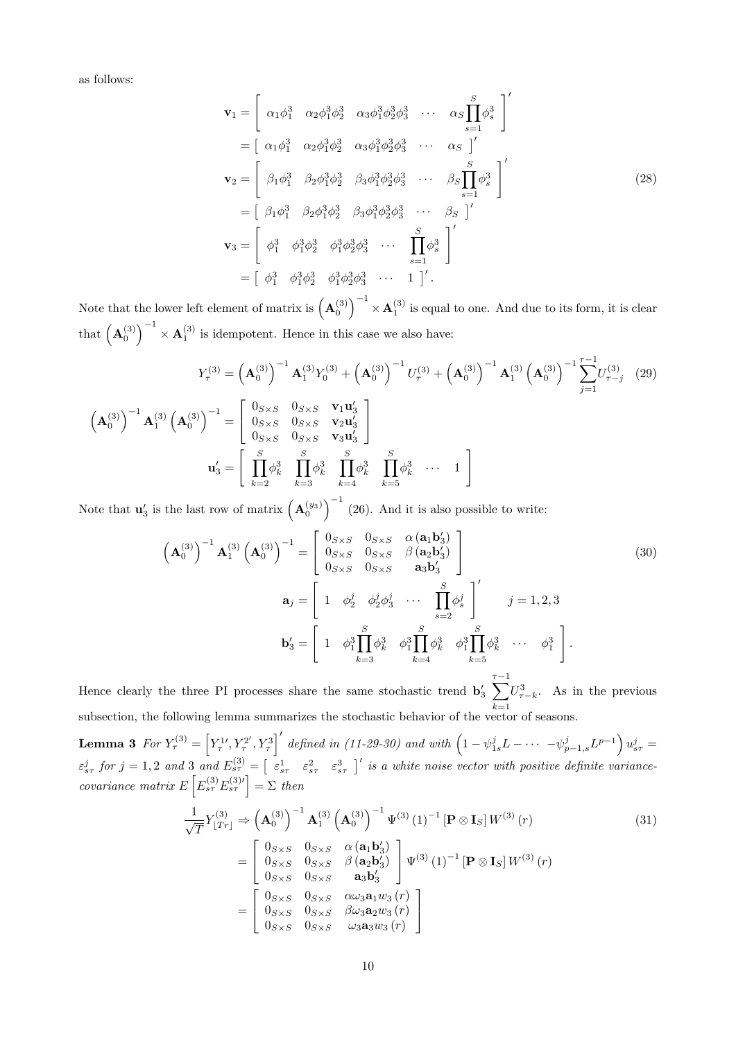as follows:

$$
\begin{aligned}
\mathbf{v}_1 &= \left[\begin{array}{ccccc} \alpha_1\phi_1^3 & \alpha_2\phi_1^3\phi_2^3 & \alpha_3\phi_1^3\phi_2^3\phi_3^3 & \cdots & \alpha_S\prod_{s=1}^{S}\phi_s^3 \end{array}\right]' \\
&= \left[\begin{array}{ccccc} \alpha_1\phi_1^3 & \alpha_2\phi_1^3\phi_2^3 & \alpha_3\phi_1^3\phi_2^3\phi_3^3 & \cdots & \alpha_S \end{array}\right]' \\
\mathbf{v}_2 &= \left[\begin{array}{ccccc} \beta_1\phi_1^3 & \beta_2\phi_1^3\phi_2^3 & \beta_3\phi_1^3\phi_2^3\phi_3^3 & \cdots & \beta_S\prod_{s=1}^{S}\phi_s^3 \end{array}\right]' \\
&= \left[\begin{array}{ccccc} \beta_1\phi_1^3 & \beta_2\phi_1^3\phi_2^3 & \beta_3\phi_1^3\phi_2^3\phi_3^3 & \cdots & \beta_S \end{array}\right]' \\
\mathbf{v}_3 &= \left[\begin{array}{ccccc} \phi_1^3 & \phi_1^3\phi_2^3 & \phi_1^3\phi_2^3\phi_3^3 & \cdots & \prod_{s=1}^{S}\phi_s^3 \end{array}\right]' \\
&= \left[\begin{array}{ccccc} \phi_1^3 & \phi_1^3\phi_2^3 & \phi_1^3\phi_2^3\phi_3^3 & \cdots & 1 \end{array}\right]'.
\end{aligned} \tag{28}
$$

Note that the lower left element of matrix is $\left(\mathbf{A}_0^{(3)}\right)^{-1}\times\mathbf{A}_1^{(3)}$ is equal to one. And due to its form, it is clear that $\left(\mathbf{A}_0^{(3)}\right)^{-1}\times\mathbf{A}_1^{(3)}$ is idempotent. Hence in this case we also have:

$$
Y_\tau^{(3)} = \left(\mathbf{A}_0^{(3)}\right)^{-1}\mathbf{A}_1^{(3)}Y_0^{(3)} + \left(\mathbf{A}_0^{(3)}\right)^{-1}U_\tau^{(3)} + \left(\mathbf{A}_0^{(3)}\right)^{-1}\mathbf{A}_1^{(3)}\left(\mathbf{A}_0^{(3)}\right)^{-1}\sum_{j=1}^{\tau-1}U_{\tau-j}^{(3)} \tag{29}
$$

$$
\left(\mathbf{A}_0^{(3)}\right)^{-1}\mathbf{A}_1^{(3)}\left(\mathbf{A}_0^{(3)}\right)^{-1} = \left[\begin{array}{ccc} 0_{S\times S} & 0_{S\times S} & \mathbf{v}_1\mathbf{u}_3' \\ 0_{S\times S} & 0_{S\times S} & \mathbf{v}_2\mathbf{u}_3' \\ 0_{S\times S} & 0_{S\times S} & \mathbf{v}_3\mathbf{u}_3' \end{array}\right]
$$

$$
\mathbf{u}_3' = \left[\begin{array}{cccccc} \prod_{k=2}^{S}\phi_k^3 & \prod_{k=3}^{S}\phi_k^3 & \prod_{k=4}^{S}\phi_k^3 & \prod_{k=5}^{S}\phi_k^3 & \cdots & 1 \end{array}\right]
$$

Note that $\mathbf{u}_3'$ is the last row of matrix $\left(\mathbf{A}_0^{(y_3)}\right)^{-1}$ (26). And it is also possible to write:

$$
\begin{aligned}
\left(\mathbf{A}_0^{(3)}\right)^{-1}\mathbf{A}_1^{(3)}\left(\mathbf{A}_0^{(3)}\right)^{-1} &= \left[\begin{array}{ccc} 0_{S\times S} & 0_{S\times S} & \alpha\left(\mathbf{a}_1\mathbf{b}_3'\right) \\ 0_{S\times S} & 0_{S\times S} & \beta\left(\mathbf{a}_2\mathbf{b}_3'\right) \\ 0_{S\times S} & 0_{S\times S} & \mathbf{a}_3\mathbf{b}_3' \end{array}\right] \\
\mathbf{a}_j &= \left[\begin{array}{ccccc} 1 & \phi_2^j & \phi_2^j\phi_3^j & \cdots & \prod_{s=2}^{S}\phi_s^j \end{array}\right]' \qquad j=1,2,3 \\
\mathbf{b}_3' &= \left[\begin{array}{cccccc} 1 & \phi_1^3\prod_{k=3}^{S}\phi_k^3 & \phi_1^3\prod_{k=4}^{S}\phi_k^3 & \phi_1^3\prod_{k=5}^{S}\phi_k^3 & \cdots & \phi_1^3 \end{array}\right].
\end{aligned} \tag{30}
$$

Hence clearly the three PI processes share the same stochastic trend $\mathbf{b}_3'\sum_{k=1}^{\tau-1}U_{\tau-k}^3$. As in the previous subsection, the following lemma summarizes the stochastic behavior of the vector of seasons.

**Lemma 3** *For $Y_\tau^{(3)} = \left[Y_\tau^{1\prime}, Y_\tau^{2\prime}, Y_\tau^3\right]'$ defined in (11-29-30) and with $\left(1-\psi_{1s}^jL-\cdots-\psi_{p-1,s}^jL^{p-1}\right)u_{s\tau}^j = \varepsilon_{s\tau}^j$ for $j=1,2$ and 3 and $E_{s\tau}^{(3)} = \left[\begin{array}{ccc}\varepsilon_{s\tau}^1 & \varepsilon_{s\tau}^2 & \varepsilon_{s\tau}^3\end{array}\right]'$ is a white noise vector with positive definite variance-covariance matrix $E\left[E_{s\tau}^{(3)}E_{s\tau}^{(3)\prime}\right] = \Sigma$ then*

$$
\begin{aligned}
\frac{1}{\sqrt{T}}Y_{\lfloor Tr\rfloor}^{(3)} &\Rightarrow \left(\mathbf{A}_0^{(3)}\right)^{-1}\mathbf{A}_1^{(3)}\left(\mathbf{A}_0^{(3)}\right)^{-1}\Psi^{(3)}(1)^{-1}\left[\mathbf{P}\otimes\mathbf{I}_S\right]W^{(3)}(r) \\
&= \left[\begin{array}{ccc} 0_{S\times S} & 0_{S\times S} & \alpha\left(\mathbf{a}_1\mathbf{b}_3'\right) \\ 0_{S\times S} & 0_{S\times S} & \beta\left(\mathbf{a}_2\mathbf{b}_3'\right) \\ 0_{S\times S} & 0_{S\times S} & \mathbf{a}_3\mathbf{b}_3' \end{array}\right]\Psi^{(3)}(1)^{-1}\left[\mathbf{P}\otimes\mathbf{I}_S\right]W^{(3)}(r) \\
&= \left[\begin{array}{ccc} 0_{S\times S} & 0_{S\times S} & \alpha\omega_3\mathbf{a}_1w_3(r) \\ 0_{S\times S} & 0_{S\times S} & \beta\omega_3\mathbf{a}_2w_3(r) \\ 0_{S\times S} & 0_{S\times S} & \omega_3\mathbf{a}_3w_3(r) \end{array}\right]
\end{aligned} \tag{31}
$$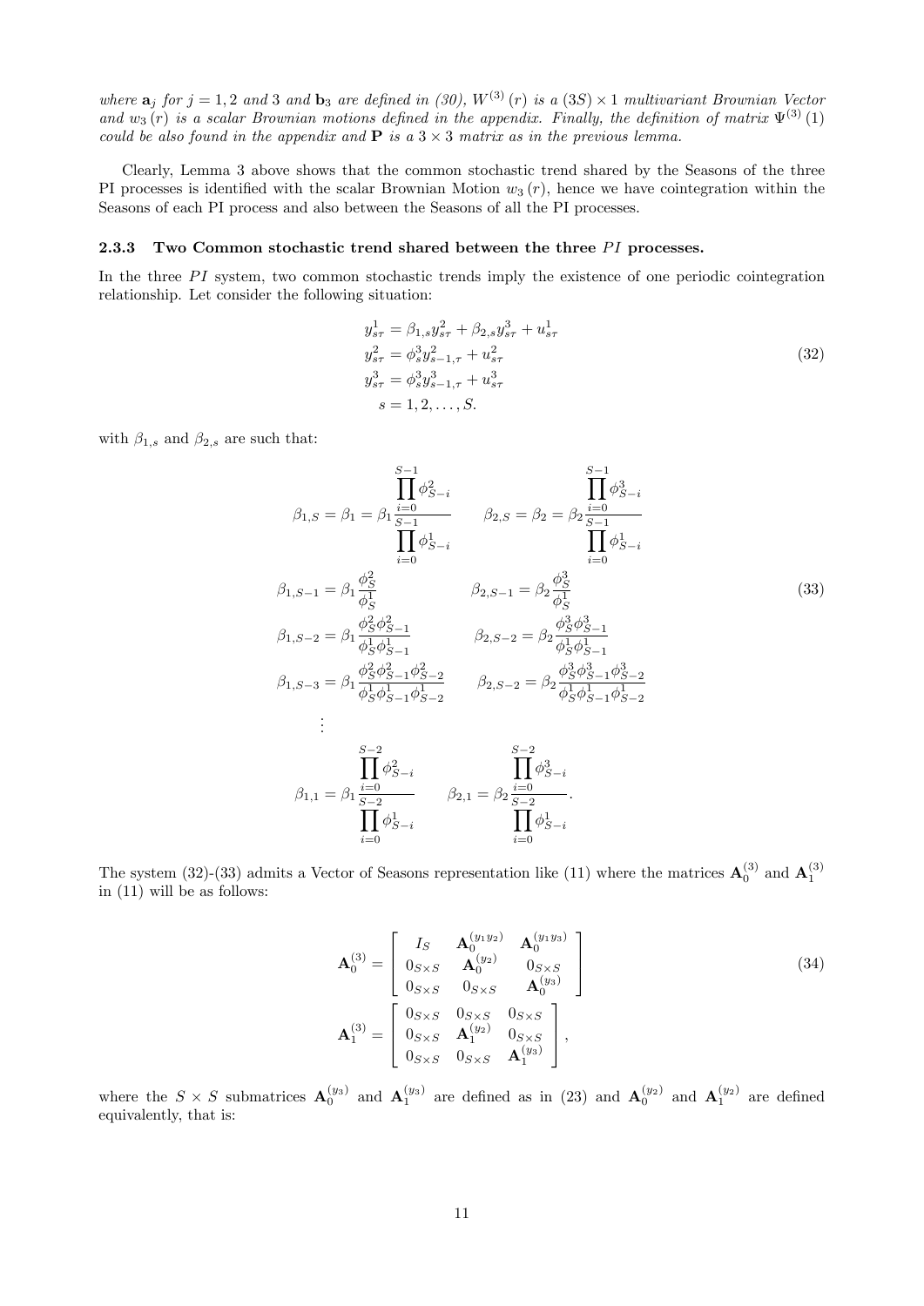where $\mathbf{a}_j$ for $j = 1, 2$ and $3$ and $\mathbf{b}_3$ are defined in (30), $W^{(3)}(r)$ is a $(3S) \times 1$ multivariant Brownian Vector and $w_3(r)$ is a scalar Brownian motions defined in the appendix. Finally, the definition of matrix $\Psi^{(3)}(1)$ could be also found in the appendix and $\mathbf{P}$ is a $3 \times 3$ matrix as in the previous lemma.

Clearly, Lemma 3 above shows that the common stochastic trend shared by the Seasons of the three PI processes is identified with the scalar Brownian Motion $w_3(r)$, hence we have cointegration within the Seasons of each PI process and also between the Seasons of all the PI processes.

### 2.3.3 Two Common stochastic trend shared between the three $PI$ processes.

In the three $PI$ system, two common stochastic trends imply the existence of one periodic cointegration relationship. Let consider the following situation:

$$
\begin{aligned}
y^1_{s\tau} &= \beta_{1,s} y^2_{s\tau} + \beta_{2,s} y^3_{s\tau} + u^1_{s\tau} \\
y^2_{s\tau} &= \phi^3_s y^2_{s-1,\tau} + u^2_{s\tau} \\
y^3_{s\tau} &= \phi^3_s y^3_{s-1,\tau} + u^3_{s\tau} \\
s &= 1, 2, \ldots, S.
\end{aligned}
\tag{32}
$$

with $\beta_{1,s}$ and $\beta_{2,s}$ are such that:

$$
\begin{aligned}
&\beta_{1,S} = \beta_1 = \beta_1 \frac{\prod_{i=0}^{S-1} \phi^2_{S-i}}{\prod_{i=0}^{S-1} \phi^1_{S-i}} \qquad && \beta_{2,S} = \beta_2 = \beta_2 \frac{\prod_{i=0}^{S-1} \phi^3_{S-i}}{\prod_{i=0}^{S-1} \phi^1_{S-i}} \\
&\beta_{1,S-1} = \beta_1 \frac{\phi^2_S}{\phi^1_S} && \beta_{2,S-1} = \beta_2 \frac{\phi^3_S}{\phi^1_S} \\
&\beta_{1,S-2} = \beta_1 \frac{\phi^2_S \phi^2_{S-1}}{\phi^1_S \phi^1_{S-1}} && \beta_{2,S-2} = \beta_2 \frac{\phi^3_S \phi^3_{S-1}}{\phi^1_S \phi^1_{S-1}} \\
&\beta_{1,S-3} = \beta_1 \frac{\phi^2_S \phi^2_{S-1} \phi^2_{S-2}}{\phi^1_S \phi^1_{S-1} \phi^1_{S-2}} && \beta_{2,S-2} = \beta_2 \frac{\phi^3_S \phi^3_{S-1} \phi^3_{S-2}}{\phi^1_S \phi^1_{S-1} \phi^1_{S-2}} \\
&\quad \vdots \\
&\beta_{1,1} = \beta_1 \frac{\prod_{i=0}^{S-2} \phi^2_{S-i}}{\prod_{i=0}^{S-2} \phi^1_{S-i}} && \beta_{2,1} = \beta_2 \frac{\prod_{i=0}^{S-2} \phi^3_{S-i}}{\prod_{i=0}^{S-2} \phi^1_{S-i}}.
\end{aligned}
\tag{33}
$$

The system (32)-(33) admits a Vector of Seasons representation like (11) where the matrices $\mathbf{A}^{(3)}_0$ and $\mathbf{A}^{(3)}_1$ in (11) will be as follows:

$$
\begin{aligned}
\mathbf{A}^{(3)}_0 &= \begin{bmatrix} I_S & \mathbf{A}^{(y_1 y_2)}_0 & \mathbf{A}^{(y_1 y_3)}_0 \\ 0_{S\times S} & \mathbf{A}^{(y_2)}_0 & 0_{S\times S} \\ 0_{S\times S} & 0_{S\times S} & \mathbf{A}^{(y_3)}_0 \end{bmatrix} \\
\mathbf{A}^{(3)}_1 &= \begin{bmatrix} 0_{S\times S} & 0_{S\times S} & 0_{S\times S} \\ 0_{S\times S} & \mathbf{A}^{(y_2)}_1 & 0_{S\times S} \\ 0_{S\times S} & 0_{S\times S} & \mathbf{A}^{(y_3)}_1 \end{bmatrix},
\end{aligned}
\tag{34}
$$

where the $S \times S$ submatrices $\mathbf{A}^{(y_3)}_0$ and $\mathbf{A}^{(y_3)}_1$ are defined as in (23) and $\mathbf{A}^{(y_2)}_0$ and $\mathbf{A}^{(y_2)}_1$ are defined equivalently, that is: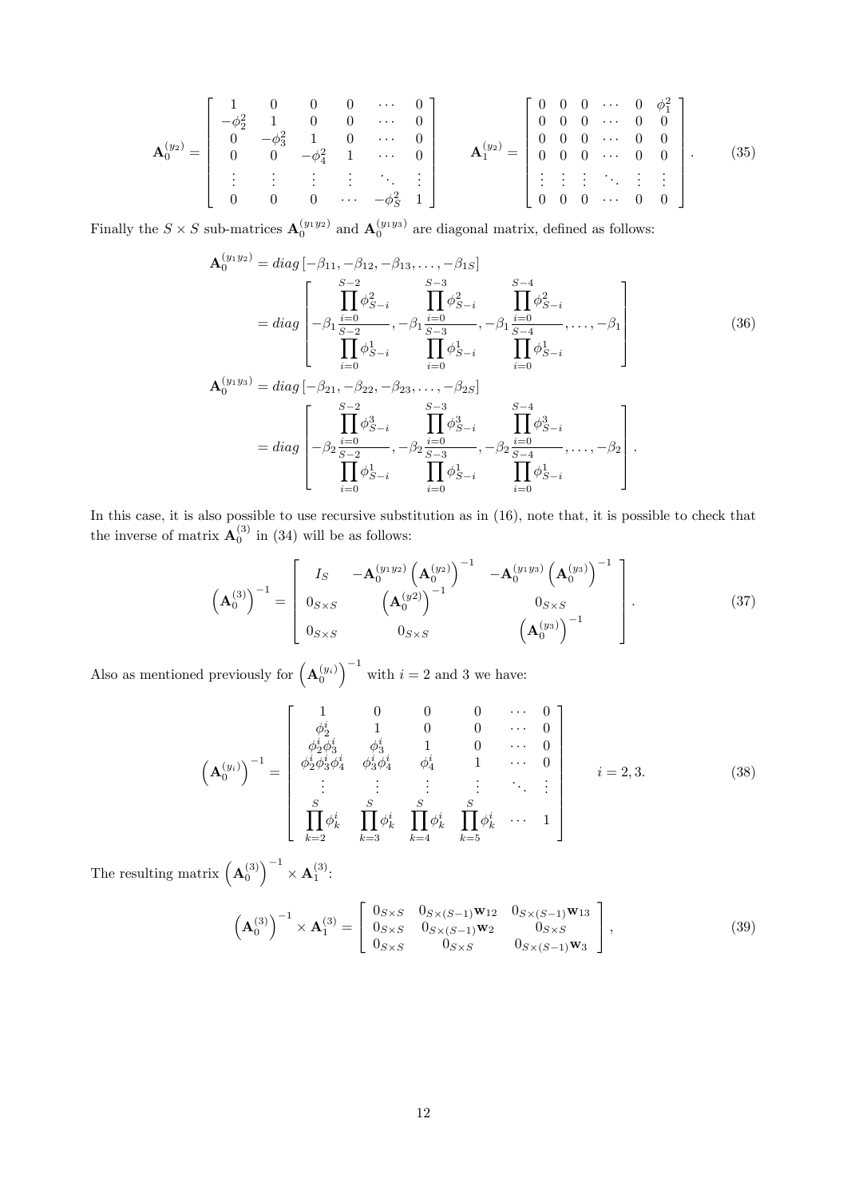$$
\mathbf{A}_0^{(y_2)} = \begin{bmatrix} 1 & 0 & 0 & 0 & \cdots & 0 \\ -\phi_2^2 & 1 & 0 & 0 & \cdots & 0 \\ 0 & -\phi_3^2 & 1 & 0 & \cdots & 0 \\ 0 & 0 & -\phi_4^2 & 1 & \cdots & 0 \\ \vdots & \vdots & \vdots & \vdots & \ddots & \vdots \\ 0 & 0 & 0 & \cdots & -\phi_S^2 & 1 \end{bmatrix} \qquad \mathbf{A}_1^{(y_2)} = \begin{bmatrix} 0 & 0 & 0 & \cdots & 0 & \phi_1^2 \\ 0 & 0 & 0 & \cdots & 0 & 0 \\ 0 & 0 & 0 & \cdots & 0 & 0 \\ 0 & 0 & 0 & \cdots & 0 & 0 \\ \vdots & \vdots & \vdots & \ddots & \vdots & \vdots \\ 0 & 0 & 0 & \cdots & 0 & 0 \end{bmatrix}. \tag{35}
$$

Finally the $S \times S$ sub-matrices $\mathbf{A}_0^{(y_1 y_2)}$ and $\mathbf{A}_0^{(y_1 y_3)}$ are diagonal matrix, defined as follows:

$$
\begin{aligned}
\mathbf{A}_0^{(y_1 y_2)} &= diag\left[-\beta_{11}, -\beta_{12}, -\beta_{13}, \ldots, -\beta_{1S}\right] \\
&= diag\left[-\beta_1 \frac{\prod_{i=0}^{S-2} \phi_{S-i}^2}{\prod_{i=0}^{S-2} \phi_{S-i}^1}, -\beta_1 \frac{\prod_{i=0}^{S-3} \phi_{S-i}^2}{\prod_{i=0}^{S-3} \phi_{S-i}^1}, -\beta_1 \frac{\prod_{i=0}^{S-4} \phi_{S-i}^2}{\prod_{i=0}^{S-4} \phi_{S-i}^1}, \ldots, -\beta_1\right] \\
\mathbf{A}_0^{(y_1 y_3)} &= diag\left[-\beta_{21}, -\beta_{22}, -\beta_{23}, \ldots, -\beta_{2S}\right] \\
&= diag\left[-\beta_2 \frac{\prod_{i=0}^{S-2} \phi_{S-i}^3}{\prod_{i=0}^{S-2} \phi_{S-i}^1}, -\beta_2 \frac{\prod_{i=0}^{S-3} \phi_{S-i}^3}{\prod_{i=0}^{S-3} \phi_{S-i}^1}, -\beta_2 \frac{\prod_{i=0}^{S-4} \phi_{S-i}^3}{\prod_{i=0}^{S-4} \phi_{S-i}^1}, \ldots, -\beta_2\right].
\end{aligned} \tag{36}
$$

In this case, it is also possible to use recursive substitution as in (16), note that, it is possible to check that the inverse of matrix $\mathbf{A}_0^{(3)}$ in (34) will be as follows:

$$
\left(\mathbf{A}_0^{(3)}\right)^{-1} = \begin{bmatrix} I_S & -\mathbf{A}_0^{(y_1 y_2)} \left(\mathbf{A}_0^{(y_2)}\right)^{-1} & -\mathbf{A}_0^{(y_1 y_3)} \left(\mathbf{A}_0^{(y_3)}\right)^{-1} \\ 0_{S\times S} & \left(\mathbf{A}_0^{(y2)}\right)^{-1} & 0_{S\times S} \\ 0_{S\times S} & 0_{S\times S} & \left(\mathbf{A}_0^{(y_3)}\right)^{-1} \end{bmatrix}. \tag{37}
$$

Also as mentioned previously for $\left(\mathbf{A}_0^{(y_i)}\right)^{-1}$ with $i = 2$ and 3 we have:

$$
\left(\mathbf{A}_0^{(y_i)}\right)^{-1} = \begin{bmatrix} 1 & 0 & 0 & 0 & \cdots & 0 \\ \phi_2^i & 1 & 0 & 0 & \cdots & 0 \\ \phi_2^i \phi_3^i & \phi_3^i & 1 & 0 & \cdots & 0 \\ \phi_2^i \phi_3^i \phi_4^i & \phi_3^i \phi_4^i & \phi_4^i & 1 & \cdots & 0 \\ \vdots & \vdots & \vdots & \vdots & \ddots & \vdots \\ \prod_{k=2}^{S} \phi_k^i & \prod_{k=3}^{S} \phi_k^i & \prod_{k=4}^{S} \phi_k^i & \prod_{k=5}^{S} \phi_k^i & \cdots & 1 \end{bmatrix} \qquad i = 2, 3. \tag{38}
$$

The resulting matrix $\left(\mathbf{A}_0^{(3)}\right)^{-1} \times \mathbf{A}_1^{(3)}$:

$$
\left(\mathbf{A}_0^{(3)}\right)^{-1} \times \mathbf{A}_1^{(3)} = \begin{bmatrix} 0_{S\times S} & 0_{S\times(S-1)}\mathbf{w}_{12} & 0_{S\times(S-1)}\mathbf{w}_{13} \\ 0_{S\times S} & 0_{S\times(S-1)}\mathbf{w}_2 & 0_{S\times S} \\ 0_{S\times S} & 0_{S\times S} & 0_{S\times(S-1)}\mathbf{w}_3 \end{bmatrix}, \tag{39}
$$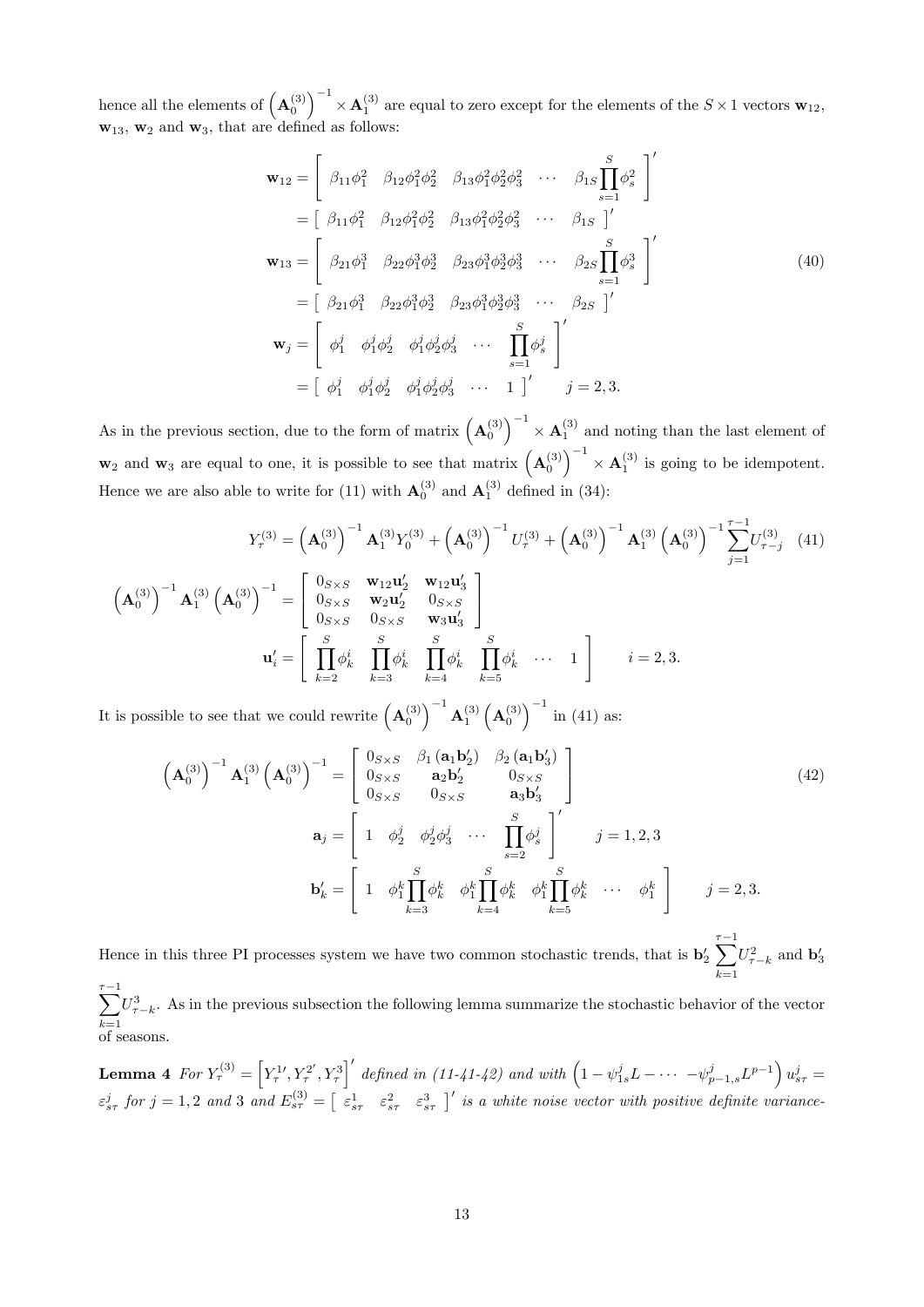hence all the elements of $\left(\mathbf{A}_0^{(3)}\right)^{-1} \times \mathbf{A}_1^{(3)}$ are equal to zero except for the elements of the $S \times 1$ vectors $\mathbf{w}_{12}$, $\mathbf{w}_{13}$, $\mathbf{w}_2$ and $\mathbf{w}_3$, that are defined as follows:

$$
\begin{aligned}
\mathbf{w}_{12} &= \left[\begin{array}{ccccc} \beta_{11}\phi_1^2 & \beta_{12}\phi_1^2\phi_2^2 & \beta_{13}\phi_1^2\phi_2^2\phi_3^2 & \cdots & \beta_{1S}\prod_{s=1}^{S}\phi_s^2 \end{array}\right]' \\
&= \left[\begin{array}{ccccc} \beta_{11}\phi_1^2 & \beta_{12}\phi_1^2\phi_2^2 & \beta_{13}\phi_1^2\phi_2^2\phi_3^2 & \cdots & \beta_{1S} \end{array}\right]' \\
\mathbf{w}_{13} &= \left[\begin{array}{ccccc} \beta_{21}\phi_1^3 & \beta_{22}\phi_1^3\phi_2^3 & \beta_{23}\phi_1^3\phi_2^3\phi_3^3 & \cdots & \beta_{2S}\prod_{s=1}^{S}\phi_s^3 \end{array}\right]' \\
&= \left[\begin{array}{ccccc} \beta_{21}\phi_1^3 & \beta_{22}\phi_1^3\phi_2^3 & \beta_{23}\phi_1^3\phi_2^3\phi_3^3 & \cdots & \beta_{2S} \end{array}\right]' \\
\mathbf{w}_j &= \left[\begin{array}{ccccc} \phi_1^j & \phi_1^j\phi_2^j & \phi_1^j\phi_2^j\phi_3^j & \cdots & \prod_{s=1}^{S}\phi_s^j \end{array}\right]' \\
&= \left[\begin{array}{ccccc} \phi_1^j & \phi_1^j\phi_2^j & \phi_1^j\phi_2^j\phi_3^j & \cdots & 1 \end{array}\right]' \qquad j = 2,3.
\end{aligned}
\tag{40}
$$

As in the previous section, due to the form of matrix $\left(\mathbf{A}_0^{(3)}\right)^{-1} \times \mathbf{A}_1^{(3)}$ and noting than the last element of $\mathbf{w}_2$ and $\mathbf{w}_3$ are equal to one, it is possible to see that matrix $\left(\mathbf{A}_0^{(3)}\right)^{-1} \times \mathbf{A}_1^{(3)}$ is going to be idempotent. Hence we are also able to write for (11) with $\mathbf{A}_0^{(3)}$ and $\mathbf{A}_1^{(3)}$ defined in (34):

$$
Y_\tau^{(3)} = \left(\mathbf{A}_0^{(3)}\right)^{-1}\mathbf{A}_1^{(3)}Y_0^{(3)} + \left(\mathbf{A}_0^{(3)}\right)^{-1}U_\tau^{(3)} + \left(\mathbf{A}_0^{(3)}\right)^{-1}\mathbf{A}_1^{(3)}\left(\mathbf{A}_0^{(3)}\right)^{-1}\sum_{j=1}^{\tau-1}U_{\tau-j}^{(3)} \tag{41}
$$

$$
\left(\mathbf{A}_0^{(3)}\right)^{-1}\mathbf{A}_1^{(3)}\left(\mathbf{A}_0^{(3)}\right)^{-1} = \left[\begin{array}{ccc} 0_{S\times S} & \mathbf{w}_{12}\mathbf{u}_2' & \mathbf{w}_{12}\mathbf{u}_3' \\ 0_{S\times S} & \mathbf{w}_2\mathbf{u}_2' & 0_{S\times S} \\ 0_{S\times S} & 0_{S\times S} & \mathbf{w}_3\mathbf{u}_3' \end{array}\right]
$$

$$
\mathbf{u}_i' = \left[\begin{array}{cccccc} \prod_{k=2}^{S}\phi_k^i & \prod_{k=3}^{S}\phi_k^i & \prod_{k=4}^{S}\phi_k^i & \prod_{k=5}^{S}\phi_k^i & \cdots & 1 \end{array}\right] \qquad i = 2,3.
$$

It is possible to see that we could rewrite $\left(\mathbf{A}_0^{(3)}\right)^{-1}\mathbf{A}_1^{(3)}\left(\mathbf{A}_0^{(3)}\right)^{-1}$ in (41) as:

$$
\begin{aligned}
\left(\mathbf{A}_0^{(3)}\right)^{-1}\mathbf{A}_1^{(3)}\left(\mathbf{A}_0^{(3)}\right)^{-1} &= \left[\begin{array}{ccc} 0_{S\times S} & \beta_1\left(\mathbf{a}_1\mathbf{b}_2'\right) & \beta_2\left(\mathbf{a}_1\mathbf{b}_3'\right) \\ 0_{S\times S} & \mathbf{a}_2\mathbf{b}_2' & 0_{S\times S} \\ 0_{S\times S} & 0_{S\times S} & \mathbf{a}_3\mathbf{b}_3' \end{array}\right] \\
\mathbf{a}_j &= \left[\begin{array}{ccccc} 1 & \phi_2^j & \phi_2^j\phi_3^j & \cdots & \prod_{s=2}^{S}\phi_s^j \end{array}\right]' \qquad j = 1,2,3 \\
\mathbf{b}_k' &= \left[\begin{array}{cccccc} 1 & \phi_1^k\prod_{k=3}^{S}\phi_k^k & \phi_1^k\prod_{k=4}^{S}\phi_k^k & \phi_1^k\prod_{k=5}^{S}\phi_k^k & \cdots & \phi_1^k \end{array}\right] \qquad j = 2,3.
\end{aligned}
\tag{42}
$$

Hence in this three PI processes system we have two common stochastic trends, that is $\mathbf{b}_2'\sum_{k=1}^{\tau-1}U_{\tau-k}^2$ and $\mathbf{b}_3'\sum_{k=1}^{\tau-1}U_{\tau-k}^3$. As in the previous subsection the following lemma summarize the stochastic behavior of the vector of seasons.

**Lemma 4** *For $Y_\tau^{(3)} = \left[Y_\tau^{1\prime}, Y_\tau^{2\prime}, Y_\tau^3\right]'$ defined in (11-41-42) and with $\left(1 - \psi_{1s}^j L - \cdots - \psi_{p-1,s}^j L^{p-1}\right)u_{s\tau}^j = \varepsilon_{s\tau}^j$ for $j = 1,2$ and $3$ and $E_{s\tau}^{(3)} = \left[\begin{array}{ccc} \varepsilon_{s\tau}^1 & \varepsilon_{s\tau}^2 & \varepsilon_{s\tau}^3 \end{array}\right]'$ is a white noise vector with positive definite variance-*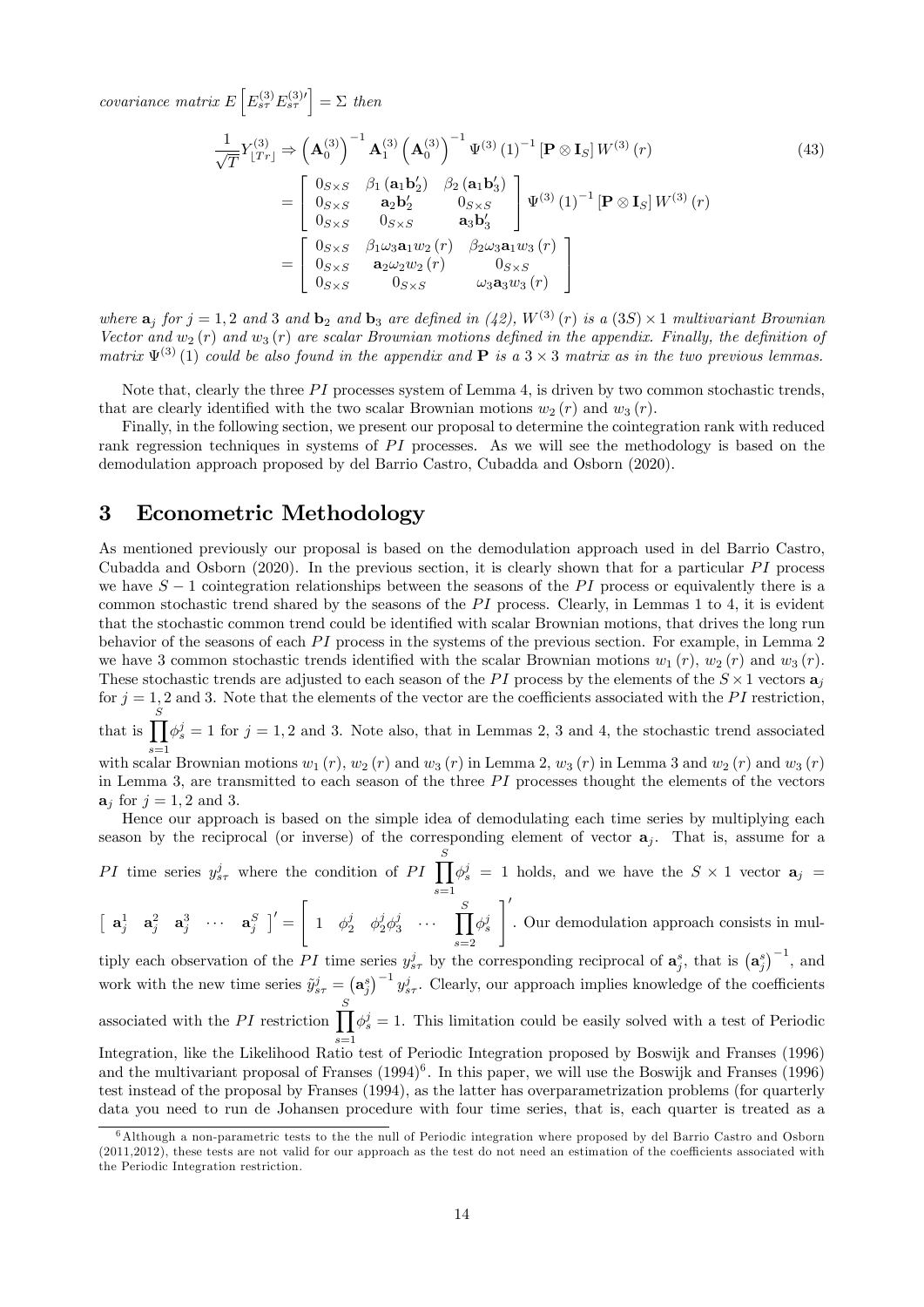*covariance matrix* $E\left[E_{s\tau}^{(3)}E_{s\tau}^{(3)\prime}\right]=\Sigma$ *then*

$$
\begin{aligned}
\frac{1}{\sqrt{T}}Y_{\lfloor Tr\rfloor}^{(3)} &\Rightarrow \left(\mathbf{A}_0^{(3)}\right)^{-1}\mathbf{A}_1^{(3)}\left(\mathbf{A}_0^{(3)}\right)^{-1}\Psi^{(3)}(1)^{-1}\left[\mathbf{P}\otimes\mathbf{I}_S\right]W^{(3)}(r) \\
&= \begin{bmatrix} 0_{S\times S} & \beta_1\left(\mathbf{a}_1\mathbf{b}_2'\right) & \beta_2\left(\mathbf{a}_1\mathbf{b}_3'\right) \\ 0_{S\times S} & \mathbf{a}_2\mathbf{b}_2' & 0_{S\times S} \\ 0_{S\times S} & 0_{S\times S} & \mathbf{a}_3\mathbf{b}_3' \end{bmatrix}\Psi^{(3)}(1)^{-1}\left[\mathbf{P}\otimes\mathbf{I}_S\right]W^{(3)}(r) \\
&= \begin{bmatrix} 0_{S\times S} & \beta_1\omega_3\mathbf{a}_1w_2(r) & \beta_2\omega_3\mathbf{a}_1w_3(r) \\ 0_{S\times S} & \mathbf{a}_2\omega_2w_2(r) & 0_{S\times S} \\ 0_{S\times S} & 0_{S\times S} & \omega_3\mathbf{a}_3w_3(r) \end{bmatrix}
\end{aligned}
\tag{43}
$$

*where* $\mathbf{a}_j$ *for* $j=1,2$ *and* 3 *and* $\mathbf{b}_2$ *and* $\mathbf{b}_3$ *are defined in (42),* $W^{(3)}(r)$ *is a* $(3S)\times 1$ *multivariant Brownian Vector and* $w_2(r)$ *and* $w_3(r)$ *are scalar Brownian motions defined in the appendix. Finally, the definition of matrix* $\Psi^{(3)}(1)$ *could be also found in the appendix and* $\mathbf{P}$ *is a* $3\times 3$ *matrix as in the two previous lemmas.*

Note that, clearly the three $PI$ processes system of Lemma 4, is driven by two common stochastic trends, that are clearly identified with the two scalar Brownian motions $w_2(r)$ and $w_3(r)$.

Finally, in the following section, we present our proposal to determine the cointegration rank with reduced rank regression techniques in systems of $PI$ processes. As we will see the methodology is based on the demodulation approach proposed by del Barrio Castro, Cubadda and Osborn (2020).

## 3 Econometric Methodology

As mentioned previously our proposal is based on the demodulation approach used in del Barrio Castro, Cubadda and Osborn (2020). In the previous section, it is clearly shown that for a particular $PI$ process we have $S-1$ cointegration relationships between the seasons of the $PI$ process or equivalently there is a common stochastic trend shared by the seasons of the $PI$ process. Clearly, in Lemmas 1 to 4, it is evident that the stochastic common trend could be identified with scalar Brownian motions, that drives the long run behavior of the seasons of each $PI$ process in the systems of the previous section. For example, in Lemma 2 we have 3 common stochastic trends identified with the scalar Brownian motions $w_1(r)$, $w_2(r)$ and $w_3(r)$. These stochastic trends are adjusted to each season of the $PI$ process by the elements of the $S\times 1$ vectors $\mathbf{a}_j$ for $j=1,2$ and 3. Note that the elements of the vector are the coefficients associated with the $PI$ restriction, that is $\prod_{s=1}^{S}\phi_s^j=1$ for $j=1,2$ and 3. Note also, that in Lemmas 2, 3 and 4, the stochastic trend associated with scalar Brownian motions $w_1(r)$, $w_2(r)$ and $w_3(r)$ in Lemma 2, $w_3(r)$ in Lemma 3 and $w_2(r)$ and $w_3(r)$ in Lemma 3, are transmitted to each season of the three $PI$ processes thought the elements of the vectors $\mathbf{a}_j$ for $j=1,2$ and 3.

Hence our approach is based on the simple idea of demodulating each time series by multiplying each season by the reciprocal (or inverse) of the corresponding element of vector $\mathbf{a}_j$. That is, assume for a $PI$ time series $y_{s\tau}^j$ where the condition of $PI$ $\prod_{s=1}^{S}\phi_s^j=1$ holds, and we have the $S\times 1$ vector $\mathbf{a}_j=\left[\begin{array}{ccccc}\mathbf{a}_j^1 & \mathbf{a}_j^2 & \mathbf{a}_j^3 & \cdots & \mathbf{a}_j^S\end{array}\right]'=\left[\begin{array}{ccccc}1 & \phi_2^j & \phi_2^j\phi_3^j & \cdots & \prod_{s=2}^{S}\phi_s^j\end{array}\right]'$. Our demodulation approach consists in multiply each observation of the $PI$ time series $y_{s\tau}^j$ by the corresponding reciprocal of $\mathbf{a}_j^s$, that is $\left(\mathbf{a}_j^s\right)^{-1}$, and work with the new time series $\tilde{y}_{s\tau}^j=\left(\mathbf{a}_j^s\right)^{-1}y_{s\tau}^j$. Clearly, our approach implies knowledge of the coefficients associated with the $PI$ restriction $\prod_{s=1}^{S}\phi_s^j=1$. This limitation could be easily solved with a test of Periodic Integration, like the Likelihood Ratio test of Periodic Integration proposed by Boswijk and Franses (1996) and the multivariant proposal of Franses (1994)[6]. In this paper, we will use the Boswijk and Franses (1996) test instead of the proposal by Franses (1994), as the latter has overparametrization problems (for quarterly data you need to run de Johansen procedure with four time series, that is, each quarter is treated as a

[6] Although a non-parametric tests to the the null of Periodic integration where proposed by del Barrio Castro and Osborn (2011,2012), these tests are not valid for our approach as the test do not need an estimation of the coefficients associated with the Periodic Integration restriction.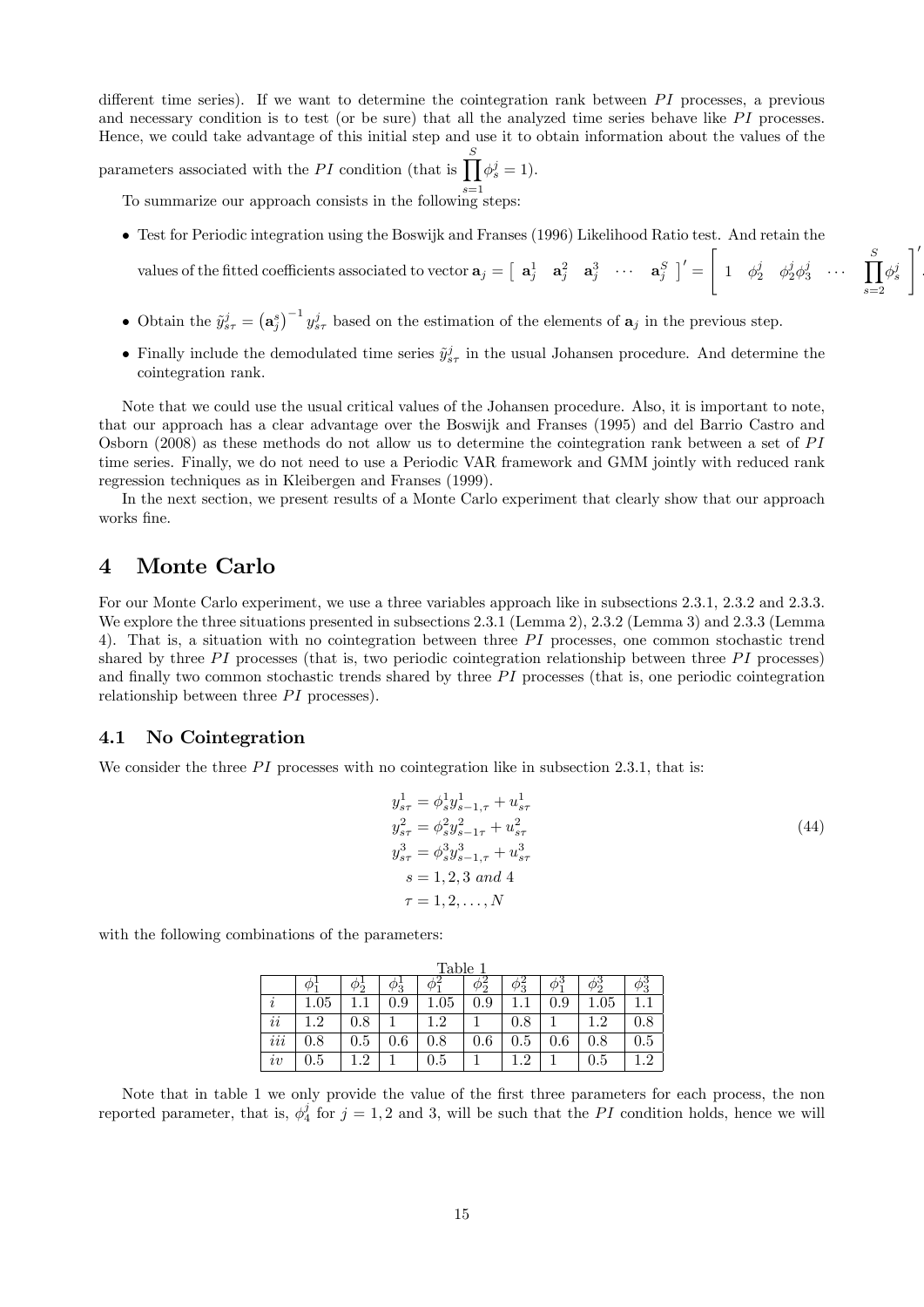different time series). If we want to determine the cointegration rank between $PI$ processes, a previous and necessary condition is to test (or be sure) that all the analyzed time series behave like $PI$ processes. Hence, we could take advantage of this initial step and use it to obtain information about the values of the parameters associated with the $PI$ condition (that is $\prod_{s=1}^{S} \phi_s^j = 1$).

To summarize our approach consists in the following steps:

- Test for Periodic integration using the Boswijk and Franses (1996) Likelihood Ratio test. And retain the values of the fitted coefficients associated to vector $\mathbf{a}_j = \begin{bmatrix} \mathbf{a}_j^1 & \mathbf{a}_j^2 & \mathbf{a}_j^3 & \cdots & \mathbf{a}_j^S \end{bmatrix}' = \begin{bmatrix} 1 & \phi_2^j & \phi_2^j \phi_3^j & \cdots & \prod_{s=2}^{S} \phi_s^j \end{bmatrix}'$.
- Obtain the $\tilde{y}_{s\tau}^j = \left(\mathbf{a}_j^s\right)^{-1} y_{s\tau}^j$ based on the estimation of the elements of $\mathbf{a}_j$ in the previous step.
- Finally include the demodulated time series $\tilde{y}_{s\tau}^j$ in the usual Johansen procedure. And determine the cointegration rank.

Note that we could use the usual critical values of the Johansen procedure. Also, it is important to note, that our approach has a clear advantage over the Boswijk and Franses (1995) and del Barrio Castro and Osborn (2008) as these methods do not allow us to determine the cointegration rank between a set of $PI$ time series. Finally, we do not need to use a Periodic VAR framework and GMM jointly with reduced rank regression techniques as in Kleibergen and Franses (1999).

In the next section, we present results of a Monte Carlo experiment that clearly show that our approach works fine.

# 4 Monte Carlo

For our Monte Carlo experiment, we use a three variables approach like in subsections 2.3.1, 2.3.2 and 2.3.3. We explore the three situations presented in subsections 2.3.1 (Lemma 2), 2.3.2 (Lemma 3) and 2.3.3 (Lemma 4). That is, a situation with no cointegration between three $PI$ processes, one common stochastic trend shared by three $PI$ processes (that is, two periodic cointegration relationship between three $PI$ processes) and finally two common stochastic trends shared by three $PI$ processes (that is, one periodic cointegration relationship between three $PI$ processes).

## 4.1 No Cointegration

We consider the three $PI$ processes with no cointegration like in subsection 2.3.1, that is:

$$
\begin{gathered}
y_{s\tau}^1 = \phi_s^1 y_{s-1,\tau}^1 + u_{s\tau}^1 \\
y_{s\tau}^2 = \phi_s^2 y_{s-1\tau}^2 + u_{s\tau}^2 \\
y_{s\tau}^3 = \phi_s^3 y_{s-1,\tau}^3 + u_{s\tau}^3 \\
s = 1, 2, 3 \text{ and } 4 \\
\tau = 1, 2, \ldots, N
\end{gathered}
\tag{44}
$$

with the following combinations of the parameters:

Table 1

| | $\phi_1^1$ | $\phi_2^1$ | $\phi_3^1$ | $\phi_1^2$ | $\phi_2^2$ | $\phi_3^2$ | $\phi_1^3$ | $\phi_2^3$ | $\phi_3^3$ |
|---|---|---|---|---|---|---|---|---|---|
| $i$ | 1.05 | 1.1 | 0.9 | 1.05 | 0.9 | 1.1 | 0.9 | 1.05 | 1.1 |
| $ii$ | 1.2 | 0.8 | 1 | 1.2 | 1 | 0.8 | 1 | 1.2 | 0.8 |
| $iii$ | 0.8 | 0.5 | 0.6 | 0.8 | 0.6 | 0.5 | 0.6 | 0.8 | 0.5 |
| $iv$ | 0.5 | 1.2 | 1 | 0.5 | 1 | 1.2 | 1 | 0.5 | 1.2 |

Note that in table 1 we only provide the value of the first three parameters for each process, the non reported parameter, that is, $\phi_4^j$ for $j = 1, 2$ and 3, will be such that the $PI$ condition holds, hence we will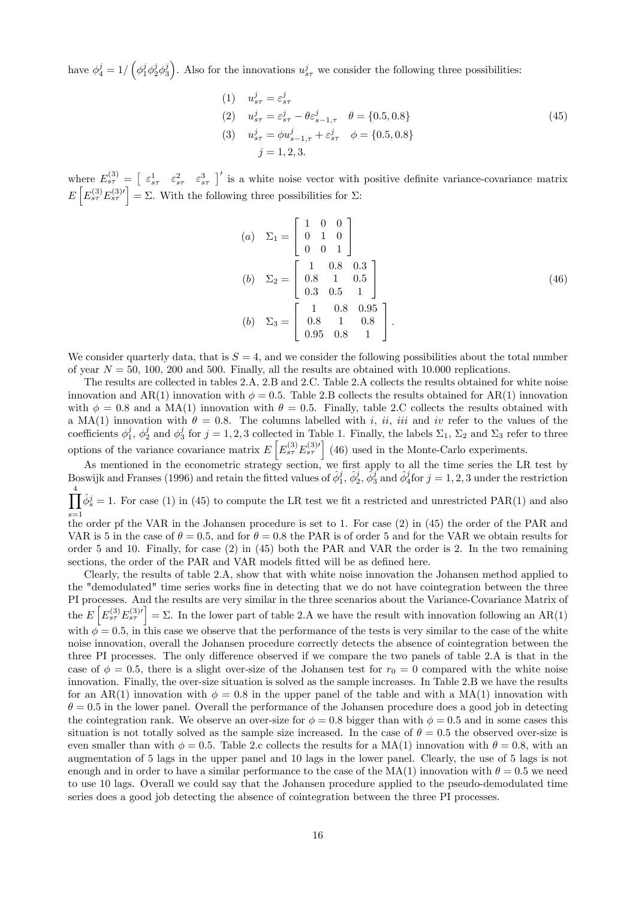have $\phi_4^j = 1/\left(\phi_1^j \phi_2^j \phi_3^j\right)$. Also for the innovations $u_{s\tau}^j$ we consider the following three possibilities:

$$
\begin{array}{ll}
(1) & u_{s\tau}^j = \varepsilon_{s\tau}^j \\
(2) & u_{s\tau}^j = \varepsilon_{s\tau}^j - \theta \varepsilon_{s-1,\tau}^j \quad \theta = \{0.5, 0.8\} \\
(3) & u_{s\tau}^j = \phi u_{s-1,\tau}^j + \varepsilon_{s\tau}^j \quad \phi = \{0.5, 0.8\} \\
 & j = 1, 2, 3.
\end{array}
\tag{45}
$$

where $E_{s\tau}^{(3)} = \left[\begin{array}{ccc} \varepsilon_{s\tau}^1 & \varepsilon_{s\tau}^2 & \varepsilon_{s\tau}^3 \end{array}\right]'$ is a white noise vector with positive definite variance-covariance matrix $E\left[E_{s\tau}^{(3)} E_{s\tau}^{(3)\prime}\right] = \Sigma$. With the following three possibilities for $\Sigma$:

$$
\begin{array}{ll}
(a) & \Sigma_1 = \left[\begin{array}{ccc} 1 & 0 & 0 \\ 0 & 1 & 0 \\ 0 & 0 & 1 \end{array}\right] \\
(b) & \Sigma_2 = \left[\begin{array}{ccc} 1 & 0.8 & 0.3 \\ 0.8 & 1 & 0.5 \\ 0.3 & 0.5 & 1 \end{array}\right] \\
(b) & \Sigma_3 = \left[\begin{array}{ccc} 1 & 0.8 & 0.95 \\ 0.8 & 1 & 0.8 \\ 0.95 & 0.8 & 1 \end{array}\right].
\end{array}
\tag{46}
$$

We consider quarterly data, that is $S = 4$, and we consider the following possibilities about the total number of year $N = 50$, 100, 200 and 500. Finally, all the results are obtained with 10.000 replications.

The results are collected in tables 2.A, 2.B and 2.C. Table 2.A collects the results obtained for white noise innovation and AR(1) innovation with $\phi = 0.5$. Table 2.B collects the results obtained for AR(1) innovation with $\phi = 0.8$ and a MA(1) innovation with $\theta = 0.5$. Finally, table 2.C collects the results obtained with a MA(1) innovation with $\theta = 0.8$. The columns labelled with *i*, *ii*, *iii* and *iv* refer to the values of the coefficients $\phi_1^j$, $\phi_2^j$ and $\phi_3^j$ for $j = 1, 2, 3$ collected in Table 1. Finally, the labels $\Sigma_1$, $\Sigma_2$ and $\Sigma_3$ refer to three options of the variance covariance matrix $E\left[E_{s\tau}^{(3)} E_{s\tau}^{(3)\prime}\right]$ (46) used in the Monte-Carlo experiments.

As mentioned in the econometric strategy section, we first apply to all the time series the LR test by Boswijk and Franses (1996) and retain the fitted values of $\hat{\phi}_1^j$, $\hat{\phi}_2^j$, $\hat{\phi}_3^j$ and $\hat{\phi}_4^j$for $j = 1, 2, 3$ under the restriction $\prod_{s=1}^{4} \hat{\phi}_s^j = 1$. For case (1) in (45) to compute the LR test we fit a restricted and unrestricted PAR(1) and also the order pf the VAR in the Johansen procedure is set to 1. For case (2) in (45) the order of the PAR and VAR is 5 in the case of $\theta = 0.5$, and for $\theta = 0.8$ the PAR is of order 5 and for the VAR we obtain results for order 5 and 10. Finally, for case (2) in (45) both the PAR and VAR the order is 2. In the two remaining sections, the order of the PAR and VAR models fitted will be as defined here.

Clearly, the results of table 2.A, show that with white noise innovation the Johansen method applied to the "demodulated" time series works fine in detecting that we do not have cointegration between the three PI processes. And the results are very similar in the three scenarios about the Variance-Covariance Matrix of the $E\left[E_{s\tau}^{(3)} E_{s\tau}^{(3)\prime}\right] = \Sigma$. In the lower part of table 2.A we have the result with innovation following an AR(1) with $\phi = 0.5$, in this case we observe that the performance of the tests is very similar to the case of the white noise innovation, overall the Johansen procedure correctly detects the absence of cointegration between the three PI processes. The only difference observed if we compare the two panels of table 2.A is that in the case of $\phi = 0.5$, there is a slight over-size of the Johansen test for $r_0 = 0$ compared with the white noise innovation. Finally, the over-size situation is solved as the sample increases. In Table 2.B we have the results for an AR(1) innovation with $\phi = 0.8$ in the upper panel of the table and with a MA(1) innovation with $\theta = 0.5$ in the lower panel. Overall the performance of the Johansen procedure does a good job in detecting the cointegration rank. We observe an over-size for $\phi = 0.8$ bigger than with $\phi = 0.5$ and in some cases this situation is not totally solved as the sample size increased. In the case of $\theta = 0.5$ the observed over-size is even smaller than with $\phi = 0.5$. Table 2.c collects the results for a MA(1) innovation with $\theta = 0.8$, with an augmentation of 5 lags in the upper panel and 10 lags in the lower panel. Clearly, the use of 5 lags is not enough and in order to have a similar performance to the case of the MA(1) innovation with $\theta = 0.5$ we need to use 10 lags. Overall we could say that the Johansen procedure applied to the pseudo-demodulated time series does a good job detecting the absence of cointegration between the three PI processes.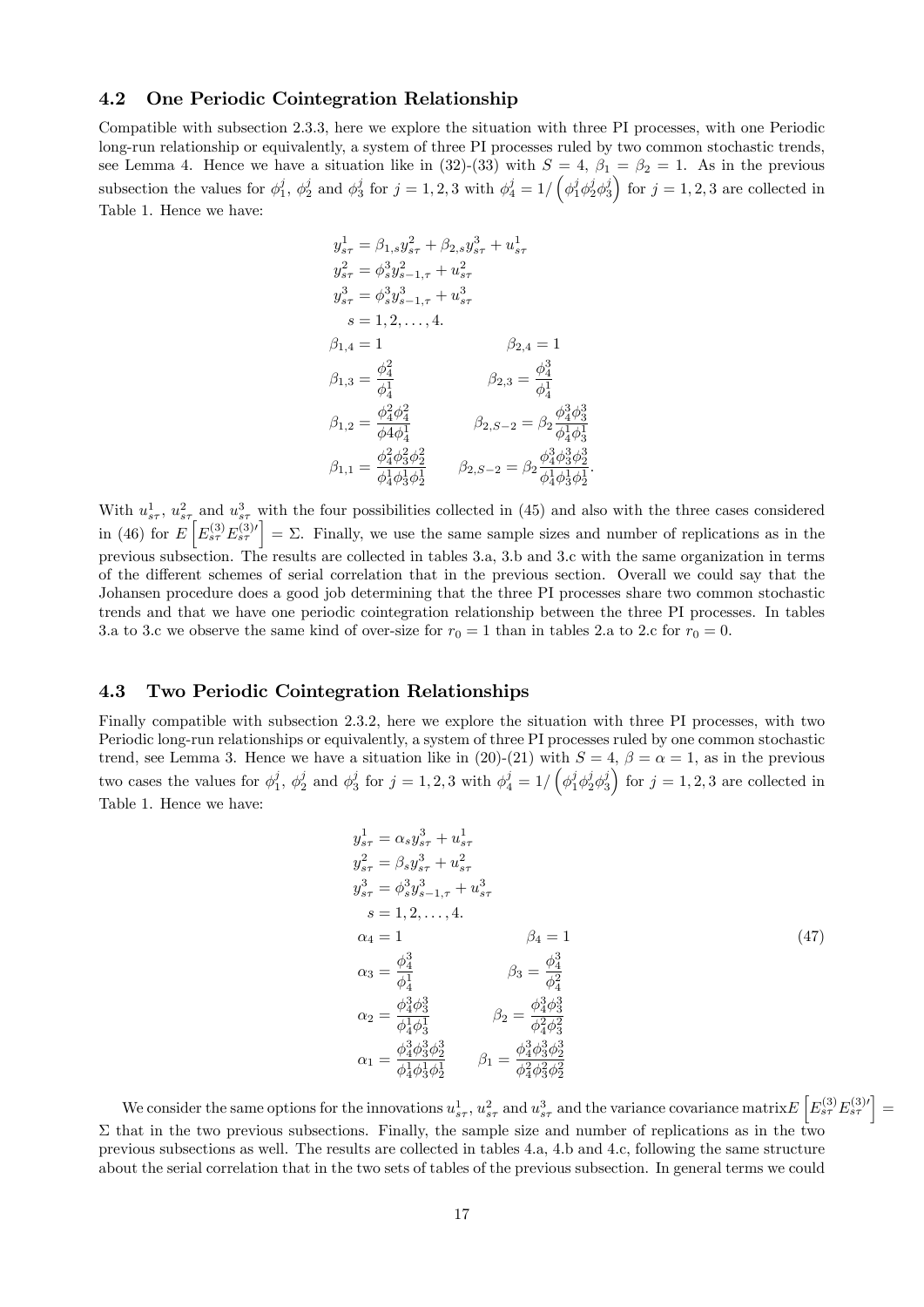### 4.2 One Periodic Cointegration Relationship

Compatible with subsection 2.3.3, here we explore the situation with three PI processes, with one Periodic long-run relationship or equivalently, a system of three PI processes ruled by two common stochastic trends, see Lemma 4. Hence we have a situation like in (32)-(33) with $S = 4$, $\beta_1 = \beta_2 = 1$. As in the previous subsection the values for $\phi_1^j$, $\phi_2^j$ and $\phi_3^j$ for $j = 1, 2, 3$ with $\phi_4^j = 1/\left(\phi_1^j \phi_2^j \phi_3^j\right)$ for $j = 1, 2, 3$ are collected in Table 1. Hence we have:

$$
\begin{aligned}
& y_{s\tau}^1 = \beta_{1,s} y_{s\tau}^2 + \beta_{2,s} y_{s\tau}^3 + u_{s\tau}^1 \\
& y_{s\tau}^2 = \phi_s^3 y_{s-1,\tau}^2 + u_{s\tau}^2 \\
& y_{s\tau}^3 = \phi_s^3 y_{s-1,\tau}^3 + u_{s\tau}^3 \\
& \quad s = 1, 2, \ldots, 4. \\
& \beta_{1,4} = 1 \qquad\qquad\qquad \beta_{2,4} = 1 \\
& \beta_{1,3} = \frac{\phi_4^2}{\phi_4^1} \qquad\qquad \beta_{2,3} = \frac{\phi_4^3}{\phi_4^1} \\
& \beta_{1,2} = \frac{\phi_4^2 \phi_4^2}{\phi 4 \phi_4^1} \qquad \beta_{2,S-2} = \beta_2 \frac{\phi_4^3 \phi_3^3}{\phi_4^1 \phi_3^1} \\
& \beta_{1,1} = \frac{\phi_4^2 \phi_3^2 \phi_2^2}{\phi_4^1 \phi_3^1 \phi_2^1} \qquad \beta_{2,S-2} = \beta_2 \frac{\phi_4^3 \phi_3^3 \phi_2^3}{\phi_4^1 \phi_3^1 \phi_2^1}.
\end{aligned}
$$

With $u_{s\tau}^1$, $u_{s\tau}^2$ and $u_{s\tau}^3$ with the four possibilities collected in (45) and also with the three cases considered in (46) for $E\left[E_{s\tau}^{(3)} E_{s\tau}^{(3)\prime}\right] = \Sigma$. Finally, we use the same sample sizes and number of replications as in the previous subsection. The results are collected in tables 3.a, 3.b and 3.c with the same organization in terms of the different schemes of serial correlation that in the previous section. Overall we could say that the Johansen procedure does a good job determining that the three PI processes share two common stochastic trends and that we have one periodic cointegration relationship between the three PI processes. In tables 3.a to 3.c we observe the same kind of over-size for $r_0 = 1$ than in tables 2.a to 2.c for $r_0 = 0$.

### 4.3 Two Periodic Cointegration Relationships

Finally compatible with subsection 2.3.2, here we explore the situation with three PI processes, with two Periodic long-run relationships or equivalently, a system of three PI processes ruled by one common stochastic trend, see Lemma 3. Hence we have a situation like in (20)-(21) with $S = 4$, $\beta = \alpha = 1$, as in the previous two cases the values for $\phi_1^j$, $\phi_2^j$ and $\phi_3^j$ for $j = 1, 2, 3$ with $\phi_4^j = 1/\left(\phi_1^j \phi_2^j \phi_3^j\right)$ for $j = 1, 2, 3$ are collected in Table 1. Hence we have:

$$
\begin{aligned}
& y_{s\tau}^1 = \alpha_s y_{s\tau}^3 + u_{s\tau}^1 \\
& y_{s\tau}^2 = \beta_s y_{s\tau}^3 + u_{s\tau}^2 \\
& y_{s\tau}^3 = \phi_s^3 y_{s-1,\tau}^3 + u_{s\tau}^3 \\
& \quad s = 1, 2, \ldots, 4. \\
& \alpha_4 = 1 \qquad\qquad\qquad \beta_4 = 1 \\
& \alpha_3 = \frac{\phi_4^3}{\phi_4^1} \qquad\qquad \beta_3 = \frac{\phi_4^3}{\phi_4^2} \\
& \alpha_2 = \frac{\phi_4^3 \phi_3^3}{\phi_4^1 \phi_3^1} \qquad \beta_2 = \frac{\phi_4^3 \phi_3^3}{\phi_4^2 \phi_3^2} \\
& \alpha_1 = \frac{\phi_4^3 \phi_3^3 \phi_2^3}{\phi_4^1 \phi_3^1 \phi_2^1} \qquad \beta_1 = \frac{\phi_4^3 \phi_3^3 \phi_2^3}{\phi_4^2 \phi_3^2 \phi_2^2}
\end{aligned}
\tag{47}
$$

We consider the same options for the innovations $u_{s\tau}^1$, $u_{s\tau}^2$ and $u_{s\tau}^3$ and the variance covariance matrix$E\left[E_{s\tau}^{(3)} E_{s\tau}^{(3)\prime}\right] = \Sigma$ that in the two previous subsections. Finally, the sample size and number of replications as in the two previous subsections as well. The results are collected in tables 4.a, 4.b and 4.c, following the same structure about the serial correlation that in the two sets of tables of the previous subsection. In general terms we could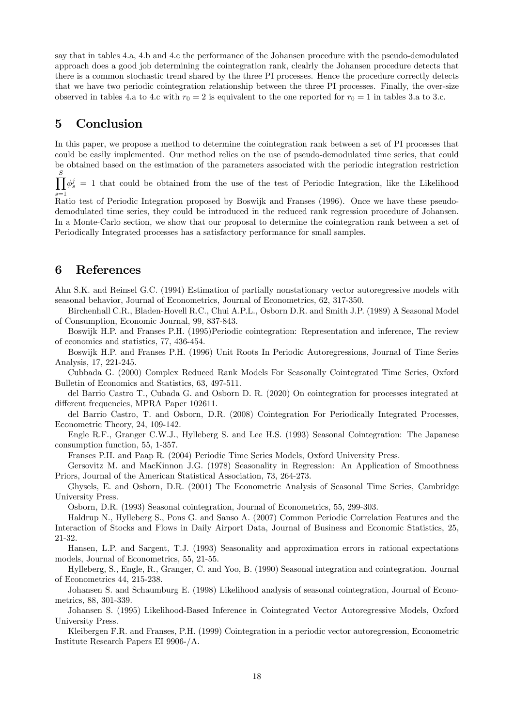say that in tables 4.a, 4.b and 4.c the performance of the Johansen procedure with the pseudo-demodulated approach does a good job determining the cointegration rank, clealrly the Johansen procedure detects that there is a common stochastic trend shared by the three PI processes. Hence the procedure correctly detects that we have two periodic cointegration relationship between the three PI processes. Finally, the over-size observed in tables 4.a to 4.c with $r_0 = 2$ is equivalent to the one reported for $r_0 = 1$ in tables 3.a to 3.c.

# 5 Conclusion

In this paper, we propose a method to determine the cointegration rank between a set of PI processes that could be easily implemented. Our method relies on the use of pseudo-demodulated time series, that could be obtained based on the estimation of the parameters associated with the periodic integration restriction $\prod_{s=1}^{S} \phi_s^j = 1$ that could be obtained from the use of the test of Periodic Integration, like the Likelihood Ratio test of Periodic Integration proposed by Boswijk and Franses (1996). Once we have these pseudo-demodulated time series, they could be introduced in the reduced rank regression procedure of Johansen. In a Monte-Carlo section, we show that our proposal to determine the cointegration rank between a set of Periodically Integrated processes has a satisfactory performance for small samples.

# 6 References

Ahn S.K. and Reinsel G.C. (1994) Estimation of partially nonstationary vector autoregressive models with seasonal behavior, Journal of Econometrics, Journal of Econometrics, 62, 317-350.

Birchenhall C.R., Bladen-Hovell R.C., Chui A.P.L., Osborn D.R. and Smith J.P. (1989) A Seasonal Model of Consumption, Economic Journal, 99, 837-843.

Boswijk H.P. and Franses P.H. (1995)Periodic cointegration: Representation and inference, The review of economics and statistics, 77, 436-454.

Boswijk H.P. and Franses P.H. (1996) Unit Roots In Periodic Autoregressions, Journal of Time Series Analysis, 17, 221-245.

Cubbada G. (2000) Complex Reduced Rank Models For Seasonally Cointegrated Time Series, Oxford Bulletin of Economics and Statistics, 63, 497-511.

del Barrio Castro T., Cubada G. and Osborn D. R. (2020) On cointegration for processes integrated at different frequencies, MPRA Paper 102611.

del Barrio Castro, T. and Osborn, D.R. (2008) Cointegration For Periodically Integrated Processes, Econometric Theory, 24, 109-142.

Engle R.F., Granger C.W.J., Hylleberg S. and Lee H.S. (1993) Seasonal Cointegration: The Japanese consumption function, 55, 1-357.

Franses P.H. and Paap R. (2004) Periodic Time Series Models, Oxford University Press.

Gersovitz M. and MacKinnon J.G. (1978) Seasonality in Regression: An Application of Smoothness Priors, Journal of the American Statistical Association, 73, 264-273.

Ghysels, E. and Osborn, D.R. (2001) The Econometric Analysis of Seasonal Time Series, Cambridge University Press.

Osborn, D.R. (1993) Seasonal cointegration, Journal of Econometrics, 55, 299-303.

Haldrup N., Hylleberg S., Pons G. and Sanso A. (2007) Common Periodic Correlation Features and the Interaction of Stocks and Flows in Daily Airport Data, Journal of Business and Economic Statistics, 25, 21-32.

Hansen, L.P. and Sargent, T.J. (1993) Seasonality and approximation errors in rational expectations models, Journal of Econometrics, 55, 21-55.

Hylleberg, S., Engle, R., Granger, C. and Yoo, B. (1990) Seasonal integration and cointegration. Journal of Econometrics 44, 215-238.

Johansen S. and Schaumburg E. (1998) Likelihood analysis of seasonal cointegration, Journal of Econometrics, 88, 301-339.

Johansen S. (1995) Likelihood-Based Inference in Cointegrated Vector Autoregressive Models, Oxford University Press.

Kleibergen F.R. and Franses, P.H. (1999) Cointegration in a periodic vector autoregression, Econometric Institute Research Papers EI 9906-/A.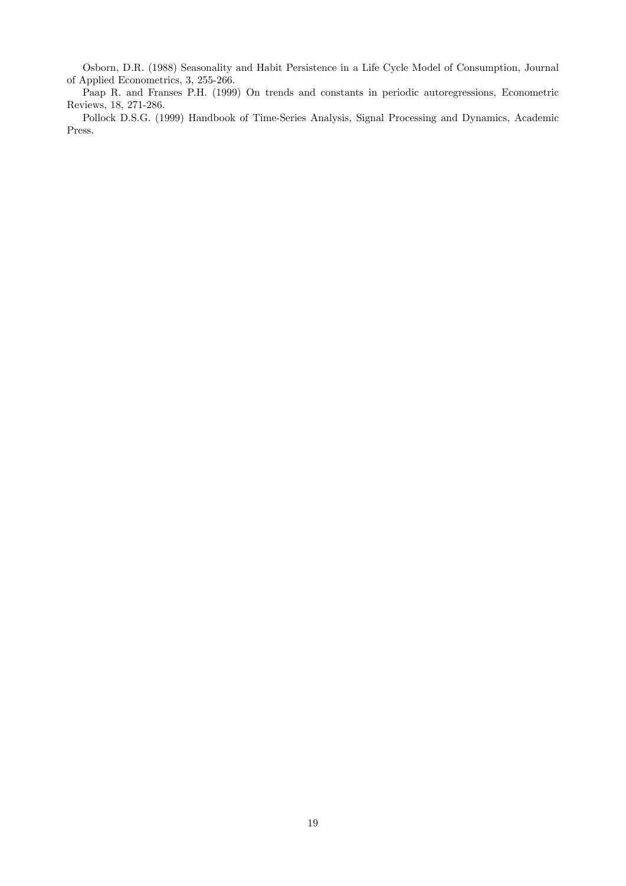Osborn, D.R. (1988) Seasonality and Habit Persistence in a Life Cycle Model of Consumption, Journal of Applied Econometrics, 3, 255-266.

Paap R. and Franses P.H. (1999) On trends and constants in periodic autoregressions, Econometric Reviews, 18, 271-286.

Pollock D.S.G. (1999) Handbook of Time-Series Analysis, Signal Processing and Dynamics, Academic Press.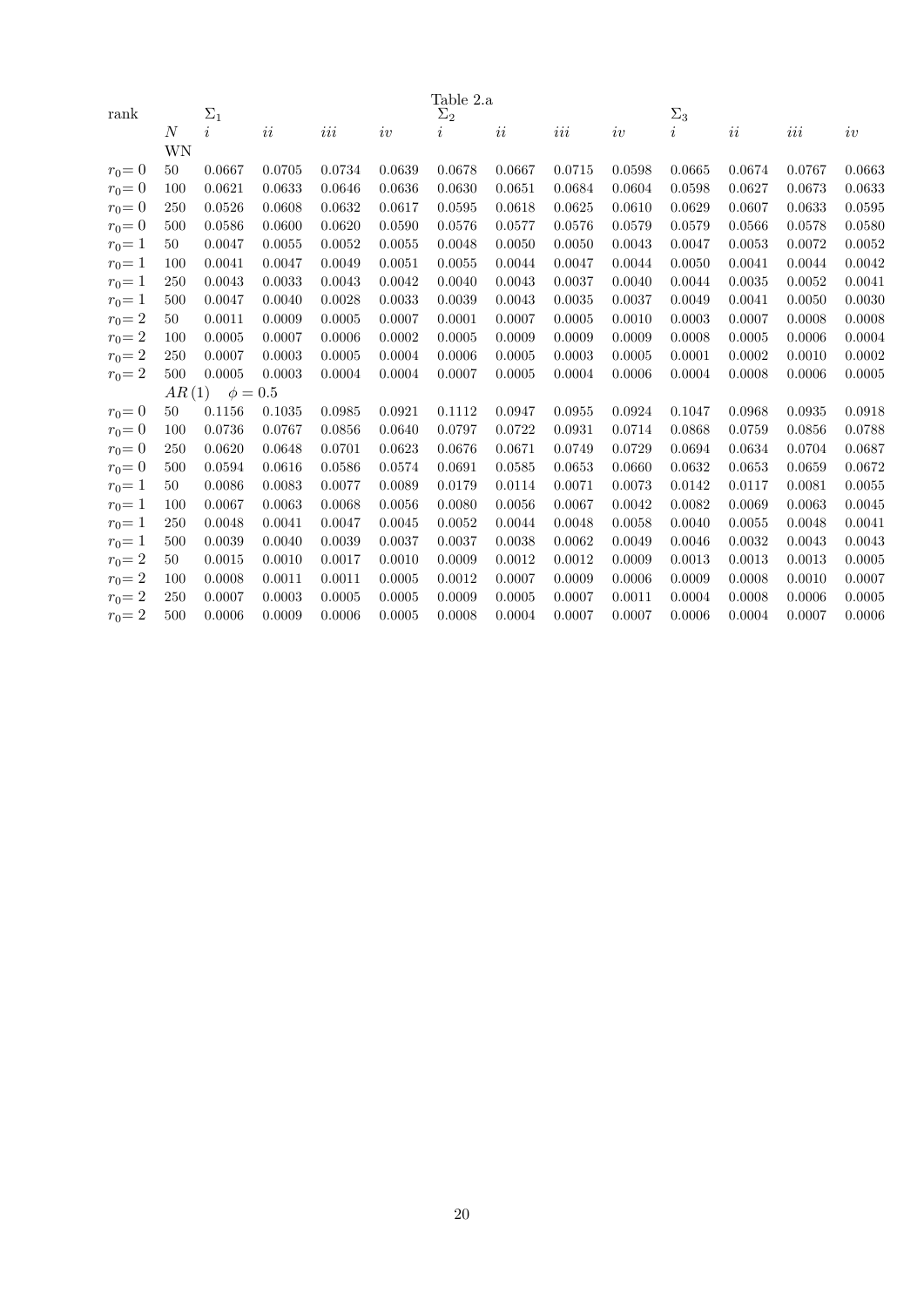Table 2.a

| rank | | $\Sigma_1$ | | | | $\Sigma_2$ | | | | $\Sigma_3$ | | | |
|---|---|---|---|---|---|---|---|---|---|---|---|---|---|
| | $N$ | $i$ | $ii$ | $iii$ | $iv$ | $i$ | $ii$ | $iii$ | $iv$ | $i$ | $ii$ | $iii$ | $iv$ |
| | WN | | | | | | | | | | | | |
| $r_0 = 0$ | 50 | 0.0667 | 0.0705 | 0.0734 | 0.0639 | 0.0678 | 0.0667 | 0.0715 | 0.0598 | 0.0665 | 0.0674 | 0.0767 | 0.0663 |
| $r_0 = 0$ | 100 | 0.0621 | 0.0633 | 0.0646 | 0.0636 | 0.0630 | 0.0651 | 0.0684 | 0.0604 | 0.0598 | 0.0627 | 0.0673 | 0.0633 |
| $r_0 = 0$ | 250 | 0.0526 | 0.0608 | 0.0632 | 0.0617 | 0.0595 | 0.0618 | 0.0625 | 0.0610 | 0.0629 | 0.0607 | 0.0633 | 0.0595 |
| $r_0 = 0$ | 500 | 0.0586 | 0.0600 | 0.0620 | 0.0590 | 0.0576 | 0.0577 | 0.0576 | 0.0579 | 0.0579 | 0.0566 | 0.0578 | 0.0580 |
| $r_0 = 1$ | 50 | 0.0047 | 0.0055 | 0.0052 | 0.0055 | 0.0048 | 0.0050 | 0.0050 | 0.0043 | 0.0047 | 0.0053 | 0.0072 | 0.0052 |
| $r_0 = 1$ | 100 | 0.0041 | 0.0047 | 0.0049 | 0.0051 | 0.0055 | 0.0044 | 0.0047 | 0.0044 | 0.0050 | 0.0041 | 0.0044 | 0.0042 |
| $r_0 = 1$ | 250 | 0.0043 | 0.0033 | 0.0043 | 0.0042 | 0.0040 | 0.0043 | 0.0037 | 0.0040 | 0.0044 | 0.0035 | 0.0052 | 0.0041 |
| $r_0 = 1$ | 500 | 0.0047 | 0.0040 | 0.0028 | 0.0033 | 0.0039 | 0.0043 | 0.0035 | 0.0037 | 0.0049 | 0.0041 | 0.0050 | 0.0030 |
| $r_0 = 2$ | 50 | 0.0011 | 0.0009 | 0.0005 | 0.0007 | 0.0001 | 0.0007 | 0.0005 | 0.0010 | 0.0003 | 0.0007 | 0.0008 | 0.0008 |
| $r_0 = 2$ | 100 | 0.0005 | 0.0007 | 0.0006 | 0.0002 | 0.0005 | 0.0009 | 0.0009 | 0.0009 | 0.0008 | 0.0005 | 0.0006 | 0.0004 |
| $r_0 = 2$ | 250 | 0.0007 | 0.0003 | 0.0005 | 0.0004 | 0.0006 | 0.0005 | 0.0003 | 0.0005 | 0.0001 | 0.0002 | 0.0010 | 0.0002 |
| $r_0 = 2$ | 500 | 0.0005 | 0.0003 | 0.0004 | 0.0004 | 0.0007 | 0.0005 | 0.0004 | 0.0006 | 0.0004 | 0.0008 | 0.0006 | 0.0005 |
| | $AR(1)$ | $\phi = 0.5$ | | | | | | | | | | | |
| $r_0 = 0$ | 50 | 0.1156 | 0.1035 | 0.0985 | 0.0921 | 0.1112 | 0.0947 | 0.0955 | 0.0924 | 0.1047 | 0.0968 | 0.0935 | 0.0918 |
| $r_0 = 0$ | 100 | 0.0736 | 0.0767 | 0.0856 | 0.0640 | 0.0797 | 0.0722 | 0.0931 | 0.0714 | 0.0868 | 0.0759 | 0.0856 | 0.0788 |
| $r_0 = 0$ | 250 | 0.0620 | 0.0648 | 0.0701 | 0.0623 | 0.0676 | 0.0671 | 0.0749 | 0.0729 | 0.0694 | 0.0634 | 0.0704 | 0.0687 |
| $r_0 = 0$ | 500 | 0.0594 | 0.0616 | 0.0586 | 0.0574 | 0.0691 | 0.0585 | 0.0653 | 0.0660 | 0.0632 | 0.0653 | 0.0659 | 0.0672 |
| $r_0 = 1$ | 50 | 0.0086 | 0.0083 | 0.0077 | 0.0089 | 0.0179 | 0.0114 | 0.0071 | 0.0073 | 0.0142 | 0.0117 | 0.0081 | 0.0055 |
| $r_0 = 1$ | 100 | 0.0067 | 0.0063 | 0.0068 | 0.0056 | 0.0080 | 0.0056 | 0.0067 | 0.0042 | 0.0082 | 0.0069 | 0.0063 | 0.0045 |
| $r_0 = 1$ | 250 | 0.0048 | 0.0041 | 0.0047 | 0.0045 | 0.0052 | 0.0044 | 0.0048 | 0.0058 | 0.0040 | 0.0055 | 0.0048 | 0.0041 |
| $r_0 = 1$ | 500 | 0.0039 | 0.0040 | 0.0039 | 0.0037 | 0.0037 | 0.0038 | 0.0062 | 0.0049 | 0.0046 | 0.0032 | 0.0043 | 0.0043 |
| $r_0 = 2$ | 50 | 0.0015 | 0.0010 | 0.0017 | 0.0010 | 0.0009 | 0.0012 | 0.0012 | 0.0009 | 0.0013 | 0.0013 | 0.0013 | 0.0005 |
| $r_0 = 2$ | 100 | 0.0008 | 0.0011 | 0.0011 | 0.0005 | 0.0012 | 0.0007 | 0.0009 | 0.0006 | 0.0009 | 0.0008 | 0.0010 | 0.0007 |
| $r_0 = 2$ | 250 | 0.0007 | 0.0003 | 0.0005 | 0.0005 | 0.0009 | 0.0005 | 0.0007 | 0.0011 | 0.0004 | 0.0008 | 0.0006 | 0.0005 |
| $r_0 = 2$ | 500 | 0.0006 | 0.0009 | 0.0006 | 0.0005 | 0.0008 | 0.0004 | 0.0007 | 0.0007 | 0.0006 | 0.0004 | 0.0007 | 0.0006 |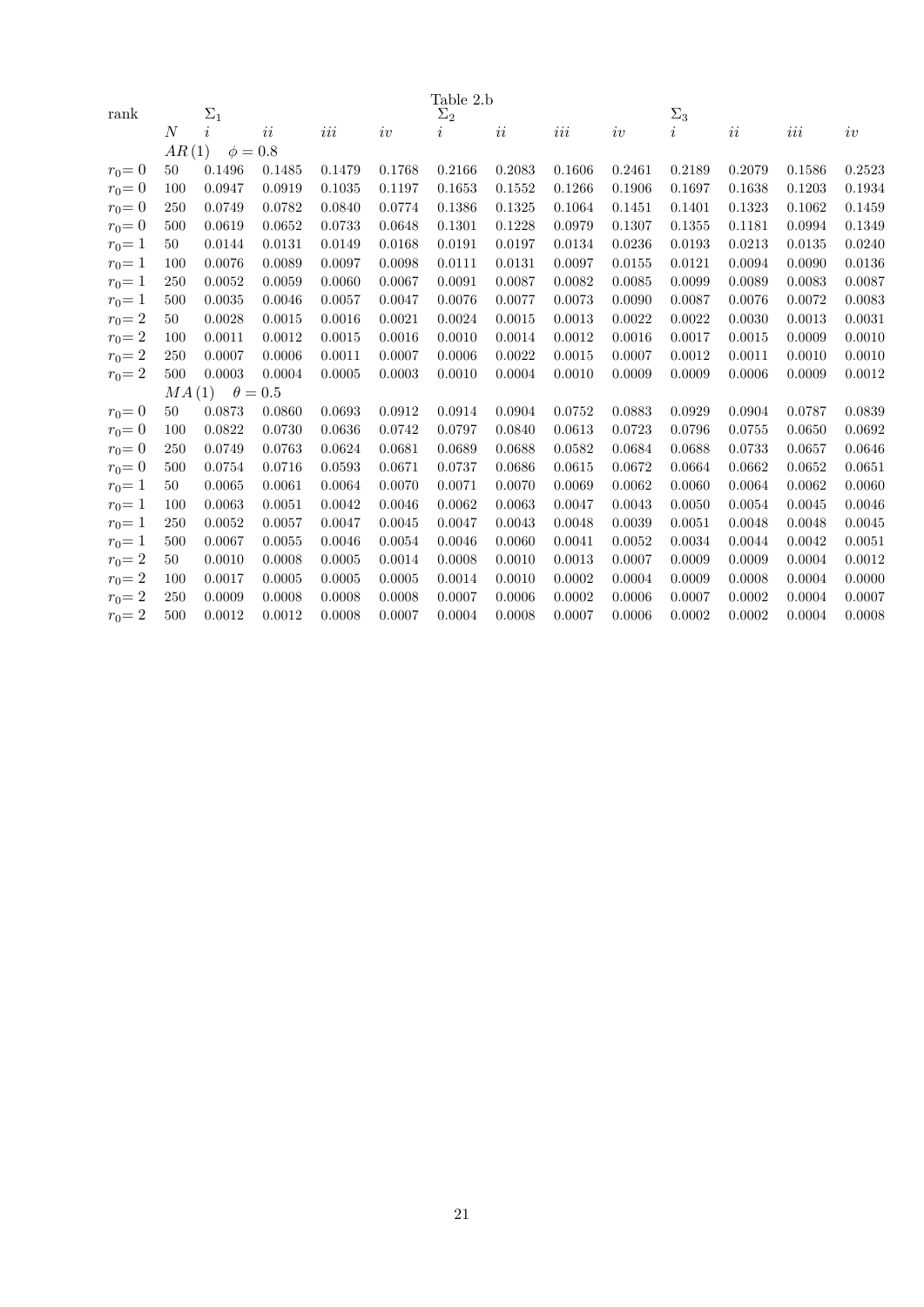Table 2.b

| rank | | $\Sigma_1$ | | | | $\Sigma_2$ | | | | $\Sigma_3$ | | | |
|---|---|---|---|---|---|---|---|---|---|---|---|---|---|
| | $N$ | $i$ | $ii$ | $iii$ | $iv$ | $i$ | $ii$ | $iii$ | $iv$ | $i$ | $ii$ | $iii$ | $iv$ |
| | $AR(1)$ $\phi = 0.8$ | | | | | | | | | | | | |
| $r_0 = 0$ | 50 | 0.1496 | 0.1485 | 0.1479 | 0.1768 | 0.2166 | 0.2083 | 0.1606 | 0.2461 | 0.2189 | 0.2079 | 0.1586 | 0.2523 |
| $r_0 = 0$ | 100 | 0.0947 | 0.0919 | 0.1035 | 0.1197 | 0.1653 | 0.1552 | 0.1266 | 0.1906 | 0.1697 | 0.1638 | 0.1203 | 0.1934 |
| $r_0 = 0$ | 250 | 0.0749 | 0.0782 | 0.0840 | 0.0774 | 0.1386 | 0.1325 | 0.1064 | 0.1451 | 0.1401 | 0.1323 | 0.1062 | 0.1459 |
| $r_0 = 0$ | 500 | 0.0619 | 0.0652 | 0.0733 | 0.0648 | 0.1301 | 0.1228 | 0.0979 | 0.1307 | 0.1355 | 0.1181 | 0.0994 | 0.1349 |
| $r_0 = 1$ | 50 | 0.0144 | 0.0131 | 0.0149 | 0.0168 | 0.0191 | 0.0197 | 0.0134 | 0.0236 | 0.0193 | 0.0213 | 0.0135 | 0.0240 |
| $r_0 = 1$ | 100 | 0.0076 | 0.0089 | 0.0097 | 0.0098 | 0.0111 | 0.0131 | 0.0097 | 0.0155 | 0.0121 | 0.0094 | 0.0090 | 0.0136 |
| $r_0 = 1$ | 250 | 0.0052 | 0.0059 | 0.0060 | 0.0067 | 0.0091 | 0.0087 | 0.0082 | 0.0085 | 0.0099 | 0.0089 | 0.0083 | 0.0087 |
| $r_0 = 1$ | 500 | 0.0035 | 0.0046 | 0.0057 | 0.0047 | 0.0076 | 0.0077 | 0.0073 | 0.0090 | 0.0087 | 0.0076 | 0.0072 | 0.0083 |
| $r_0 = 2$ | 50 | 0.0028 | 0.0015 | 0.0016 | 0.0021 | 0.0024 | 0.0015 | 0.0013 | 0.0022 | 0.0022 | 0.0030 | 0.0013 | 0.0031 |
| $r_0 = 2$ | 100 | 0.0011 | 0.0012 | 0.0015 | 0.0016 | 0.0010 | 0.0014 | 0.0012 | 0.0016 | 0.0017 | 0.0015 | 0.0009 | 0.0010 |
| $r_0 = 2$ | 250 | 0.0007 | 0.0006 | 0.0011 | 0.0007 | 0.0006 | 0.0022 | 0.0015 | 0.0007 | 0.0012 | 0.0011 | 0.0010 | 0.0010 |
| $r_0 = 2$ | 500 | 0.0003 | 0.0004 | 0.0005 | 0.0003 | 0.0010 | 0.0004 | 0.0010 | 0.0009 | 0.0009 | 0.0006 | 0.0009 | 0.0012 |
| | $MA(1)$ $\theta = 0.5$ | | | | | | | | | | | | |
| $r_0 = 0$ | 50 | 0.0873 | 0.0860 | 0.0693 | 0.0912 | 0.0914 | 0.0904 | 0.0752 | 0.0883 | 0.0929 | 0.0904 | 0.0787 | 0.0839 |
| $r_0 = 0$ | 100 | 0.0822 | 0.0730 | 0.0636 | 0.0742 | 0.0797 | 0.0840 | 0.0613 | 0.0723 | 0.0796 | 0.0755 | 0.0650 | 0.0692 |
| $r_0 = 0$ | 250 | 0.0749 | 0.0763 | 0.0624 | 0.0681 | 0.0689 | 0.0688 | 0.0582 | 0.0684 | 0.0688 | 0.0733 | 0.0657 | 0.0646 |
| $r_0 = 0$ | 500 | 0.0754 | 0.0716 | 0.0593 | 0.0671 | 0.0737 | 0.0686 | 0.0615 | 0.0672 | 0.0664 | 0.0662 | 0.0652 | 0.0651 |
| $r_0 = 1$ | 50 | 0.0065 | 0.0061 | 0.0064 | 0.0070 | 0.0071 | 0.0070 | 0.0069 | 0.0062 | 0.0060 | 0.0064 | 0.0062 | 0.0060 |
| $r_0 = 1$ | 100 | 0.0063 | 0.0051 | 0.0042 | 0.0046 | 0.0062 | 0.0063 | 0.0047 | 0.0043 | 0.0050 | 0.0054 | 0.0045 | 0.0046 |
| $r_0 = 1$ | 250 | 0.0052 | 0.0057 | 0.0047 | 0.0045 | 0.0047 | 0.0043 | 0.0048 | 0.0039 | 0.0051 | 0.0048 | 0.0048 | 0.0045 |
| $r_0 = 1$ | 500 | 0.0067 | 0.0055 | 0.0046 | 0.0054 | 0.0046 | 0.0060 | 0.0041 | 0.0052 | 0.0034 | 0.0044 | 0.0042 | 0.0051 |
| $r_0 = 2$ | 50 | 0.0010 | 0.0008 | 0.0005 | 0.0014 | 0.0008 | 0.0010 | 0.0013 | 0.0007 | 0.0009 | 0.0009 | 0.0004 | 0.0012 |
| $r_0 = 2$ | 100 | 0.0017 | 0.0005 | 0.0005 | 0.0005 | 0.0014 | 0.0010 | 0.0002 | 0.0004 | 0.0009 | 0.0008 | 0.0004 | 0.0000 |
| $r_0 = 2$ | 250 | 0.0009 | 0.0008 | 0.0008 | 0.0008 | 0.0007 | 0.0006 | 0.0002 | 0.0006 | 0.0007 | 0.0002 | 0.0004 | 0.0007 |
| $r_0 = 2$ | 500 | 0.0012 | 0.0012 | 0.0008 | 0.0007 | 0.0004 | 0.0008 | 0.0007 | 0.0006 | 0.0002 | 0.0002 | 0.0004 | 0.0008 |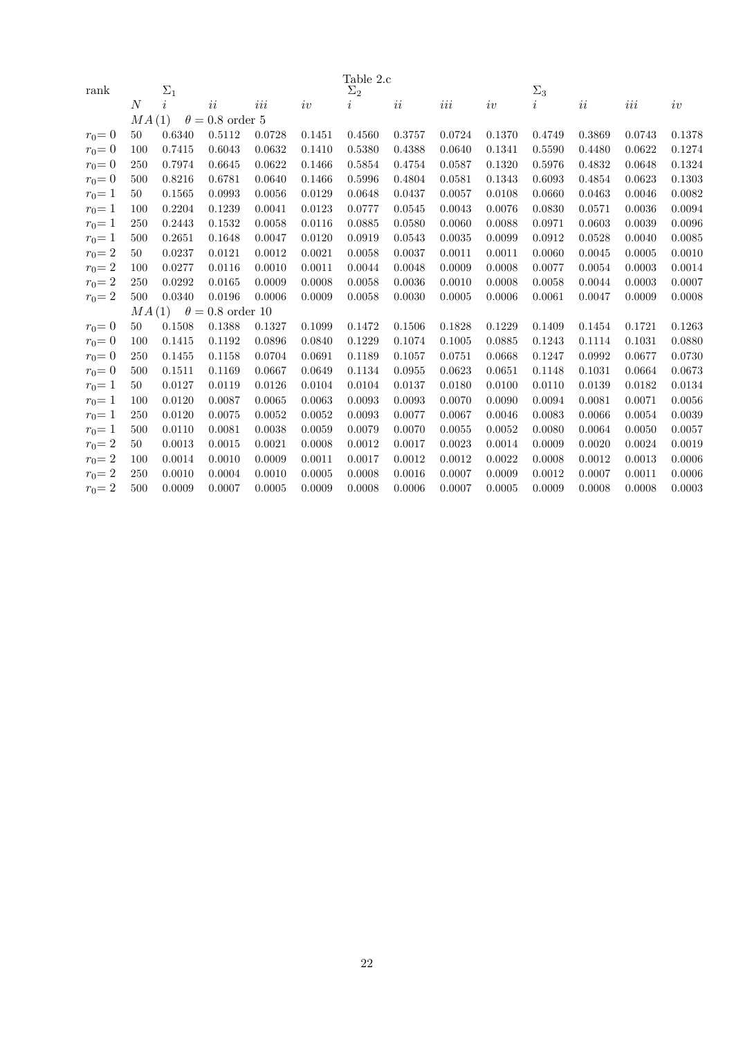Table 2.c

| rank | $N$ | $\Sigma_1$ $i$ | $ii$ | $iii$ | $iv$ | $\Sigma_2$ $i$ | $ii$ | $iii$ | $iv$ | $\Sigma_3$ $i$ | $ii$ | $iii$ | $iv$ |
|---|---|---|---|---|---|---|---|---|---|---|---|---|---|
| | $MA(1)$ | $\theta = 0.8$ order 5 | | | | | | | | | | | |
| $r_0 = 0$ | 50 | 0.6340 | 0.5112 | 0.0728 | 0.1451 | 0.4560 | 0.3757 | 0.0724 | 0.1370 | 0.4749 | 0.3869 | 0.0743 | 0.1378 |
| $r_0 = 0$ | 100 | 0.7415 | 0.6043 | 0.0632 | 0.1410 | 0.5380 | 0.4388 | 0.0640 | 0.1341 | 0.5590 | 0.4480 | 0.0622 | 0.1274 |
| $r_0 = 0$ | 250 | 0.7974 | 0.6645 | 0.0622 | 0.1466 | 0.5854 | 0.4754 | 0.0587 | 0.1320 | 0.5976 | 0.4832 | 0.0648 | 0.1324 |
| $r_0 = 0$ | 500 | 0.8216 | 0.6781 | 0.0640 | 0.1466 | 0.5996 | 0.4804 | 0.0581 | 0.1343 | 0.6093 | 0.4854 | 0.0623 | 0.1303 |
| $r_0 = 1$ | 50 | 0.1565 | 0.0993 | 0.0056 | 0.0129 | 0.0648 | 0.0437 | 0.0057 | 0.0108 | 0.0660 | 0.0463 | 0.0046 | 0.0082 |
| $r_0 = 1$ | 100 | 0.2204 | 0.1239 | 0.0041 | 0.0123 | 0.0777 | 0.0545 | 0.0043 | 0.0076 | 0.0830 | 0.0571 | 0.0036 | 0.0094 |
| $r_0 = 1$ | 250 | 0.2443 | 0.1532 | 0.0058 | 0.0116 | 0.0885 | 0.0580 | 0.0060 | 0.0088 | 0.0971 | 0.0603 | 0.0039 | 0.0096 |
| $r_0 = 1$ | 500 | 0.2651 | 0.1648 | 0.0047 | 0.0120 | 0.0919 | 0.0543 | 0.0035 | 0.0099 | 0.0912 | 0.0528 | 0.0040 | 0.0085 |
| $r_0 = 2$ | 50 | 0.0237 | 0.0121 | 0.0012 | 0.0021 | 0.0058 | 0.0037 | 0.0011 | 0.0011 | 0.0060 | 0.0045 | 0.0005 | 0.0010 |
| $r_0 = 2$ | 100 | 0.0277 | 0.0116 | 0.0010 | 0.0011 | 0.0044 | 0.0048 | 0.0009 | 0.0008 | 0.0077 | 0.0054 | 0.0003 | 0.0014 |
| $r_0 = 2$ | 250 | 0.0292 | 0.0165 | 0.0009 | 0.0008 | 0.0058 | 0.0036 | 0.0010 | 0.0008 | 0.0058 | 0.0044 | 0.0003 | 0.0007 |
| $r_0 = 2$ | 500 | 0.0340 | 0.0196 | 0.0006 | 0.0009 | 0.0058 | 0.0030 | 0.0005 | 0.0006 | 0.0061 | 0.0047 | 0.0009 | 0.0008 |
| | $MA(1)$ | $\theta = 0.8$ order 10 | | | | | | | | | | | |
| $r_0 = 0$ | 50 | 0.1508 | 0.1388 | 0.1327 | 0.1099 | 0.1472 | 0.1506 | 0.1828 | 0.1229 | 0.1409 | 0.1454 | 0.1721 | 0.1263 |
| $r_0 = 0$ | 100 | 0.1415 | 0.1192 | 0.0896 | 0.0840 | 0.1229 | 0.1074 | 0.1005 | 0.0885 | 0.1243 | 0.1114 | 0.1031 | 0.0880 |
| $r_0 = 0$ | 250 | 0.1455 | 0.1158 | 0.0704 | 0.0691 | 0.1189 | 0.1057 | 0.0751 | 0.0668 | 0.1247 | 0.0992 | 0.0677 | 0.0730 |
| $r_0 = 0$ | 500 | 0.1511 | 0.1169 | 0.0667 | 0.0649 | 0.1134 | 0.0955 | 0.0623 | 0.0651 | 0.1148 | 0.1031 | 0.0664 | 0.0673 |
| $r_0 = 1$ | 50 | 0.0127 | 0.0119 | 0.0126 | 0.0104 | 0.0104 | 0.0137 | 0.0180 | 0.0100 | 0.0110 | 0.0139 | 0.0182 | 0.0134 |
| $r_0 = 1$ | 100 | 0.0120 | 0.0087 | 0.0065 | 0.0063 | 0.0093 | 0.0093 | 0.0070 | 0.0090 | 0.0094 | 0.0081 | 0.0071 | 0.0056 |
| $r_0 = 1$ | 250 | 0.0120 | 0.0075 | 0.0052 | 0.0052 | 0.0093 | 0.0077 | 0.0067 | 0.0046 | 0.0083 | 0.0066 | 0.0054 | 0.0039 |
| $r_0 = 1$ | 500 | 0.0110 | 0.0081 | 0.0038 | 0.0059 | 0.0079 | 0.0070 | 0.0055 | 0.0052 | 0.0080 | 0.0064 | 0.0050 | 0.0057 |
| $r_0 = 2$ | 50 | 0.0013 | 0.0015 | 0.0021 | 0.0008 | 0.0012 | 0.0017 | 0.0023 | 0.0014 | 0.0009 | 0.0020 | 0.0024 | 0.0019 |
| $r_0 = 2$ | 100 | 0.0014 | 0.0010 | 0.0009 | 0.0011 | 0.0017 | 0.0012 | 0.0012 | 0.0022 | 0.0008 | 0.0012 | 0.0013 | 0.0006 |
| $r_0 = 2$ | 250 | 0.0010 | 0.0004 | 0.0010 | 0.0005 | 0.0008 | 0.0016 | 0.0007 | 0.0009 | 0.0012 | 0.0007 | 0.0011 | 0.0006 |
| $r_0 = 2$ | 500 | 0.0009 | 0.0007 | 0.0005 | 0.0009 | 0.0008 | 0.0006 | 0.0007 | 0.0005 | 0.0009 | 0.0008 | 0.0008 | 0.0003 |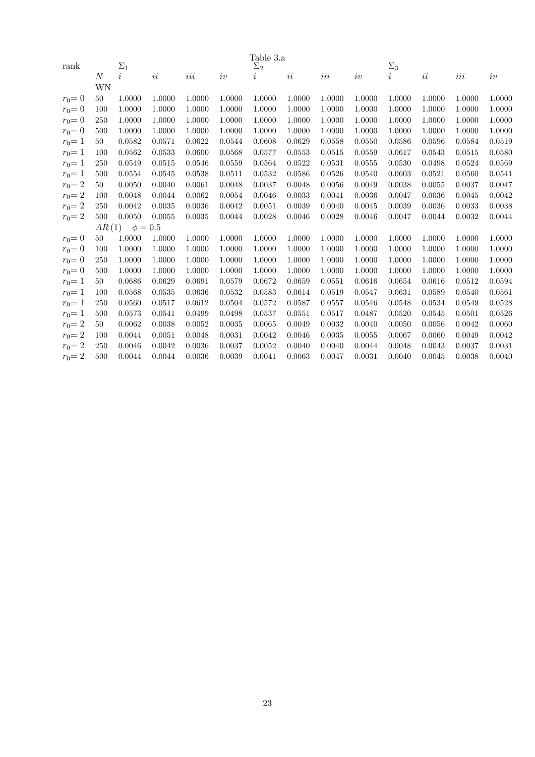Table 3.a

| rank | | $\Sigma_1$ | | | | $\Sigma_2$ | | | | $\Sigma_3$ | | | |
|---|---|---|---|---|---|---|---|---|---|---|---|---|---|
| | $N$ | $i$ | $ii$ | $iii$ | $iv$ | $i$ | $ii$ | $iii$ | $iv$ | $i$ | $ii$ | $iii$ | $iv$ |
| | WN | | | | | | | | | | | | |
| $r_0 = 0$ | 50 | 1.0000 | 1.0000 | 1.0000 | 1.0000 | 1.0000 | 1.0000 | 1.0000 | 1.0000 | 1.0000 | 1.0000 | 1.0000 | 1.0000 |
| $r_0 = 0$ | 100 | 1.0000 | 1.0000 | 1.0000 | 1.0000 | 1.0000 | 1.0000 | 1.0000 | 1.0000 | 1.0000 | 1.0000 | 1.0000 | 1.0000 |
| $r_0 = 0$ | 250 | 1.0000 | 1.0000 | 1.0000 | 1.0000 | 1.0000 | 1.0000 | 1.0000 | 1.0000 | 1.0000 | 1.0000 | 1.0000 | 1.0000 |
| $r_0 = 0$ | 500 | 1.0000 | 1.0000 | 1.0000 | 1.0000 | 1.0000 | 1.0000 | 1.0000 | 1.0000 | 1.0000 | 1.0000 | 1.0000 | 1.0000 |
| $r_0 = 1$ | 50 | 0.0582 | 0.0571 | 0.0622 | 0.0544 | 0.0608 | 0.0629 | 0.0558 | 0.0550 | 0.0586 | 0.0596 | 0.0584 | 0.0519 |
| $r_0 = 1$ | 100 | 0.0562 | 0.0533 | 0.0600 | 0.0568 | 0.0577 | 0.0553 | 0.0515 | 0.0559 | 0.0617 | 0.0543 | 0.0515 | 0.0580 |
| $r_0 = 1$ | 250 | 0.0549 | 0.0515 | 0.0546 | 0.0559 | 0.0564 | 0.0522 | 0.0531 | 0.0555 | 0.0530 | 0.0498 | 0.0524 | 0.0569 |
| $r_0 = 1$ | 500 | 0.0554 | 0.0545 | 0.0538 | 0.0511 | 0.0532 | 0.0586 | 0.0526 | 0.0540 | 0.0603 | 0.0521 | 0.0560 | 0.0541 |
| $r_0 = 2$ | 50 | 0.0050 | 0.0040 | 0.0061 | 0.0048 | 0.0037 | 0.0048 | 0.0056 | 0.0049 | 0.0038 | 0.0055 | 0.0037 | 0.0047 |
| $r_0 = 2$ | 100 | 0.0048 | 0.0044 | 0.0062 | 0.0054 | 0.0046 | 0.0033 | 0.0041 | 0.0036 | 0.0047 | 0.0036 | 0.0045 | 0.0042 |
| $r_0 = 2$ | 250 | 0.0042 | 0.0035 | 0.0036 | 0.0042 | 0.0051 | 0.0039 | 0.0040 | 0.0045 | 0.0039 | 0.0036 | 0.0033 | 0.0038 |
| $r_0 = 2$ | 500 | 0.0050 | 0.0055 | 0.0035 | 0.0044 | 0.0028 | 0.0046 | 0.0028 | 0.0046 | 0.0047 | 0.0044 | 0.0032 | 0.0044 |
| | $AR(1)$ | $\phi = 0.5$ | | | | | | | | | | | |
| $r_0 = 0$ | 50 | 1.0000 | 1.0000 | 1.0000 | 1.0000 | 1.0000 | 1.0000 | 1.0000 | 1.0000 | 1.0000 | 1.0000 | 1.0000 | 1.0000 |
| $r_0 = 0$ | 100 | 1.0000 | 1.0000 | 1.0000 | 1.0000 | 1.0000 | 1.0000 | 1.0000 | 1.0000 | 1.0000 | 1.0000 | 1.0000 | 1.0000 |
| $r_0 = 0$ | 250 | 1.0000 | 1.0000 | 1.0000 | 1.0000 | 1.0000 | 1.0000 | 1.0000 | 1.0000 | 1.0000 | 1.0000 | 1.0000 | 1.0000 |
| $r_0 = 0$ | 500 | 1.0000 | 1.0000 | 1.0000 | 1.0000 | 1.0000 | 1.0000 | 1.0000 | 1.0000 | 1.0000 | 1.0000 | 1.0000 | 1.0000 |
| $r_0 = 1$ | 50 | 0.0686 | 0.0629 | 0.0691 | 0.0579 | 0.0672 | 0.0659 | 0.0551 | 0.0616 | 0.0654 | 0.0616 | 0.0512 | 0.0594 |
| $r_0 = 1$ | 100 | 0.0568 | 0.0535 | 0.0636 | 0.0532 | 0.0583 | 0.0614 | 0.0519 | 0.0547 | 0.0631 | 0.0589 | 0.0540 | 0.0561 |
| $r_0 = 1$ | 250 | 0.0560 | 0.0517 | 0.0612 | 0.0504 | 0.0572 | 0.0587 | 0.0557 | 0.0546 | 0.0548 | 0.0534 | 0.0549 | 0.0528 |
| $r_0 = 1$ | 500 | 0.0573 | 0.0541 | 0.0499 | 0.0498 | 0.0537 | 0.0551 | 0.0517 | 0.0487 | 0.0520 | 0.0545 | 0.0501 | 0.0526 |
| $r_0 = 2$ | 50 | 0.0062 | 0.0038 | 0.0052 | 0.0035 | 0.0065 | 0.0049 | 0.0032 | 0.0040 | 0.0050 | 0.0056 | 0.0042 | 0.0060 |
| $r_0 = 2$ | 100 | 0.0044 | 0.0051 | 0.0048 | 0.0031 | 0.0042 | 0.0046 | 0.0035 | 0.0055 | 0.0067 | 0.0060 | 0.0049 | 0.0042 |
| $r_0 = 2$ | 250 | 0.0046 | 0.0042 | 0.0036 | 0.0037 | 0.0052 | 0.0040 | 0.0040 | 0.0044 | 0.0048 | 0.0043 | 0.0037 | 0.0031 |
| $r_0 = 2$ | 500 | 0.0044 | 0.0044 | 0.0036 | 0.0039 | 0.0041 | 0.0063 | 0.0047 | 0.0031 | 0.0040 | 0.0045 | 0.0038 | 0.0040 |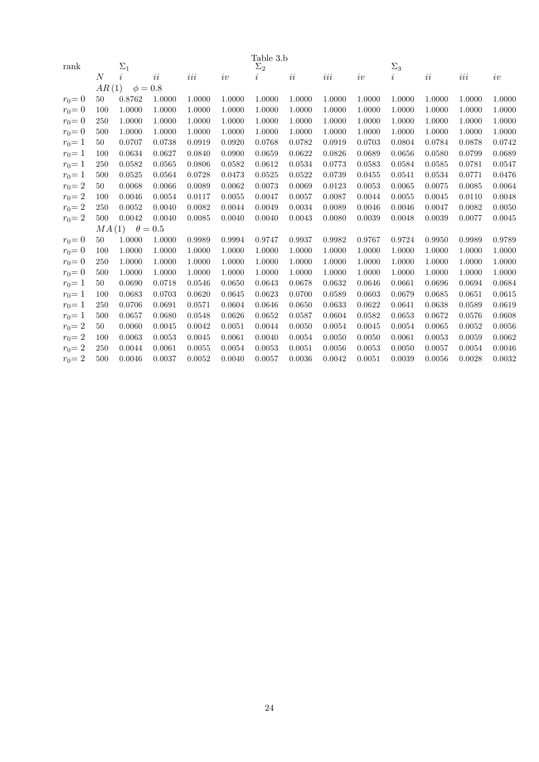Table 3.b

| rank | | $\Sigma_1$ | | | | $\Sigma_2$ | | | | $\Sigma_3$ | | | |
|---|---|---|---|---|---|---|---|---|---|---|---|---|---|
| | $N$ | $i$ | $ii$ | $iii$ | $iv$ | $i$ | $ii$ | $iii$ | $iv$ | $i$ | $ii$ | $iii$ | $iv$ |
| | $AR(1)$ $\phi = 0.8$ | | | | | | | | | | | | |
| $r_0 = 0$ | 50 | 0.8762 | 1.0000 | 1.0000 | 1.0000 | 1.0000 | 1.0000 | 1.0000 | 1.0000 | 1.0000 | 1.0000 | 1.0000 | 1.0000 |
| $r_0 = 0$ | 100 | 1.0000 | 1.0000 | 1.0000 | 1.0000 | 1.0000 | 1.0000 | 1.0000 | 1.0000 | 1.0000 | 1.0000 | 1.0000 | 1.0000 |
| $r_0 = 0$ | 250 | 1.0000 | 1.0000 | 1.0000 | 1.0000 | 1.0000 | 1.0000 | 1.0000 | 1.0000 | 1.0000 | 1.0000 | 1.0000 | 1.0000 |
| $r_0 = 0$ | 500 | 1.0000 | 1.0000 | 1.0000 | 1.0000 | 1.0000 | 1.0000 | 1.0000 | 1.0000 | 1.0000 | 1.0000 | 1.0000 | 1.0000 |
| $r_0 = 1$ | 50 | 0.0707 | 0.0738 | 0.0919 | 0.0920 | 0.0768 | 0.0782 | 0.0919 | 0.0703 | 0.0804 | 0.0784 | 0.0878 | 0.0742 |
| $r_0 = 1$ | 100 | 0.0634 | 0.0627 | 0.0840 | 0.0900 | 0.0659 | 0.0622 | 0.0826 | 0.0689 | 0.0656 | 0.0580 | 0.0799 | 0.0689 |
| $r_0 = 1$ | 250 | 0.0582 | 0.0565 | 0.0806 | 0.0582 | 0.0612 | 0.0534 | 0.0773 | 0.0583 | 0.0584 | 0.0585 | 0.0781 | 0.0547 |
| $r_0 = 1$ | 500 | 0.0525 | 0.0564 | 0.0728 | 0.0473 | 0.0525 | 0.0522 | 0.0739 | 0.0455 | 0.0541 | 0.0534 | 0.0771 | 0.0476 |
| $r_0 = 2$ | 50 | 0.0068 | 0.0066 | 0.0089 | 0.0062 | 0.0073 | 0.0069 | 0.0123 | 0.0053 | 0.0065 | 0.0075 | 0.0085 | 0.0064 |
| $r_0 = 2$ | 100 | 0.0046 | 0.0054 | 0.0117 | 0.0055 | 0.0047 | 0.0057 | 0.0087 | 0.0044 | 0.0055 | 0.0045 | 0.0110 | 0.0048 |
| $r_0 = 2$ | 250 | 0.0052 | 0.0040 | 0.0082 | 0.0044 | 0.0049 | 0.0034 | 0.0089 | 0.0046 | 0.0046 | 0.0047 | 0.0082 | 0.0050 |
| $r_0 = 2$ | 500 | 0.0042 | 0.0040 | 0.0085 | 0.0040 | 0.0040 | 0.0043 | 0.0080 | 0.0039 | 0.0048 | 0.0039 | 0.0077 | 0.0045 |
| | $MA(1)$ $\theta = 0.5$ | | | | | | | | | | | | |
| $r_0 = 0$ | 50 | 1.0000 | 1.0000 | 0.9989 | 0.9994 | 0.9747 | 0.9937 | 0.9982 | 0.9767 | 0.9724 | 0.9950 | 0.9989 | 0.9789 |
| $r_0 = 0$ | 100 | 1.0000 | 1.0000 | 1.0000 | 1.0000 | 1.0000 | 1.0000 | 1.0000 | 1.0000 | 1.0000 | 1.0000 | 1.0000 | 1.0000 |
| $r_0 = 0$ | 250 | 1.0000 | 1.0000 | 1.0000 | 1.0000 | 1.0000 | 1.0000 | 1.0000 | 1.0000 | 1.0000 | 1.0000 | 1.0000 | 1.0000 |
| $r_0 = 0$ | 500 | 1.0000 | 1.0000 | 1.0000 | 1.0000 | 1.0000 | 1.0000 | 1.0000 | 1.0000 | 1.0000 | 1.0000 | 1.0000 | 1.0000 |
| $r_0 = 1$ | 50 | 0.0690 | 0.0718 | 0.0546 | 0.0650 | 0.0643 | 0.0678 | 0.0632 | 0.0646 | 0.0661 | 0.0696 | 0.0694 | 0.0684 |
| $r_0 = 1$ | 100 | 0.0683 | 0.0703 | 0.0620 | 0.0645 | 0.0623 | 0.0700 | 0.0589 | 0.0603 | 0.0679 | 0.0685 | 0.0651 | 0.0615 |
| $r_0 = 1$ | 250 | 0.0706 | 0.0691 | 0.0571 | 0.0604 | 0.0646 | 0.0650 | 0.0633 | 0.0622 | 0.0641 | 0.0638 | 0.0589 | 0.0619 |
| $r_0 = 1$ | 500 | 0.0657 | 0.0680 | 0.0548 | 0.0626 | 0.0652 | 0.0587 | 0.0604 | 0.0582 | 0.0653 | 0.0672 | 0.0576 | 0.0608 |
| $r_0 = 2$ | 50 | 0.0060 | 0.0045 | 0.0042 | 0.0051 | 0.0044 | 0.0050 | 0.0054 | 0.0045 | 0.0054 | 0.0065 | 0.0052 | 0.0056 |
| $r_0 = 2$ | 100 | 0.0063 | 0.0053 | 0.0045 | 0.0061 | 0.0040 | 0.0054 | 0.0050 | 0.0050 | 0.0061 | 0.0053 | 0.0059 | 0.0062 |
| $r_0 = 2$ | 250 | 0.0044 | 0.0061 | 0.0055 | 0.0054 | 0.0053 | 0.0051 | 0.0056 | 0.0053 | 0.0050 | 0.0057 | 0.0054 | 0.0046 |
| $r_0 = 2$ | 500 | 0.0046 | 0.0037 | 0.0052 | 0.0040 | 0.0057 | 0.0036 | 0.0042 | 0.0051 | 0.0039 | 0.0056 | 0.0028 | 0.0032 |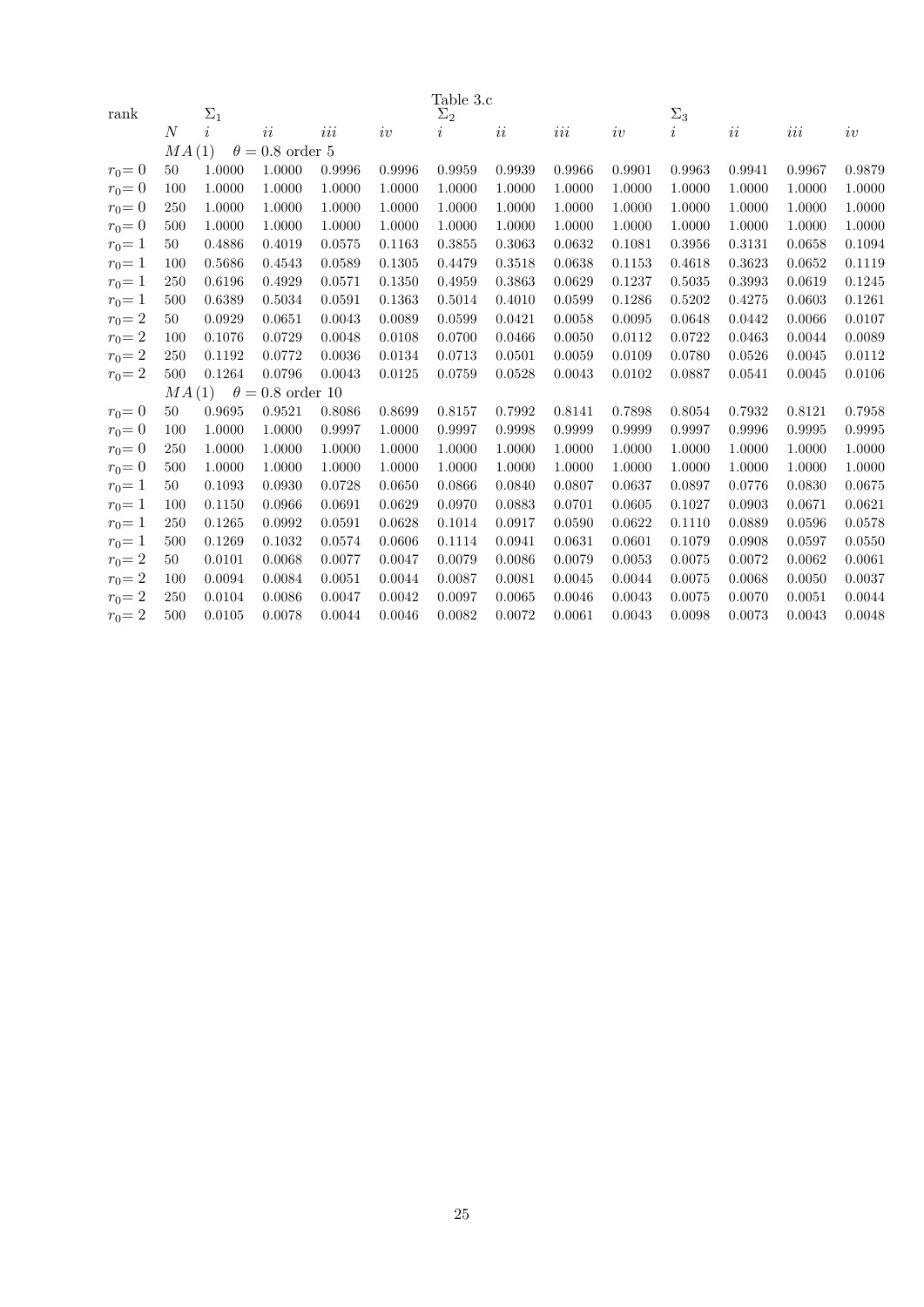Table 3.c

| rank | $N$ | $\Sigma_1$ $i$ | $ii$ | $iii$ | $iv$ | $\Sigma_2$ $i$ | $ii$ | $iii$ | $iv$ | $\Sigma_3$ $i$ | $ii$ | $iii$ | $iv$ |
|---|---|---|---|---|---|---|---|---|---|---|---|---|---|
| | $MA(1)$ | $\theta = 0.8$ order 5 | | | | | | | | | | | |
| $r_0 = 0$ | 50 | 1.0000 | 1.0000 | 0.9996 | 0.9996 | 0.9959 | 0.9939 | 0.9966 | 0.9901 | 0.9963 | 0.9941 | 0.9967 | 0.9879 |
| $r_0 = 0$ | 100 | 1.0000 | 1.0000 | 1.0000 | 1.0000 | 1.0000 | 1.0000 | 1.0000 | 1.0000 | 1.0000 | 1.0000 | 1.0000 | 1.0000 |
| $r_0 = 0$ | 250 | 1.0000 | 1.0000 | 1.0000 | 1.0000 | 1.0000 | 1.0000 | 1.0000 | 1.0000 | 1.0000 | 1.0000 | 1.0000 | 1.0000 |
| $r_0 = 0$ | 500 | 1.0000 | 1.0000 | 1.0000 | 1.0000 | 1.0000 | 1.0000 | 1.0000 | 1.0000 | 1.0000 | 1.0000 | 1.0000 | 1.0000 |
| $r_0 = 1$ | 50 | 0.4886 | 0.4019 | 0.0575 | 0.1163 | 0.3855 | 0.3063 | 0.0632 | 0.1081 | 0.3956 | 0.3131 | 0.0658 | 0.1094 |
| $r_0 = 1$ | 100 | 0.5686 | 0.4543 | 0.0589 | 0.1305 | 0.4479 | 0.3518 | 0.0638 | 0.1153 | 0.4618 | 0.3623 | 0.0652 | 0.1119 |
| $r_0 = 1$ | 250 | 0.6196 | 0.4929 | 0.0571 | 0.1350 | 0.4959 | 0.3863 | 0.0629 | 0.1237 | 0.5035 | 0.3993 | 0.0619 | 0.1245 |
| $r_0 = 1$ | 500 | 0.6389 | 0.5034 | 0.0591 | 0.1363 | 0.5014 | 0.4010 | 0.0599 | 0.1286 | 0.5202 | 0.4275 | 0.0603 | 0.1261 |
| $r_0 = 2$ | 50 | 0.0929 | 0.0651 | 0.0043 | 0.0089 | 0.0599 | 0.0421 | 0.0058 | 0.0095 | 0.0648 | 0.0442 | 0.0066 | 0.0107 |
| $r_0 = 2$ | 100 | 0.1076 | 0.0729 | 0.0048 | 0.0108 | 0.0700 | 0.0466 | 0.0050 | 0.0112 | 0.0722 | 0.0463 | 0.0044 | 0.0089 |
| $r_0 = 2$ | 250 | 0.1192 | 0.0772 | 0.0036 | 0.0134 | 0.0713 | 0.0501 | 0.0059 | 0.0109 | 0.0780 | 0.0526 | 0.0045 | 0.0112 |
| $r_0 = 2$ | 500 | 0.1264 | 0.0796 | 0.0043 | 0.0125 | 0.0759 | 0.0528 | 0.0043 | 0.0102 | 0.0887 | 0.0541 | 0.0045 | 0.0106 |
| | $MA(1)$ | $\theta = 0.8$ order 10 | | | | | | | | | | | |
| $r_0 = 0$ | 50 | 0.9695 | 0.9521 | 0.8086 | 0.8699 | 0.8157 | 0.7992 | 0.8141 | 0.7898 | 0.8054 | 0.7932 | 0.8121 | 0.7958 |
| $r_0 = 0$ | 100 | 1.0000 | 1.0000 | 0.9997 | 1.0000 | 0.9997 | 0.9998 | 0.9999 | 0.9999 | 0.9997 | 0.9996 | 0.9995 | 0.9995 |
| $r_0 = 0$ | 250 | 1.0000 | 1.0000 | 1.0000 | 1.0000 | 1.0000 | 1.0000 | 1.0000 | 1.0000 | 1.0000 | 1.0000 | 1.0000 | 1.0000 |
| $r_0 = 0$ | 500 | 1.0000 | 1.0000 | 1.0000 | 1.0000 | 1.0000 | 1.0000 | 1.0000 | 1.0000 | 1.0000 | 1.0000 | 1.0000 | 1.0000 |
| $r_0 = 1$ | 50 | 0.1093 | 0.0930 | 0.0728 | 0.0650 | 0.0866 | 0.0840 | 0.0807 | 0.0637 | 0.0897 | 0.0776 | 0.0830 | 0.0675 |
| $r_0 = 1$ | 100 | 0.1150 | 0.0966 | 0.0691 | 0.0629 | 0.0970 | 0.0883 | 0.0701 | 0.0605 | 0.1027 | 0.0903 | 0.0671 | 0.0621 |
| $r_0 = 1$ | 250 | 0.1265 | 0.0992 | 0.0591 | 0.0628 | 0.1014 | 0.0917 | 0.0590 | 0.0622 | 0.1110 | 0.0889 | 0.0596 | 0.0578 |
| $r_0 = 1$ | 500 | 0.1269 | 0.1032 | 0.0574 | 0.0606 | 0.1114 | 0.0941 | 0.0631 | 0.0601 | 0.1079 | 0.0908 | 0.0597 | 0.0550 |
| $r_0 = 2$ | 50 | 0.0101 | 0.0068 | 0.0077 | 0.0047 | 0.0079 | 0.0086 | 0.0079 | 0.0053 | 0.0075 | 0.0072 | 0.0062 | 0.0061 |
| $r_0 = 2$ | 100 | 0.0094 | 0.0084 | 0.0051 | 0.0044 | 0.0087 | 0.0081 | 0.0045 | 0.0044 | 0.0075 | 0.0068 | 0.0050 | 0.0037 |
| $r_0 = 2$ | 250 | 0.0104 | 0.0086 | 0.0047 | 0.0042 | 0.0097 | 0.0065 | 0.0046 | 0.0043 | 0.0075 | 0.0070 | 0.0051 | 0.0044 |
| $r_0 = 2$ | 500 | 0.0105 | 0.0078 | 0.0044 | 0.0046 | 0.0082 | 0.0072 | 0.0061 | 0.0043 | 0.0098 | 0.0073 | 0.0043 | 0.0048 |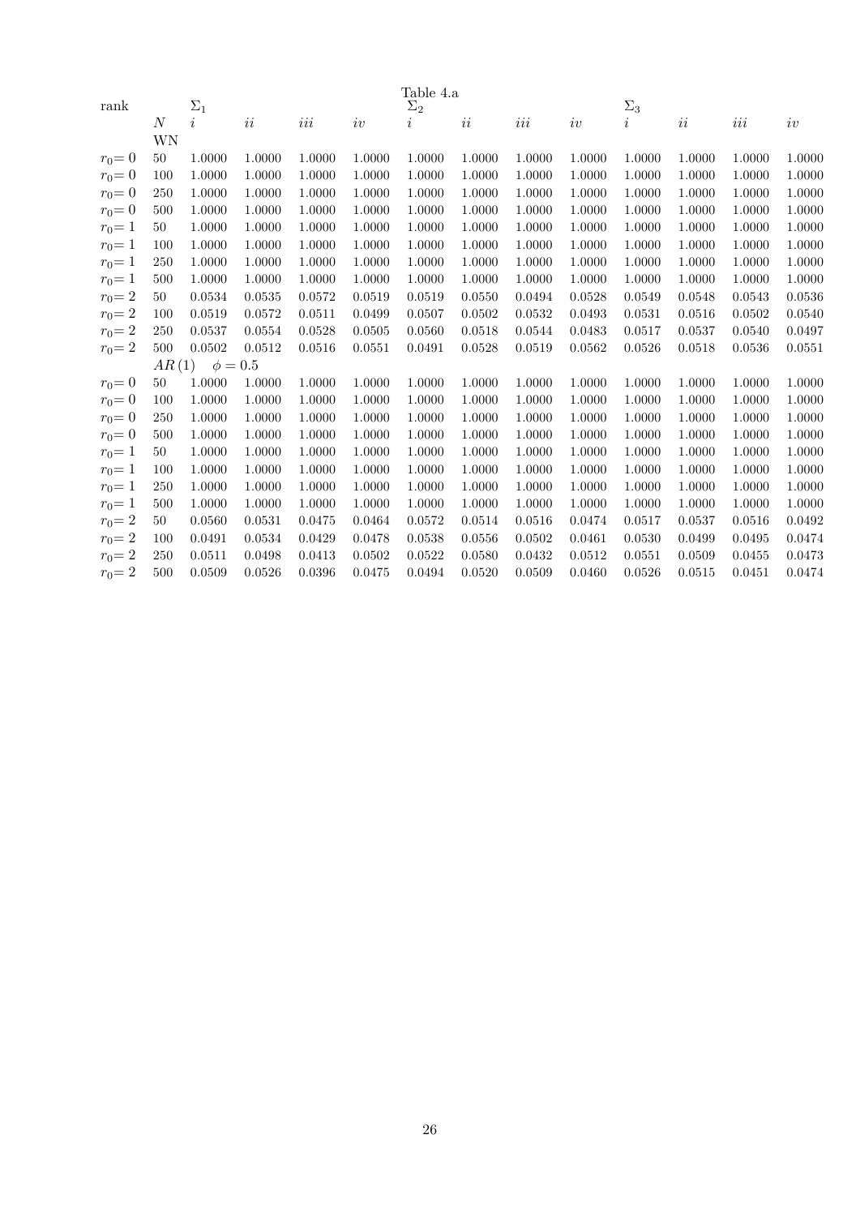Table 4.a

| rank | $N$ | $\Sigma_1$ $i$ | $ii$ | $iii$ | $iv$ | $\Sigma_2$ $i$ | $ii$ | $iii$ | $iv$ | $\Sigma_3$ $i$ | $ii$ | $iii$ | $iv$ |
|---|---|---|---|---|---|---|---|---|---|---|---|---|---|
| | WN | | | | | | | | | | | | |
| $r_0 = 0$ | 50 | 1.0000 | 1.0000 | 1.0000 | 1.0000 | 1.0000 | 1.0000 | 1.0000 | 1.0000 | 1.0000 | 1.0000 | 1.0000 | 1.0000 |
| $r_0 = 0$ | 100 | 1.0000 | 1.0000 | 1.0000 | 1.0000 | 1.0000 | 1.0000 | 1.0000 | 1.0000 | 1.0000 | 1.0000 | 1.0000 | 1.0000 |
| $r_0 = 0$ | 250 | 1.0000 | 1.0000 | 1.0000 | 1.0000 | 1.0000 | 1.0000 | 1.0000 | 1.0000 | 1.0000 | 1.0000 | 1.0000 | 1.0000 |
| $r_0 = 0$ | 500 | 1.0000 | 1.0000 | 1.0000 | 1.0000 | 1.0000 | 1.0000 | 1.0000 | 1.0000 | 1.0000 | 1.0000 | 1.0000 | 1.0000 |
| $r_0 = 1$ | 50 | 1.0000 | 1.0000 | 1.0000 | 1.0000 | 1.0000 | 1.0000 | 1.0000 | 1.0000 | 1.0000 | 1.0000 | 1.0000 | 1.0000 |
| $r_0 = 1$ | 100 | 1.0000 | 1.0000 | 1.0000 | 1.0000 | 1.0000 | 1.0000 | 1.0000 | 1.0000 | 1.0000 | 1.0000 | 1.0000 | 1.0000 |
| $r_0 = 1$ | 250 | 1.0000 | 1.0000 | 1.0000 | 1.0000 | 1.0000 | 1.0000 | 1.0000 | 1.0000 | 1.0000 | 1.0000 | 1.0000 | 1.0000 |
| $r_0 = 1$ | 500 | 1.0000 | 1.0000 | 1.0000 | 1.0000 | 1.0000 | 1.0000 | 1.0000 | 1.0000 | 1.0000 | 1.0000 | 1.0000 | 1.0000 |
| $r_0 = 2$ | 50 | 0.0534 | 0.0535 | 0.0572 | 0.0519 | 0.0519 | 0.0550 | 0.0494 | 0.0528 | 0.0549 | 0.0548 | 0.0543 | 0.0536 |
| $r_0 = 2$ | 100 | 0.0519 | 0.0572 | 0.0511 | 0.0499 | 0.0507 | 0.0502 | 0.0532 | 0.0493 | 0.0531 | 0.0516 | 0.0502 | 0.0540 |
| $r_0 = 2$ | 250 | 0.0537 | 0.0554 | 0.0528 | 0.0505 | 0.0560 | 0.0518 | 0.0544 | 0.0483 | 0.0517 | 0.0537 | 0.0540 | 0.0497 |
| $r_0 = 2$ | 500 | 0.0502 | 0.0512 | 0.0516 | 0.0551 | 0.0491 | 0.0528 | 0.0519 | 0.0562 | 0.0526 | 0.0518 | 0.0536 | 0.0551 |
| | $AR(1)$ | $\phi = 0.5$ | | | | | | | | | | | |
| $r_0 = 0$ | 50 | 1.0000 | 1.0000 | 1.0000 | 1.0000 | 1.0000 | 1.0000 | 1.0000 | 1.0000 | 1.0000 | 1.0000 | 1.0000 | 1.0000 |
| $r_0 = 0$ | 100 | 1.0000 | 1.0000 | 1.0000 | 1.0000 | 1.0000 | 1.0000 | 1.0000 | 1.0000 | 1.0000 | 1.0000 | 1.0000 | 1.0000 |
| $r_0 = 0$ | 250 | 1.0000 | 1.0000 | 1.0000 | 1.0000 | 1.0000 | 1.0000 | 1.0000 | 1.0000 | 1.0000 | 1.0000 | 1.0000 | 1.0000 |
| $r_0 = 0$ | 500 | 1.0000 | 1.0000 | 1.0000 | 1.0000 | 1.0000 | 1.0000 | 1.0000 | 1.0000 | 1.0000 | 1.0000 | 1.0000 | 1.0000 |
| $r_0 = 1$ | 50 | 1.0000 | 1.0000 | 1.0000 | 1.0000 | 1.0000 | 1.0000 | 1.0000 | 1.0000 | 1.0000 | 1.0000 | 1.0000 | 1.0000 |
| $r_0 = 1$ | 100 | 1.0000 | 1.0000 | 1.0000 | 1.0000 | 1.0000 | 1.0000 | 1.0000 | 1.0000 | 1.0000 | 1.0000 | 1.0000 | 1.0000 |
| $r_0 = 1$ | 250 | 1.0000 | 1.0000 | 1.0000 | 1.0000 | 1.0000 | 1.0000 | 1.0000 | 1.0000 | 1.0000 | 1.0000 | 1.0000 | 1.0000 |
| $r_0 = 1$ | 500 | 1.0000 | 1.0000 | 1.0000 | 1.0000 | 1.0000 | 1.0000 | 1.0000 | 1.0000 | 1.0000 | 1.0000 | 1.0000 | 1.0000 |
| $r_0 = 2$ | 50 | 0.0560 | 0.0531 | 0.0475 | 0.0464 | 0.0572 | 0.0514 | 0.0516 | 0.0474 | 0.0517 | 0.0537 | 0.0516 | 0.0492 |
| $r_0 = 2$ | 100 | 0.0491 | 0.0534 | 0.0429 | 0.0478 | 0.0538 | 0.0556 | 0.0502 | 0.0461 | 0.0530 | 0.0499 | 0.0495 | 0.0474 |
| $r_0 = 2$ | 250 | 0.0511 | 0.0498 | 0.0413 | 0.0502 | 0.0522 | 0.0580 | 0.0432 | 0.0512 | 0.0551 | 0.0509 | 0.0455 | 0.0473 |
| $r_0 = 2$ | 500 | 0.0509 | 0.0526 | 0.0396 | 0.0475 | 0.0494 | 0.0520 | 0.0509 | 0.0460 | 0.0526 | 0.0515 | 0.0451 | 0.0474 |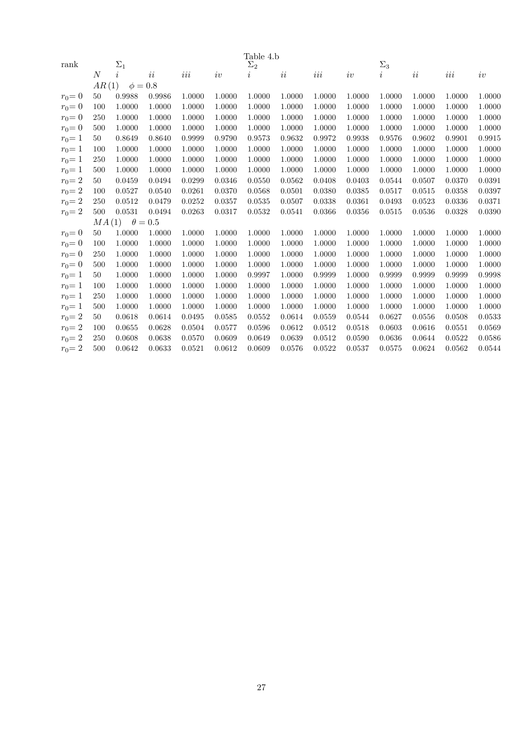Table 4.b

| rank | $N$ | $\Sigma_1$ $i$ | $ii$ | $iii$ | $iv$ | $\Sigma_2$ $i$ | $ii$ | $iii$ | $iv$ | $\Sigma_3$ $i$ | $ii$ | $iii$ | $iv$ |
|---|---|---|---|---|---|---|---|---|---|---|---|---|---|
| | $AR(1)$ $\phi = 0.8$ | | | | | | | | | | | | |
| $r_0 = 0$ | 50 | 0.9988 | 0.9986 | 1.0000 | 1.0000 | 1.0000 | 1.0000 | 1.0000 | 1.0000 | 1.0000 | 1.0000 | 1.0000 | 1.0000 |
| $r_0 = 0$ | 100 | 1.0000 | 1.0000 | 1.0000 | 1.0000 | 1.0000 | 1.0000 | 1.0000 | 1.0000 | 1.0000 | 1.0000 | 1.0000 | 1.0000 |
| $r_0 = 0$ | 250 | 1.0000 | 1.0000 | 1.0000 | 1.0000 | 1.0000 | 1.0000 | 1.0000 | 1.0000 | 1.0000 | 1.0000 | 1.0000 | 1.0000 |
| $r_0 = 0$ | 500 | 1.0000 | 1.0000 | 1.0000 | 1.0000 | 1.0000 | 1.0000 | 1.0000 | 1.0000 | 1.0000 | 1.0000 | 1.0000 | 1.0000 |
| $r_0 = 1$ | 50 | 0.8649 | 0.8640 | 0.9999 | 0.9790 | 0.9573 | 0.9632 | 0.9972 | 0.9938 | 0.9576 | 0.9602 | 0.9901 | 0.9915 |
| $r_0 = 1$ | 100 | 1.0000 | 1.0000 | 1.0000 | 1.0000 | 1.0000 | 1.0000 | 1.0000 | 1.0000 | 1.0000 | 1.0000 | 1.0000 | 1.0000 |
| $r_0 = 1$ | 250 | 1.0000 | 1.0000 | 1.0000 | 1.0000 | 1.0000 | 1.0000 | 1.0000 | 1.0000 | 1.0000 | 1.0000 | 1.0000 | 1.0000 |
| $r_0 = 1$ | 500 | 1.0000 | 1.0000 | 1.0000 | 1.0000 | 1.0000 | 1.0000 | 1.0000 | 1.0000 | 1.0000 | 1.0000 | 1.0000 | 1.0000 |
| $r_0 = 2$ | 50 | 0.0459 | 0.0494 | 0.0299 | 0.0346 | 0.0550 | 0.0562 | 0.0408 | 0.0403 | 0.0544 | 0.0507 | 0.0370 | 0.0391 |
| $r_0 = 2$ | 100 | 0.0527 | 0.0540 | 0.0261 | 0.0370 | 0.0568 | 0.0501 | 0.0380 | 0.0385 | 0.0517 | 0.0515 | 0.0358 | 0.0397 |
| $r_0 = 2$ | 250 | 0.0512 | 0.0479 | 0.0252 | 0.0357 | 0.0535 | 0.0507 | 0.0338 | 0.0361 | 0.0493 | 0.0523 | 0.0336 | 0.0371 |
| $r_0 = 2$ | 500 | 0.0531 | 0.0494 | 0.0263 | 0.0317 | 0.0532 | 0.0541 | 0.0366 | 0.0356 | 0.0515 | 0.0536 | 0.0328 | 0.0390 |
| | $MA(1)$ $\theta = 0.5$ | | | | | | | | | | | | |
| $r_0 = 0$ | 50 | 1.0000 | 1.0000 | 1.0000 | 1.0000 | 1.0000 | 1.0000 | 1.0000 | 1.0000 | 1.0000 | 1.0000 | 1.0000 | 1.0000 |
| $r_0 = 0$ | 100 | 1.0000 | 1.0000 | 1.0000 | 1.0000 | 1.0000 | 1.0000 | 1.0000 | 1.0000 | 1.0000 | 1.0000 | 1.0000 | 1.0000 |
| $r_0 = 0$ | 250 | 1.0000 | 1.0000 | 1.0000 | 1.0000 | 1.0000 | 1.0000 | 1.0000 | 1.0000 | 1.0000 | 1.0000 | 1.0000 | 1.0000 |
| $r_0 = 0$ | 500 | 1.0000 | 1.0000 | 1.0000 | 1.0000 | 1.0000 | 1.0000 | 1.0000 | 1.0000 | 1.0000 | 1.0000 | 1.0000 | 1.0000 |
| $r_0 = 1$ | 50 | 1.0000 | 1.0000 | 1.0000 | 1.0000 | 0.9997 | 1.0000 | 0.9999 | 1.0000 | 0.9999 | 0.9999 | 0.9999 | 0.9998 |
| $r_0 = 1$ | 100 | 1.0000 | 1.0000 | 1.0000 | 1.0000 | 1.0000 | 1.0000 | 1.0000 | 1.0000 | 1.0000 | 1.0000 | 1.0000 | 1.0000 |
| $r_0 = 1$ | 250 | 1.0000 | 1.0000 | 1.0000 | 1.0000 | 1.0000 | 1.0000 | 1.0000 | 1.0000 | 1.0000 | 1.0000 | 1.0000 | 1.0000 |
| $r_0 = 1$ | 500 | 1.0000 | 1.0000 | 1.0000 | 1.0000 | 1.0000 | 1.0000 | 1.0000 | 1.0000 | 1.0000 | 1.0000 | 1.0000 | 1.0000 |
| $r_0 = 2$ | 50 | 0.0618 | 0.0614 | 0.0495 | 0.0585 | 0.0552 | 0.0614 | 0.0559 | 0.0544 | 0.0627 | 0.0556 | 0.0508 | 0.0533 |
| $r_0 = 2$ | 100 | 0.0655 | 0.0628 | 0.0504 | 0.0577 | 0.0596 | 0.0612 | 0.0512 | 0.0518 | 0.0603 | 0.0616 | 0.0551 | 0.0569 |
| $r_0 = 2$ | 250 | 0.0608 | 0.0638 | 0.0570 | 0.0609 | 0.0649 | 0.0639 | 0.0512 | 0.0590 | 0.0636 | 0.0644 | 0.0522 | 0.0586 |
| $r_0 = 2$ | 500 | 0.0642 | 0.0633 | 0.0521 | 0.0612 | 0.0609 | 0.0576 | 0.0522 | 0.0537 | 0.0575 | 0.0624 | 0.0562 | 0.0544 |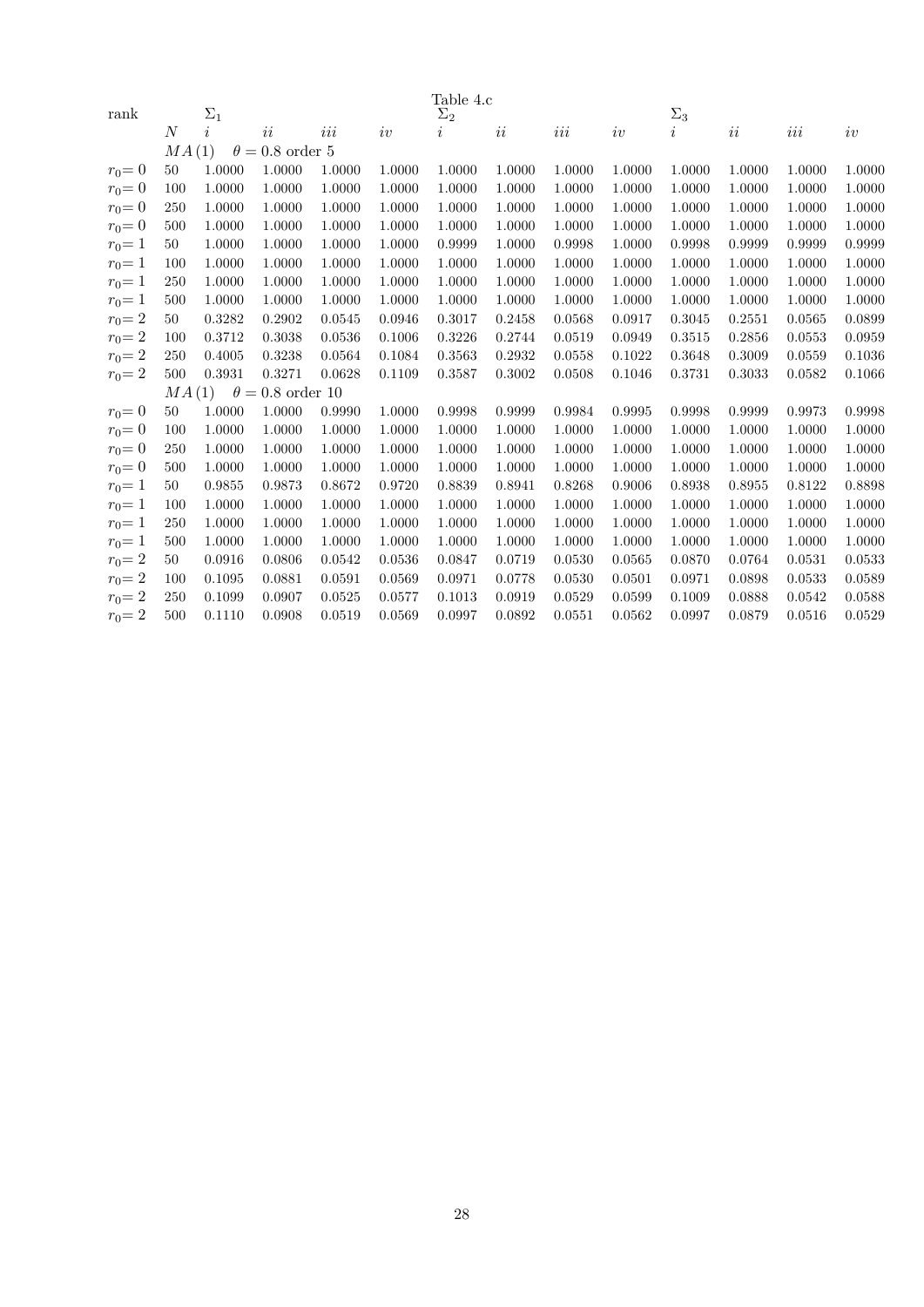Table 4.c

| rank | | $\Sigma_1$ | | | | $\Sigma_2$ | | | | $\Sigma_3$ | | | |
|---|---|---|---|---|---|---|---|---|---|---|---|---|---|
| | $N$ | $i$ | $ii$ | $iii$ | $iv$ | $i$ | $ii$ | $iii$ | $iv$ | $i$ | $ii$ | $iii$ | $iv$ |
| | $MA(1)$ | $\theta = 0.8$ order 5 | | | | | | | | | | | |
| $r_0 = 0$ | 50 | 1.0000 | 1.0000 | 1.0000 | 1.0000 | 1.0000 | 1.0000 | 1.0000 | 1.0000 | 1.0000 | 1.0000 | 1.0000 | 1.0000 |
| $r_0 = 0$ | 100 | 1.0000 | 1.0000 | 1.0000 | 1.0000 | 1.0000 | 1.0000 | 1.0000 | 1.0000 | 1.0000 | 1.0000 | 1.0000 | 1.0000 |
| $r_0 = 0$ | 250 | 1.0000 | 1.0000 | 1.0000 | 1.0000 | 1.0000 | 1.0000 | 1.0000 | 1.0000 | 1.0000 | 1.0000 | 1.0000 | 1.0000 |
| $r_0 = 0$ | 500 | 1.0000 | 1.0000 | 1.0000 | 1.0000 | 1.0000 | 1.0000 | 1.0000 | 1.0000 | 1.0000 | 1.0000 | 1.0000 | 1.0000 |
| $r_0 = 1$ | 50 | 1.0000 | 1.0000 | 1.0000 | 1.0000 | 0.9999 | 1.0000 | 0.9998 | 1.0000 | 0.9998 | 0.9999 | 0.9999 | 0.9999 |
| $r_0 = 1$ | 100 | 1.0000 | 1.0000 | 1.0000 | 1.0000 | 1.0000 | 1.0000 | 1.0000 | 1.0000 | 1.0000 | 1.0000 | 1.0000 | 1.0000 |
| $r_0 = 1$ | 250 | 1.0000 | 1.0000 | 1.0000 | 1.0000 | 1.0000 | 1.0000 | 1.0000 | 1.0000 | 1.0000 | 1.0000 | 1.0000 | 1.0000 |
| $r_0 = 1$ | 500 | 1.0000 | 1.0000 | 1.0000 | 1.0000 | 1.0000 | 1.0000 | 1.0000 | 1.0000 | 1.0000 | 1.0000 | 1.0000 | 1.0000 |
| $r_0 = 2$ | 50 | 0.3282 | 0.2902 | 0.0545 | 0.0946 | 0.3017 | 0.2458 | 0.0568 | 0.0917 | 0.3045 | 0.2551 | 0.0565 | 0.0899 |
| $r_0 = 2$ | 100 | 0.3712 | 0.3038 | 0.0536 | 0.1006 | 0.3226 | 0.2744 | 0.0519 | 0.0949 | 0.3515 | 0.2856 | 0.0553 | 0.0959 |
| $r_0 = 2$ | 250 | 0.4005 | 0.3238 | 0.0564 | 0.1084 | 0.3563 | 0.2932 | 0.0558 | 0.1022 | 0.3648 | 0.3009 | 0.0559 | 0.1036 |
| $r_0 = 2$ | 500 | 0.3931 | 0.3271 | 0.0628 | 0.1109 | 0.3587 | 0.3002 | 0.0508 | 0.1046 | 0.3731 | 0.3033 | 0.0582 | 0.1066 |
| | $MA(1)$ | $\theta = 0.8$ order 10 | | | | | | | | | | | |
| $r_0 = 0$ | 50 | 1.0000 | 1.0000 | 0.9990 | 1.0000 | 0.9998 | 0.9999 | 0.9984 | 0.9995 | 0.9998 | 0.9999 | 0.9973 | 0.9998 |
| $r_0 = 0$ | 100 | 1.0000 | 1.0000 | 1.0000 | 1.0000 | 1.0000 | 1.0000 | 1.0000 | 1.0000 | 1.0000 | 1.0000 | 1.0000 | 1.0000 |
| $r_0 = 0$ | 250 | 1.0000 | 1.0000 | 1.0000 | 1.0000 | 1.0000 | 1.0000 | 1.0000 | 1.0000 | 1.0000 | 1.0000 | 1.0000 | 1.0000 |
| $r_0 = 0$ | 500 | 1.0000 | 1.0000 | 1.0000 | 1.0000 | 1.0000 | 1.0000 | 1.0000 | 1.0000 | 1.0000 | 1.0000 | 1.0000 | 1.0000 |
| $r_0 = 1$ | 50 | 0.9855 | 0.9873 | 0.8672 | 0.9720 | 0.8839 | 0.8941 | 0.8268 | 0.9006 | 0.8938 | 0.8955 | 0.8122 | 0.8898 |
| $r_0 = 1$ | 100 | 1.0000 | 1.0000 | 1.0000 | 1.0000 | 1.0000 | 1.0000 | 1.0000 | 1.0000 | 1.0000 | 1.0000 | 1.0000 | 1.0000 |
| $r_0 = 1$ | 250 | 1.0000 | 1.0000 | 1.0000 | 1.0000 | 1.0000 | 1.0000 | 1.0000 | 1.0000 | 1.0000 | 1.0000 | 1.0000 | 1.0000 |
| $r_0 = 1$ | 500 | 1.0000 | 1.0000 | 1.0000 | 1.0000 | 1.0000 | 1.0000 | 1.0000 | 1.0000 | 1.0000 | 1.0000 | 1.0000 | 1.0000 |
| $r_0 = 2$ | 50 | 0.0916 | 0.0806 | 0.0542 | 0.0536 | 0.0847 | 0.0719 | 0.0530 | 0.0565 | 0.0870 | 0.0764 | 0.0531 | 0.0533 |
| $r_0 = 2$ | 100 | 0.1095 | 0.0881 | 0.0591 | 0.0569 | 0.0971 | 0.0778 | 0.0530 | 0.0501 | 0.0971 | 0.0898 | 0.0533 | 0.0589 |
| $r_0 = 2$ | 250 | 0.1099 | 0.0907 | 0.0525 | 0.0577 | 0.1013 | 0.0919 | 0.0529 | 0.0599 | 0.1009 | 0.0888 | 0.0542 | 0.0588 |
| $r_0 = 2$ | 500 | 0.1110 | 0.0908 | 0.0519 | 0.0569 | 0.0997 | 0.0892 | 0.0551 | 0.0562 | 0.0997 | 0.0879 | 0.0516 | 0.0529 |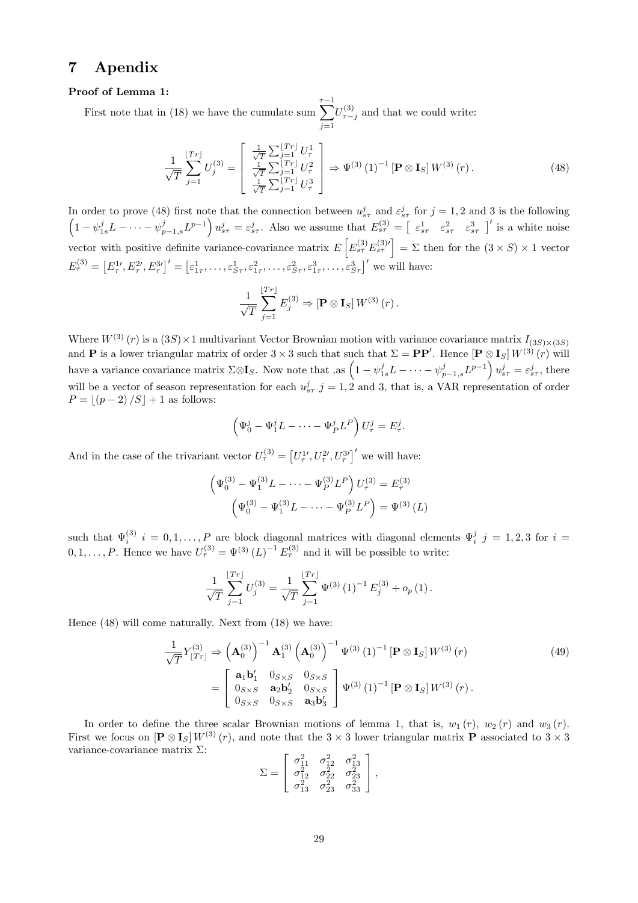# 7 Apendix

**Proof of Lemma 1:**

First note that in (18) we have the cumulate sum $\sum_{j=1}^{\tau-1} U_{\tau-j}^{(3)}$ and that we could write:

$$\frac{1}{\sqrt{T}} \sum_{j=1}^{\lfloor Tr \rfloor} U_j^{(3)} = \begin{bmatrix} \frac{1}{\sqrt{T}} \sum_{j=1}^{\lfloor Tr \rfloor} U_\tau^1 \\ \frac{1}{\sqrt{T}} \sum_{j=1}^{\lfloor Tr \rfloor} U_\tau^2 \\ \frac{1}{\sqrt{T}} \sum_{j=1}^{\lfloor Tr \rfloor} U_\tau^3 \end{bmatrix} \Rightarrow \Psi^{(3)}(1)^{-1} [\mathbf{P} \otimes \mathbf{I}_S] W^{(3)}(r). \tag{48}$$

In order to prove (48) first note that the connection between $u_{s\tau}^j$ and $\varepsilon_{s\tau}^j$ for $j = 1, 2$ and 3 is the following $\left(1 - \psi_{1s}^j L - \cdots - \psi_{p-1,s}^j L^{p-1}\right) u_{s\tau}^j = \varepsilon_{s\tau}^j$. Also we assume that $E_{s\tau}^{(3)} = \begin{bmatrix} \varepsilon_{s\tau}^1 & \varepsilon_{s\tau}^2 & \varepsilon_{s\tau}^3 \end{bmatrix}'$ is a white noise vector with positive definite variance-covariance matrix $E\left[E_{s\tau}^{(3)} E_{s\tau}^{(3)\prime}\right] = \Sigma$ then for the $(3 \times S) \times 1$ vector $E_\tau^{(3)} = \left[E_\tau^{1\prime}, E_\tau^{2\prime}, E_\tau^{3\prime}\right]' = \left[\varepsilon_{1\tau}^1, \ldots, \varepsilon_{S\tau}^1, \varepsilon_{1\tau}^2, \ldots, \varepsilon_{S\tau}^2, \varepsilon_{1\tau}^3, \ldots, \varepsilon_{S\tau}^3\right]'$ we will have:

$$\frac{1}{\sqrt{T}} \sum_{j=1}^{\lfloor Tr \rfloor} E_j^{(3)} \Rightarrow [\mathbf{P} \otimes \mathbf{I}_S] W^{(3)}(r).$$

Where $W^{(3)}(r)$ is a $(3S) \times 1$ multivariant Vector Brownian motion with variance covariance matrix $I_{(3S)\times(3S)}$ and $\mathbf{P}$ is a lower triangular matrix of order $3 \times 3$ such that such that $\Sigma = \mathbf{P}\mathbf{P}'$. Hence $[\mathbf{P} \otimes \mathbf{I}_S] W^{(3)}(r)$ will have a variance covariance matrix $\Sigma \otimes \mathbf{I}_S$. Now note that ,as $\left(1 - \psi_{1s}^j L - \cdots - \psi_{p-1,s}^j L^{p-1}\right) u_{s\tau}^j = \varepsilon_{s\tau}^j$, there will be a vector of season representation for each $u_{s\tau}^j$ $j = 1, 2$ and 3, that is, a VAR representation of order $P = \lfloor (p-2)/S \rfloor + 1$ as follows:

$$\left(\Psi_0^j - \Psi_1^j L - \cdots - \Psi_P^j L^P\right) U_\tau^j = E_\tau^j.$$

And in the case of the trivariant vector $U_\tau^{(3)} = \left[U_\tau^{1\prime}, U_\tau^{2\prime}, U_\tau^{3\prime}\right]'$ we will have:

$$\left(\Psi_0^{(3)} - \Psi_1^{(3)} L - \cdots - \Psi_P^{(3)} L^P\right) U_\tau^{(3)} = E_\tau^{(3)}$$

$$\left(\Psi_0^{(3)} - \Psi_1^{(3)} L - \cdots - \Psi_P^{(3)} L^P\right) = \Psi^{(3)}(L)$$

such that $\Psi_i^{(3)}$ $i = 0, 1, \ldots, P$ are block diagonal matrices with diagonal elements $\Psi_i^j$ $j = 1, 2, 3$ for $i = 0, 1, \ldots, P$. Hence we have $U_\tau^{(3)} = \Psi^{(3)}(L)^{-1} E_\tau^{(3)}$ and it will be possible to write:

$$\frac{1}{\sqrt{T}} \sum_{j=1}^{\lfloor Tr \rfloor} U_j^{(3)} = \frac{1}{\sqrt{T}} \sum_{j=1}^{\lfloor Tr \rfloor} \Psi^{(3)}(1)^{-1} E_j^{(3)} + o_p(1).$$

Hence (48) will come naturally. Next from (18) we have:

$$\begin{aligned} \frac{1}{\sqrt{T}} Y_{\lfloor Tr \rfloor}^{(3)} &\Rightarrow \left(\mathbf{A}_0^{(3)}\right)^{-1} \mathbf{A}_1^{(3)} \left(\mathbf{A}_0^{(3)}\right)^{-1} \Psi^{(3)}(1)^{-1} [\mathbf{P} \otimes \mathbf{I}_S] W^{(3)}(r) \\ &= \begin{bmatrix} \mathbf{a}_1 \mathbf{b}_1' & 0_{S\times S} & 0_{S\times S} \\ 0_{S\times S} & \mathbf{a}_2 \mathbf{b}_2' & 0_{S\times S} \\ 0_{S\times S} & 0_{S\times S} & \mathbf{a}_3 \mathbf{b}_3' \end{bmatrix} \Psi^{(3)}(1)^{-1} [\mathbf{P} \otimes \mathbf{I}_S] W^{(3)}(r). \end{aligned} \tag{49}$$

In order to define the three scalar Brownian motions of lemma 1, that is, $w_1(r)$, $w_2(r)$ and $w_3(r)$. First we focus on $[\mathbf{P} \otimes \mathbf{I}_S] W^{(3)}(r)$, and note that the $3 \times 3$ lower triangular matrix $\mathbf{P}$ associated to $3 \times 3$ variance-covariance matrix $\Sigma$:

$$\Sigma = \begin{bmatrix} \sigma_{11}^2 & \sigma_{12}^2 & \sigma_{13}^2 \\ \sigma_{12}^2 & \sigma_{22}^2 & \sigma_{23}^2 \\ \sigma_{13}^2 & \sigma_{23}^2 & \sigma_{33}^2 \end{bmatrix},$$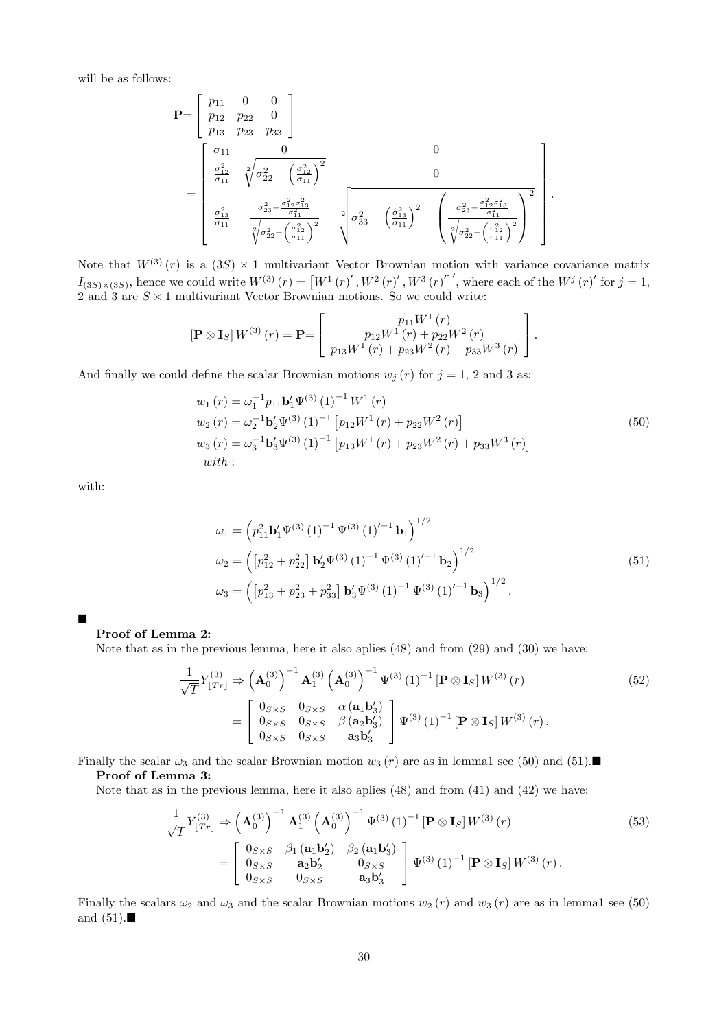will be as follows:

$$
\mathbf{P}=\left[\begin{array}{ccc} p_{11} & 0 & 0 \\ p_{12} & p_{22} & 0 \\ p_{13} & p_{23} & p_{33} \end{array}\right]
$$

$$
=\left[\begin{array}{ccc} \sigma_{11} & 0 & 0 \\ \frac{\sigma_{12}^2}{\sigma_{11}} & \sqrt[2]{\sigma_{22}^2-\left(\frac{\sigma_{12}^2}{\sigma_{11}}\right)^2} & 0 \\ \frac{\sigma_{13}^2}{\sigma_{11}} & \frac{\sigma_{23}^2-\frac{\sigma_{12}^2\sigma_{13}^2}{\sigma_{11}^2}}{\sqrt[2]{\sigma_{22}^2-\left(\frac{\sigma_{12}^2}{\sigma_{11}}\right)^2}} & \sqrt[2]{\sigma_{33}^2-\left(\frac{\sigma_{13}^2}{\sigma_{11}}\right)^2-\left(\frac{\sigma_{23}^2-\frac{\sigma_{12}^2\sigma_{13}^2}{\sigma_{11}^2}}{\sqrt[2]{\sigma_{22}^2-\left(\frac{\sigma_{12}^2}{\sigma_{11}}\right)^2}}\right)^2} \end{array}\right].
$$

Note that $W^{(3)}(r)$ is a $(3S)\times 1$ multivariant Vector Brownian motion with variance covariance matrix $I_{(3S)\times(3S)}$, hence we could write $W^{(3)}(r)=\left[W^1(r)', W^2(r)', W^3(r)'\right]'$, where each of the $W^j(r)'$ for $j=1$, 2 and 3 are $S\times 1$ multivariant Vector Brownian motions. So we could write:

$$
\left[\mathbf{P}\otimes\mathbf{I}_S\right]W^{(3)}(r)=\mathbf{P}=\left[\begin{array}{c} p_{11}W^1(r) \\ p_{12}W^1(r)+p_{22}W^2(r) \\ p_{13}W^1(r)+p_{23}W^2(r)+p_{33}W^3(r) \end{array}\right].
$$

And finally we could define the scalar Brownian motions $w_j(r)$ for $j=1$, 2 and 3 as:

$$
\begin{aligned}
& w_1(r)=\omega_1^{-1}p_{11}\mathbf{b}_1'\Psi^{(3)}(1)^{-1}W^1(r) \\
& w_2(r)=\omega_2^{-1}\mathbf{b}_2'\Psi^{(3)}(1)^{-1}\left[p_{12}W^1(r)+p_{22}W^2(r)\right] \\
& w_3(r)=\omega_3^{-1}\mathbf{b}_3'\Psi^{(3)}(1)^{-1}\left[p_{13}W^1(r)+p_{23}W^2(r)+p_{33}W^3(r)\right] \\
& \ with:
\end{aligned} \tag{50}
$$

with:

$$
\begin{aligned}
& \omega_1=\left(p_{11}^2\mathbf{b}_1'\Psi^{(3)}(1)^{-1}\Psi^{(3)}(1)'^{-1}\mathbf{b}_1\right)^{1/2} \\
& \omega_2=\left(\left[p_{12}^2+p_{22}^2\right]\mathbf{b}_2'\Psi^{(3)}(1)^{-1}\Psi^{(3)}(1)'^{-1}\mathbf{b}_2\right)^{1/2} \\
& \omega_3=\left(\left[p_{13}^2+p_{23}^2+p_{33}^2\right]\mathbf{b}_3'\Psi^{(3)}(1)^{-1}\Psi^{(3)}(1)'^{-1}\mathbf{b}_3\right)^{1/2}.
\end{aligned} \tag{51}
$$

■

**Proof of Lemma 2:**

Note that as in the previous lemma, here it also aplies (48) and from (29) and (30) we have:

$$
\begin{aligned}
\frac{1}{\sqrt{T}}Y_{\lfloor Tr\rfloor}^{(3)} & \Rightarrow\left(\mathbf{A}_0^{(3)}\right)^{-1}\mathbf{A}_1^{(3)}\left(\mathbf{A}_0^{(3)}\right)^{-1}\Psi^{(3)}(1)^{-1}\left[\mathbf{P}\otimes\mathbf{I}_S\right]W^{(3)}(r) \\
& =\left[\begin{array}{ccc} 0_{S\times S} & 0_{S\times S} & \alpha\left(\mathbf{a}_1\mathbf{b}_3'\right) \\ 0_{S\times S} & 0_{S\times S} & \beta\left(\mathbf{a}_2\mathbf{b}_3'\right) \\ 0_{S\times S} & 0_{S\times S} & \mathbf{a}_3\mathbf{b}_3' \end{array}\right]\Psi^{(3)}(1)^{-1}\left[\mathbf{P}\otimes\mathbf{I}_S\right]W^{(3)}(r).
\end{aligned} \tag{52}
$$

Finally the scalar $\omega_3$ and the scalar Brownian motion $w_3(r)$ are as in lemma1 see (50) and (51).■

**Proof of Lemma 3:**

Note that as in the previous lemma, here it also aplies (48) and from (41) and (42) we have:

$$
\begin{aligned}
\frac{1}{\sqrt{T}}Y_{\lfloor Tr\rfloor}^{(3)} & \Rightarrow\left(\mathbf{A}_0^{(3)}\right)^{-1}\mathbf{A}_1^{(3)}\left(\mathbf{A}_0^{(3)}\right)^{-1}\Psi^{(3)}(1)^{-1}\left[\mathbf{P}\otimes\mathbf{I}_S\right]W^{(3)}(r) \\
& =\left[\begin{array}{ccc} 0_{S\times S} & \beta_1\left(\mathbf{a}_1\mathbf{b}_2'\right) & \beta_2\left(\mathbf{a}_1\mathbf{b}_3'\right) \\ 0_{S\times S} & \mathbf{a}_2\mathbf{b}_2' & 0_{S\times S} \\ 0_{S\times S} & 0_{S\times S} & \mathbf{a}_3\mathbf{b}_3' \end{array}\right]\Psi^{(3)}(1)^{-1}\left[\mathbf{P}\otimes\mathbf{I}_S\right]W^{(3)}(r).
\end{aligned} \tag{53}
$$

Finally the scalars $\omega_2$ and $\omega_3$ and the scalar Brownian motions $w_2(r)$ and $w_3(r)$ are as in lemma1 see (50) and (51).■